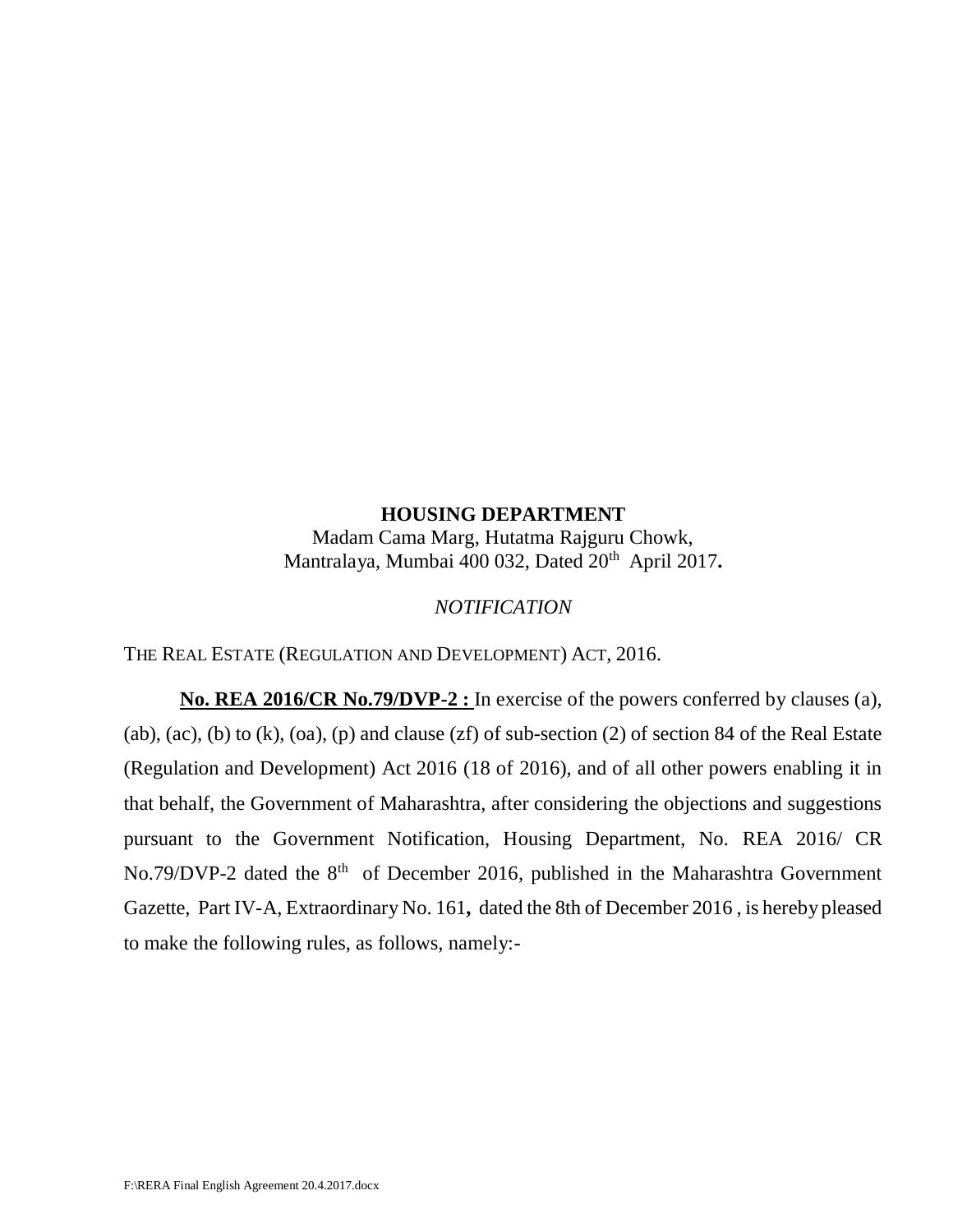**HOUSING DEPARTMENT**

Madam Cama Marg, Hutatma Rajguru Chowk,
Mantralaya, Mumbai 400 032, Dated 20th April 2017**.**

*NOTIFICATION*

THE REAL ESTATE (REGULATION AND DEVELOPMENT) ACT, 2016.

**No. REA 2016/CR No.79/DVP-2 :** In exercise of the powers conferred by clauses (a), (ab), (ac), (b) to (k), (oa), (p) and clause (zf) of sub-section (2) of section 84 of the Real Estate (Regulation and Development) Act 2016 (18 of 2016), and of all other powers enabling it in that behalf, the Government of Maharashtra, after considering the objections and suggestions pursuant to the Government Notification, Housing Department, No. REA 2016/ CR No.79/DVP-2 dated the 8th of December 2016, published in the Maharashtra Government Gazette, Part IV-A, Extraordinary No. 161**,** dated the 8th of December 2016 , is hereby pleased to make the following rules, as follows, namely:-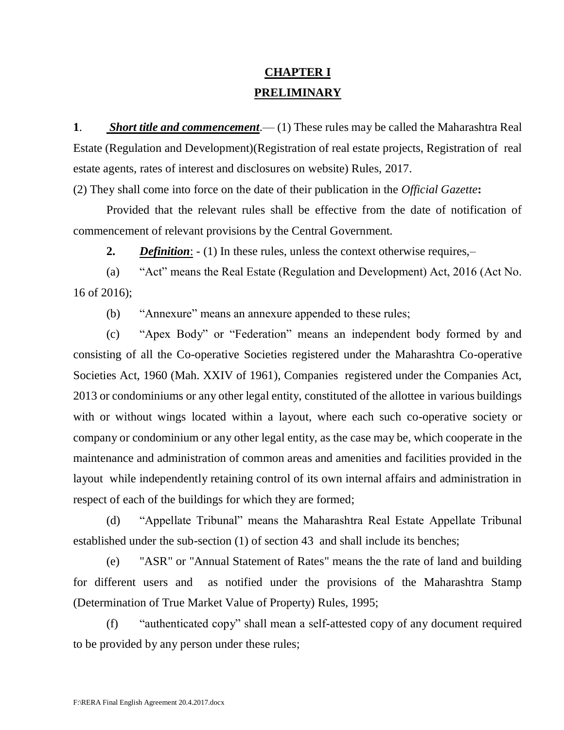# CHAPTER I

## PRELIMINARY

**1**. ***Short title and commencement***.— (1) These rules may be called the Maharashtra Real Estate (Regulation and Development)(Registration of real estate projects, Registration of real estate agents, rates of interest and disclosures on website) Rules, 2017.

(2) They shall come into force on the date of their publication in the *Official Gazette***:**

Provided that the relevant rules shall be effective from the date of notification of commencement of relevant provisions by the Central Government.

**2.** ***Definition***: - (1) In these rules, unless the context otherwise requires,–

(a) "Act" means the Real Estate (Regulation and Development) Act, 2016 (Act No. 16 of 2016);

(b) "Annexure" means an annexure appended to these rules;

(c) "Apex Body" or "Federation" means an independent body formed by and consisting of all the Co-operative Societies registered under the Maharashtra Co-operative Societies Act, 1960 (Mah. XXIV of 1961), Companies registered under the Companies Act, 2013 or condominiums or any other legal entity, constituted of the allottee in various buildings with or without wings located within a layout, where each such co-operative society or company or condominium or any other legal entity, as the case may be, which cooperate in the maintenance and administration of common areas and amenities and facilities provided in the layout while independently retaining control of its own internal affairs and administration in respect of each of the buildings for which they are formed;

(d) "Appellate Tribunal" means the Maharashtra Real Estate Appellate Tribunal established under the sub-section (1) of section 43 and shall include its benches;

(e) "ASR" or "Annual Statement of Rates" means the the rate of land and building for different users and as notified under the provisions of the Maharashtra Stamp (Determination of True Market Value of Property) Rules, 1995;

(f) "authenticated copy" shall mean a self-attested copy of any document required to be provided by any person under these rules;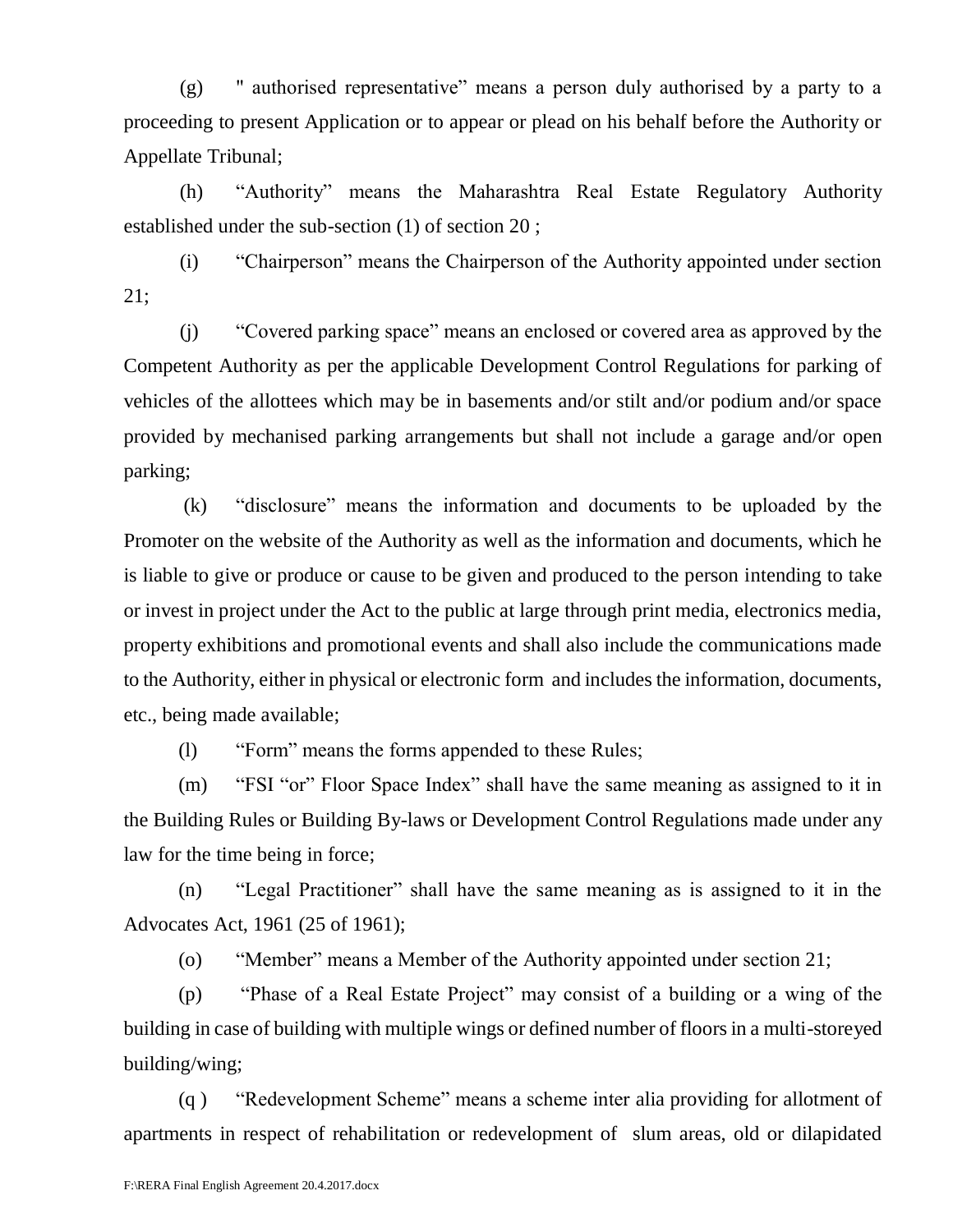(g) " authorised representative" means a person duly authorised by a party to a proceeding to present Application or to appear or plead on his behalf before the Authority or Appellate Tribunal;

(h) "Authority" means the Maharashtra Real Estate Regulatory Authority established under the sub-section (1) of section 20 ;

(i) "Chairperson" means the Chairperson of the Authority appointed under section 21;

(j) "Covered parking space" means an enclosed or covered area as approved by the Competent Authority as per the applicable Development Control Regulations for parking of vehicles of the allottees which may be in basements and/or stilt and/or podium and/or space provided by mechanised parking arrangements but shall not include a garage and/or open parking;

(k) "disclosure" means the information and documents to be uploaded by the Promoter on the website of the Authority as well as the information and documents, which he is liable to give or produce or cause to be given and produced to the person intending to take or invest in project under the Act to the public at large through print media, electronics media, property exhibitions and promotional events and shall also include the communications made to the Authority, either in physical or electronic form and includes the information, documents, etc., being made available;

(l) "Form" means the forms appended to these Rules;

(m) "FSI "or" Floor Space Index" shall have the same meaning as assigned to it in the Building Rules or Building By-laws or Development Control Regulations made under any law for the time being in force;

(n) "Legal Practitioner" shall have the same meaning as is assigned to it in the Advocates Act, 1961 (25 of 1961);

(o) "Member" means a Member of the Authority appointed under section 21;

(p) "Phase of a Real Estate Project" may consist of a building or a wing of the building in case of building with multiple wings or defined number of floors in a multi-storeyed building/wing;

(q ) "Redevelopment Scheme" means a scheme inter alia providing for allotment of apartments in respect of rehabilitation or redevelopment of slum areas, old or dilapidated

F:\RERA Final English Agreement 20.4.2017.docx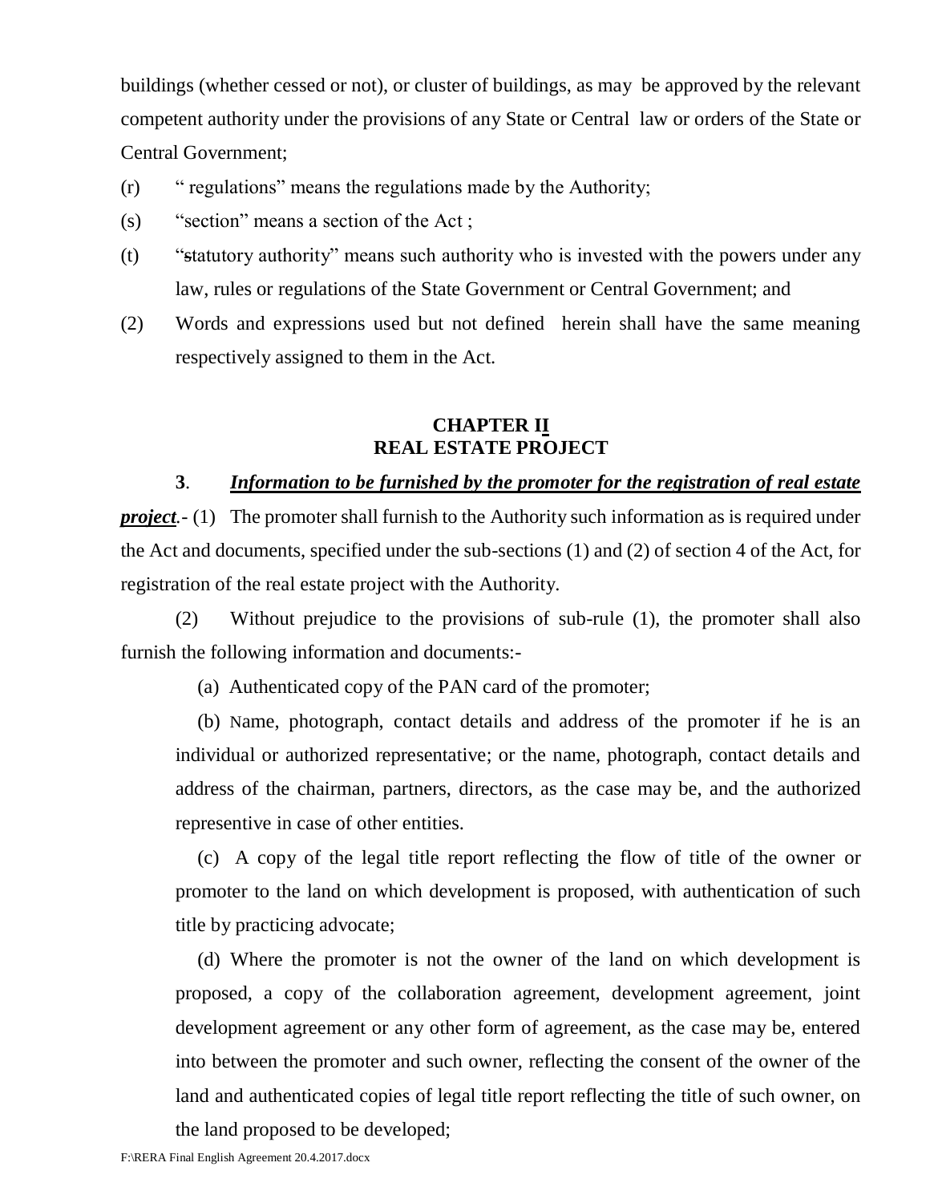buildings (whether cessed or not), or cluster of buildings, as may be approved by the relevant competent authority under the provisions of any State or Central law or orders of the State or Central Government;

(r) " regulations" means the regulations made by the Authority;

(s) "section" means a section of the Act ;

(t) "statutory authority" means such authority who is invested with the powers under any law, rules or regulations of the State Government or Central Government; and

(2) Words and expressions used but not defined herein shall have the same meaning respectively assigned to them in the Act.

## CHAPTER II
## REAL ESTATE PROJECT

**3**. ***Information to be furnished by the promoter for the registration of real estate project***.- (1) The promoter shall furnish to the Authority such information as is required under the Act and documents, specified under the sub-sections (1) and (2) of section 4 of the Act, for registration of the real estate project with the Authority.

(2) Without prejudice to the provisions of sub-rule (1), the promoter shall also furnish the following information and documents:-

(a) Authenticated copy of the PAN card of the promoter;

(b) Name, photograph, contact details and address of the promoter if he is an individual or authorized representative; or the name, photograph, contact details and address of the chairman, partners, directors, as the case may be, and the authorized representive in case of other entities.

(c) A copy of the legal title report reflecting the flow of title of the owner or promoter to the land on which development is proposed, with authentication of such title by practicing advocate;

(d) Where the promoter is not the owner of the land on which development is proposed, a copy of the collaboration agreement, development agreement, joint development agreement or any other form of agreement, as the case may be, entered into between the promoter and such owner, reflecting the consent of the owner of the land and authenticated copies of legal title report reflecting the title of such owner, on the land proposed to be developed;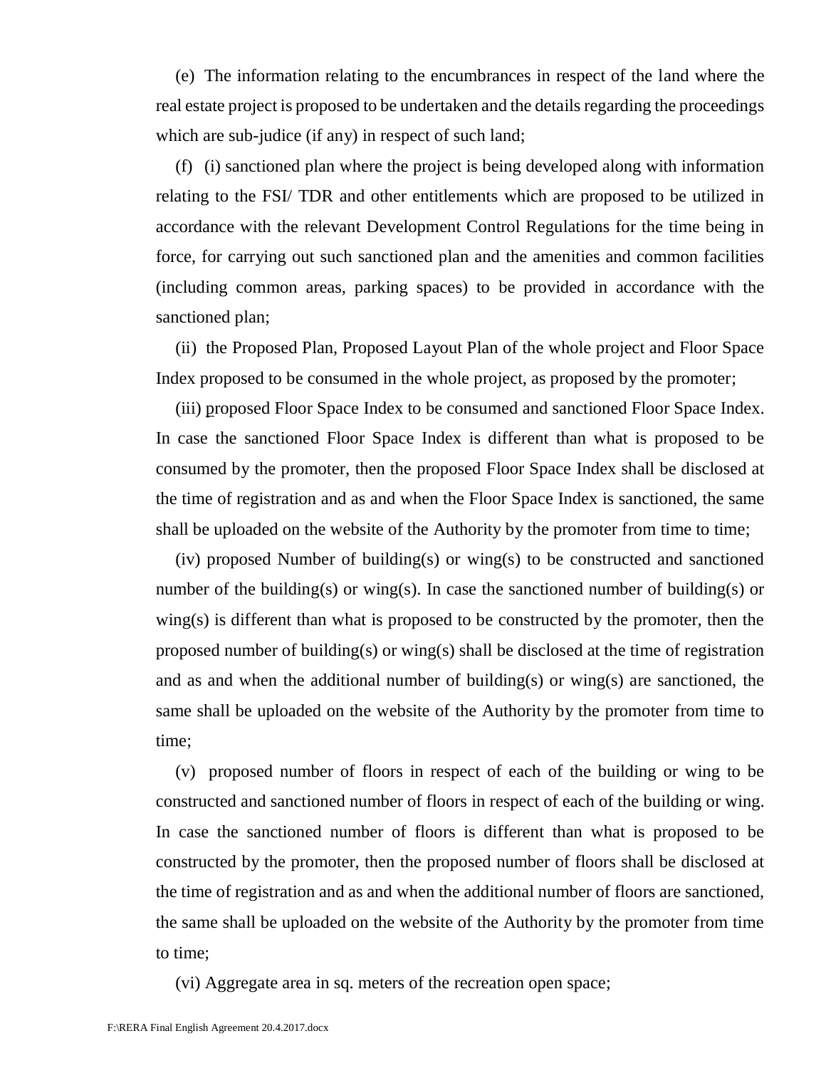(e) The information relating to the encumbrances in respect of the land where the real estate project is proposed to be undertaken and the details regarding the proceedings which are sub-judice (if any) in respect of such land;

(f) (i) sanctioned plan where the project is being developed along with information relating to the FSI/ TDR and other entitlements which are proposed to be utilized in accordance with the relevant Development Control Regulations for the time being in force, for carrying out such sanctioned plan and the amenities and common facilities (including common areas, parking spaces) to be provided in accordance with the sanctioned plan;

(ii) the Proposed Plan, Proposed Layout Plan of the whole project and Floor Space Index proposed to be consumed in the whole project, as proposed by the promoter;

(iii) proposed Floor Space Index to be consumed and sanctioned Floor Space Index. In case the sanctioned Floor Space Index is different than what is proposed to be consumed by the promoter, then the proposed Floor Space Index shall be disclosed at the time of registration and as and when the Floor Space Index is sanctioned, the same shall be uploaded on the website of the Authority by the promoter from time to time;

(iv) proposed Number of building(s) or wing(s) to be constructed and sanctioned number of the building(s) or wing(s). In case the sanctioned number of building(s) or wing(s) is different than what is proposed to be constructed by the promoter, then the proposed number of building(s) or wing(s) shall be disclosed at the time of registration and as and when the additional number of building(s) or wing(s) are sanctioned, the same shall be uploaded on the website of the Authority by the promoter from time to time;

(v) proposed number of floors in respect of each of the building or wing to be constructed and sanctioned number of floors in respect of each of the building or wing. In case the sanctioned number of floors is different than what is proposed to be constructed by the promoter, then the proposed number of floors shall be disclosed at the time of registration and as and when the additional number of floors are sanctioned, the same shall be uploaded on the website of the Authority by the promoter from time to time;

(vi) Aggregate area in sq. meters of the recreation open space;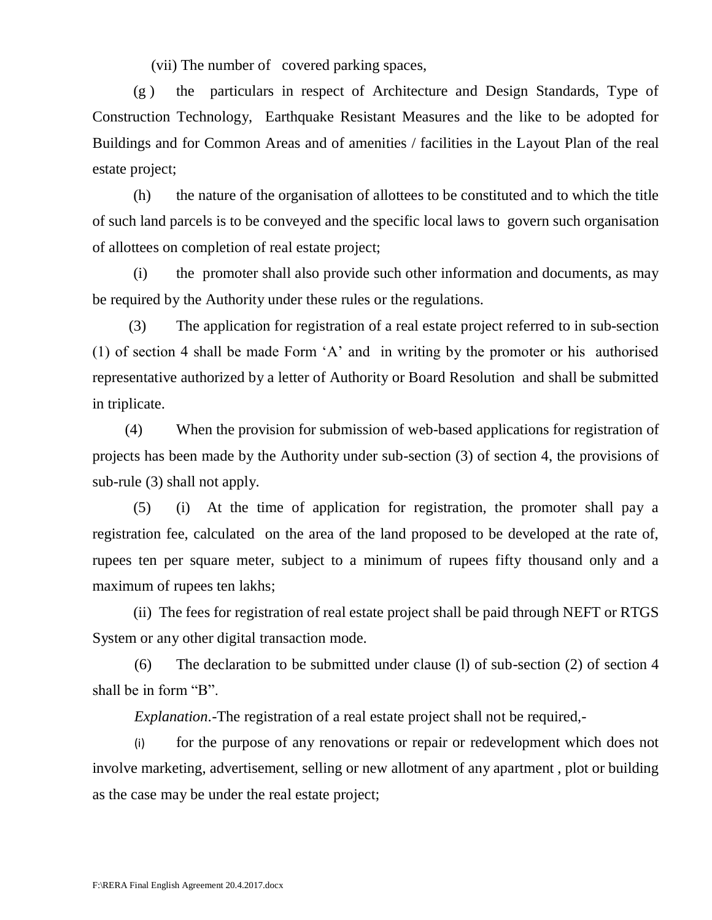(vii) The number of covered parking spaces,

(g ) the particulars in respect of Architecture and Design Standards, Type of Construction Technology, Earthquake Resistant Measures and the like to be adopted for Buildings and for Common Areas and of amenities / facilities in the Layout Plan of the real estate project;

(h) the nature of the organisation of allottees to be constituted and to which the title of such land parcels is to be conveyed and the specific local laws to govern such organisation of allottees on completion of real estate project;

(i) the promoter shall also provide such other information and documents, as may be required by the Authority under these rules or the regulations.

(3) The application for registration of a real estate project referred to in sub-section (1) of section 4 shall be made Form 'A' and in writing by the promoter or his authorised representative authorized by a letter of Authority or Board Resolution and shall be submitted in triplicate.

(4) When the provision for submission of web-based applications for registration of projects has been made by the Authority under sub-section (3) of section 4, the provisions of sub-rule (3) shall not apply.

(5) (i) At the time of application for registration, the promoter shall pay a registration fee, calculated on the area of the land proposed to be developed at the rate of, rupees ten per square meter, subject to a minimum of rupees fifty thousand only and a maximum of rupees ten lakhs;

(ii) The fees for registration of real estate project shall be paid through NEFT or RTGS System or any other digital transaction mode.

(6) The declaration to be submitted under clause (l) of sub-section (2) of section 4 shall be in form "B".

*Explanation*.-The registration of a real estate project shall not be required,-

(i) for the purpose of any renovations or repair or redevelopment which does not involve marketing, advertisement, selling or new allotment of any apartment , plot or building as the case may be under the real estate project;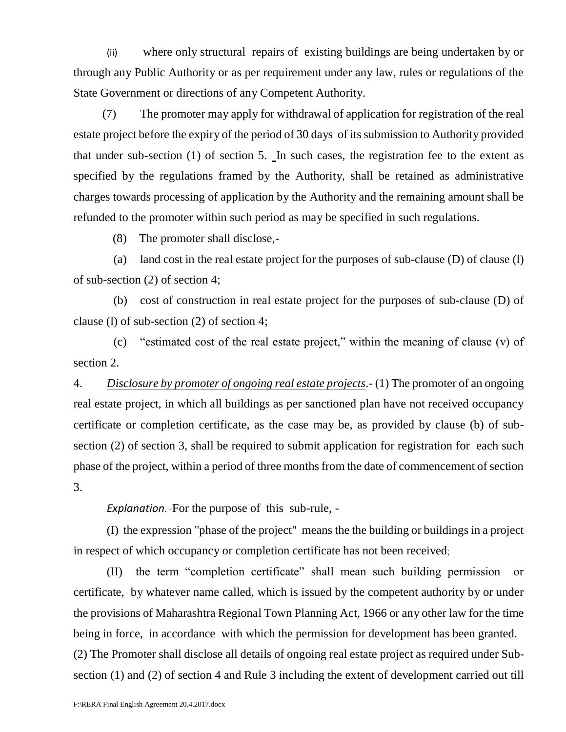(ii) where only structural repairs of existing buildings are being undertaken by or through any Public Authority or as per requirement under any law, rules or regulations of the State Government or directions of any Competent Authority.

(7) The promoter may apply for withdrawal of application for registration of the real estate project before the expiry of the period of 30 days of its submission to Authority provided that under sub-section (1) of section 5. In such cases, the registration fee to the extent as specified by the regulations framed by the Authority, shall be retained as administrative charges towards processing of application by the Authority and the remaining amount shall be refunded to the promoter within such period as may be specified in such regulations.

(8) The promoter shall disclose,-

(a) land cost in the real estate project for the purposes of sub-clause (D) of clause (l) of sub-section (2) of section 4;

(b) cost of construction in real estate project for the purposes of sub-clause (D) of clause (l) of sub-section (2) of section 4;

(c) "estimated cost of the real estate project," within the meaning of clause (v) of section 2.

4. *Disclosure by promoter of ongoing real estate projects*.- (1) The promoter of an ongoing real estate project, in which all buildings as per sanctioned plan have not received occupancy certificate or completion certificate, as the case may be, as provided by clause (b) of sub-section (2) of section 3, shall be required to submit application for registration for each such phase of the project, within a period of three months from the date of commencement of section 3.

*Explanation*.- For the purpose of this sub-rule, -

(I) the expression "phase of the project" means the the building or buildings in a project in respect of which occupancy or completion certificate has not been received;

(II) the term "completion certificate" shall mean such building permission or certificate, by whatever name called, which is issued by the competent authority by or under the provisions of Maharashtra Regional Town Planning Act, 1966 or any other law for the time being in force, in accordance with which the permission for development has been granted.

(2) The Promoter shall disclose all details of ongoing real estate project as required under Sub-section (1) and (2) of section 4 and Rule 3 including the extent of development carried out till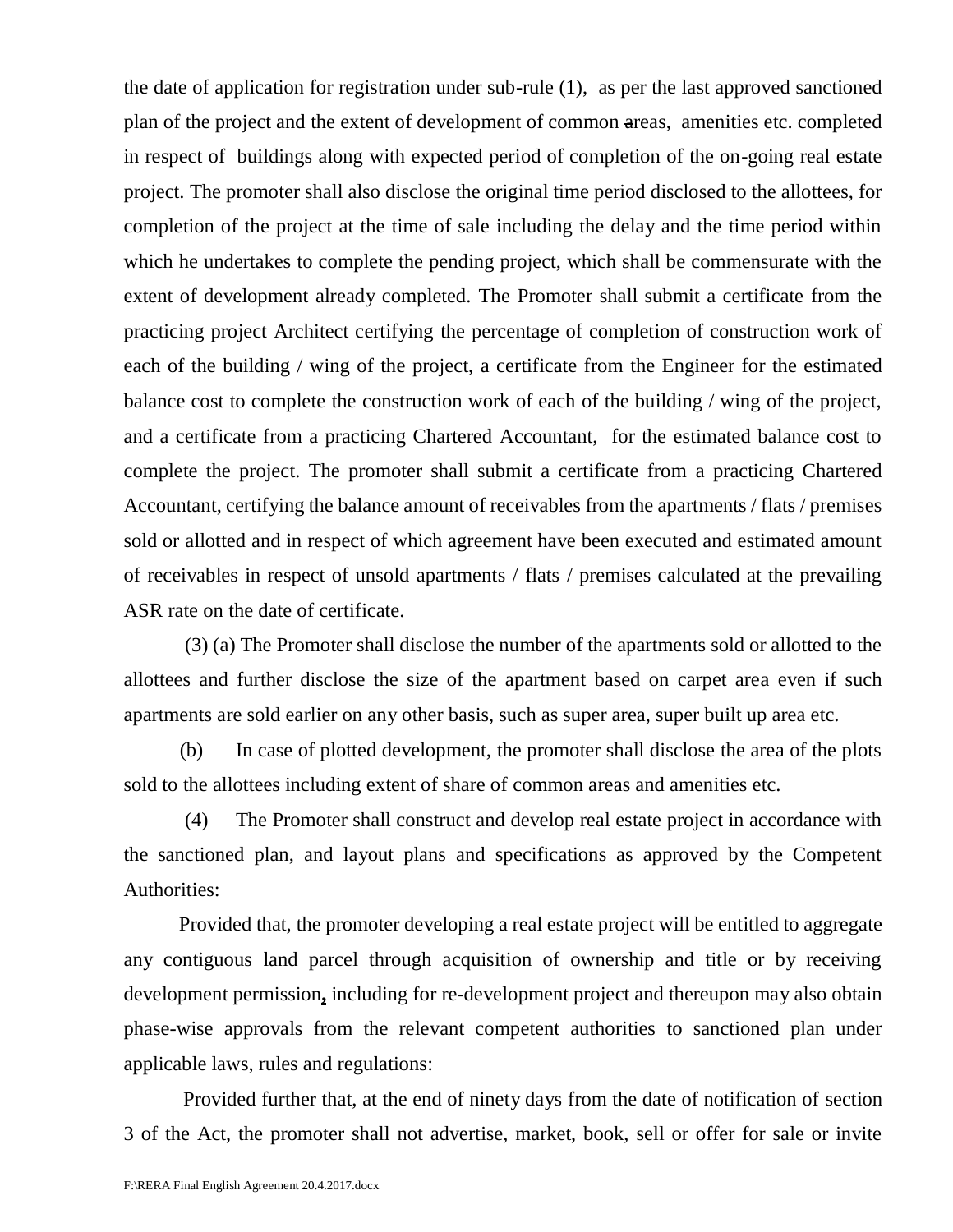the date of application for registration under sub-rule (1), as per the last approved sanctioned plan of the project and the extent of development of common areas, amenities etc. completed in respect of buildings along with expected period of completion of the on-going real estate project. The promoter shall also disclose the original time period disclosed to the allottees, for completion of the project at the time of sale including the delay and the time period within which he undertakes to complete the pending project, which shall be commensurate with the extent of development already completed. The Promoter shall submit a certificate from the practicing project Architect certifying the percentage of completion of construction work of each of the building / wing of the project, a certificate from the Engineer for the estimated balance cost to complete the construction work of each of the building / wing of the project, and a certificate from a practicing Chartered Accountant, for the estimated balance cost to complete the project. The promoter shall submit a certificate from a practicing Chartered Accountant, certifying the balance amount of receivables from the apartments / flats / premises sold or allotted and in respect of which agreement have been executed and estimated amount of receivables in respect of unsold apartments / flats / premises calculated at the prevailing ASR rate on the date of certificate.

(3) (a) The Promoter shall disclose the number of the apartments sold or allotted to the allottees and further disclose the size of the apartment based on carpet area even if such apartments are sold earlier on any other basis, such as super area, super built up area etc.

(b) In case of plotted development, the promoter shall disclose the area of the plots sold to the allottees including extent of share of common areas and amenities etc.

(4) The Promoter shall construct and develop real estate project in accordance with the sanctioned plan, and layout plans and specifications as approved by the Competent Authorities:

Provided that, the promoter developing a real estate project will be entitled to aggregate any contiguous land parcel through acquisition of ownership and title or by receiving development permission, including for re-development project and thereupon may also obtain phase-wise approvals from the relevant competent authorities to sanctioned plan under applicable laws, rules and regulations:

Provided further that, at the end of ninety days from the date of notification of section 3 of the Act, the promoter shall not advertise, market, book, sell or offer for sale or invite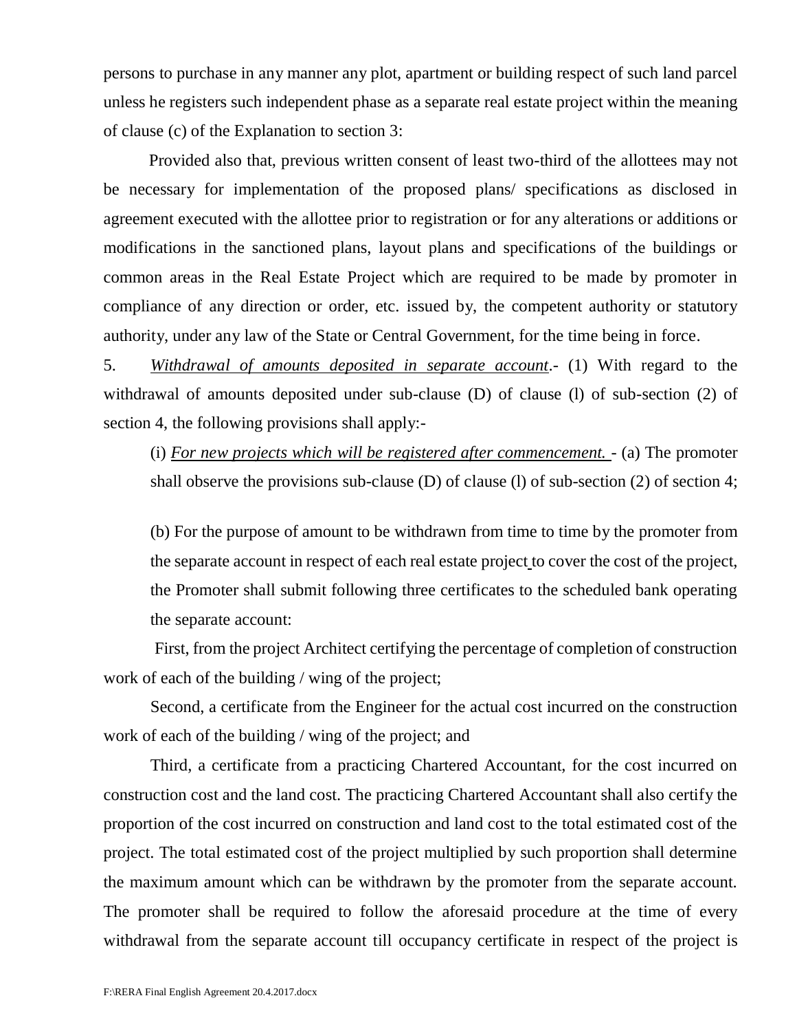persons to purchase in any manner any plot, apartment or building respect of such land parcel unless he registers such independent phase as a separate real estate project within the meaning of clause (c) of the Explanation to section 3:

Provided also that, previous written consent of least two-third of the allottees may not be necessary for implementation of the proposed plans/ specifications as disclosed in agreement executed with the allottee prior to registration or for any alterations or additions or modifications in the sanctioned plans, layout plans and specifications of the buildings or common areas in the Real Estate Project which are required to be made by promoter in compliance of any direction or order, etc. issued by, the competent authority or statutory authority, under any law of the State or Central Government, for the time being in force.

5. *Withdrawal of amounts deposited in separate account*.- (1) With regard to the withdrawal of amounts deposited under sub-clause (D) of clause (l) of sub-section (2) of section 4, the following provisions shall apply:-

(i) *For new projects which will be registered after commencement.* - (a) The promoter shall observe the provisions sub-clause (D) of clause (l) of sub-section (2) of section 4;

(b) For the purpose of amount to be withdrawn from time to time by the promoter from the separate account in respect of each real estate project to cover the cost of the project, the Promoter shall submit following three certificates to the scheduled bank operating the separate account:

First, from the project Architect certifying the percentage of completion of construction work of each of the building / wing of the project;

Second, a certificate from the Engineer for the actual cost incurred on the construction work of each of the building / wing of the project; and

Third, a certificate from a practicing Chartered Accountant, for the cost incurred on construction cost and the land cost. The practicing Chartered Accountant shall also certify the proportion of the cost incurred on construction and land cost to the total estimated cost of the project. The total estimated cost of the project multiplied by such proportion shall determine the maximum amount which can be withdrawn by the promoter from the separate account. The promoter shall be required to follow the aforesaid procedure at the time of every withdrawal from the separate account till occupancy certificate in respect of the project is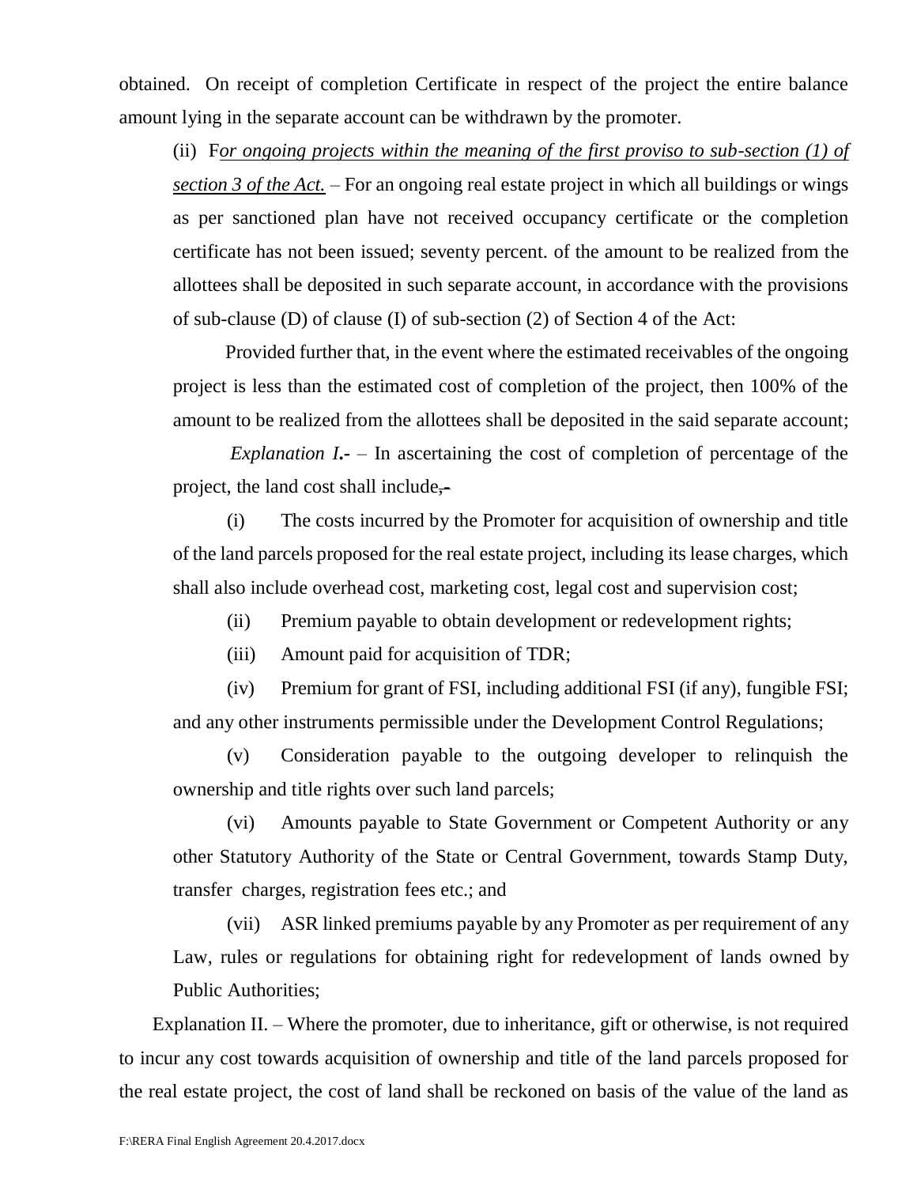obtained. On receipt of completion Certificate in respect of the project the entire balance amount lying in the separate account can be withdrawn by the promoter.

(ii) F*or ongoing projects within the meaning of the first proviso to sub-section (1) of section 3 of the Act.* – For an ongoing real estate project in which all buildings or wings as per sanctioned plan have not received occupancy certificate or the completion certificate has not been issued; seventy percent. of the amount to be realized from the allottees shall be deposited in such separate account, in accordance with the provisions of sub-clause (D) of clause (I) of sub-section (2) of Section 4 of the Act:

Provided further that, in the event where the estimated receivables of the ongoing project is less than the estimated cost of completion of the project, then 100% of the amount to be realized from the allottees shall be deposited in the said separate account;

*Explanation I.-* – In ascertaining the cost of completion of percentage of the project, the land cost shall include,-

(i) The costs incurred by the Promoter for acquisition of ownership and title of the land parcels proposed for the real estate project, including its lease charges, which shall also include overhead cost, marketing cost, legal cost and supervision cost;

(ii) Premium payable to obtain development or redevelopment rights;

(iii) Amount paid for acquisition of TDR;

(iv) Premium for grant of FSI, including additional FSI (if any), fungible FSI; and any other instruments permissible under the Development Control Regulations;

(v) Consideration payable to the outgoing developer to relinquish the ownership and title rights over such land parcels;

(vi) Amounts payable to State Government or Competent Authority or any other Statutory Authority of the State or Central Government, towards Stamp Duty, transfer charges, registration fees etc.; and

(vii) ASR linked premiums payable by any Promoter as per requirement of any Law, rules or regulations for obtaining right for redevelopment of lands owned by Public Authorities;

Explanation II. – Where the promoter, due to inheritance, gift or otherwise, is not required to incur any cost towards acquisition of ownership and title of the land parcels proposed for the real estate project, the cost of land shall be reckoned on basis of the value of the land as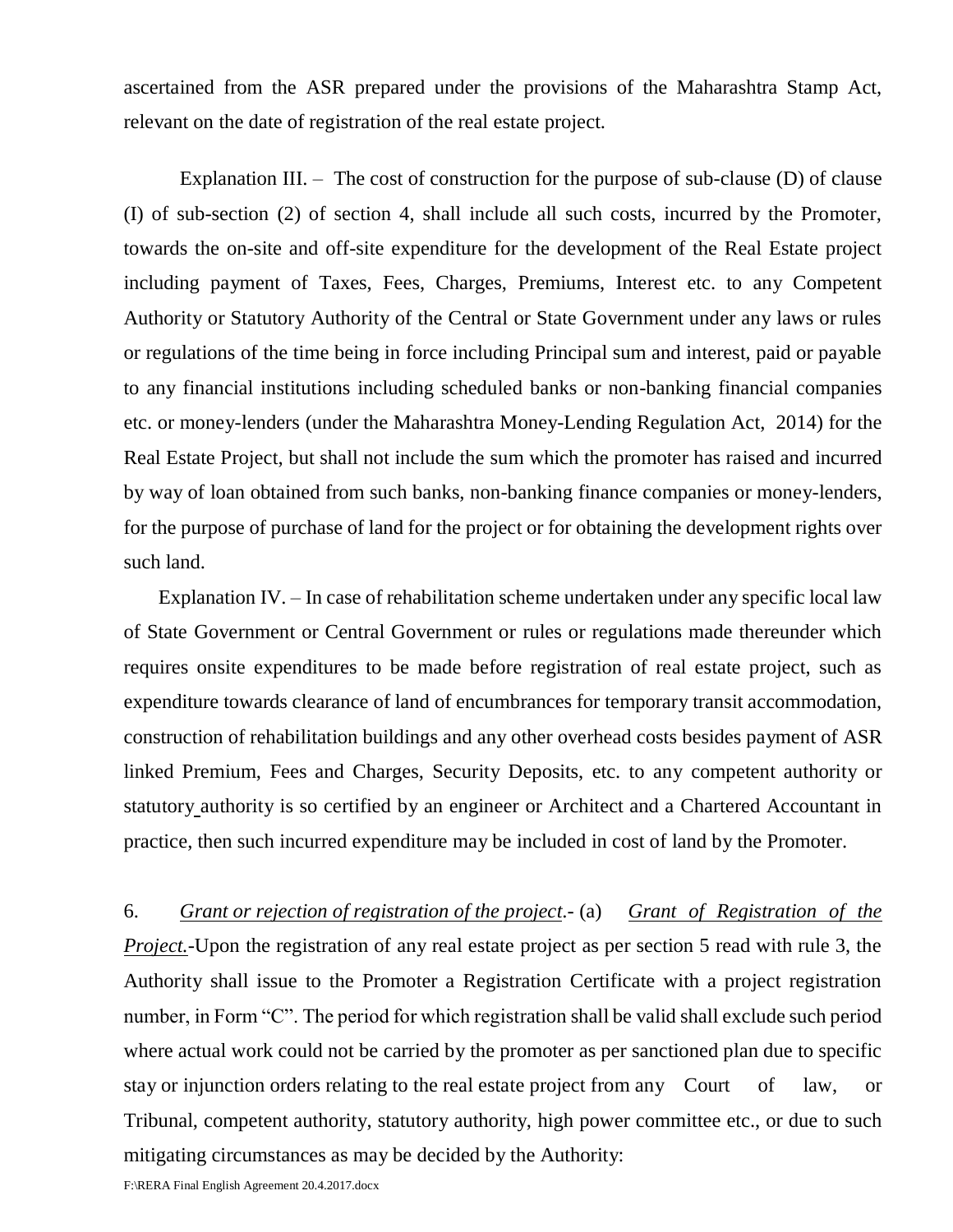ascertained from the ASR prepared under the provisions of the Maharashtra Stamp Act, relevant on the date of registration of the real estate project.

Explanation III. – The cost of construction for the purpose of sub-clause (D) of clause (I) of sub-section (2) of section 4, shall include all such costs, incurred by the Promoter, towards the on-site and off-site expenditure for the development of the Real Estate project including payment of Taxes, Fees, Charges, Premiums, Interest etc. to any Competent Authority or Statutory Authority of the Central or State Government under any laws or rules or regulations of the time being in force including Principal sum and interest, paid or payable to any financial institutions including scheduled banks or non-banking financial companies etc. or money-lenders (under the Maharashtra Money-Lending Regulation Act, 2014) for the Real Estate Project, but shall not include the sum which the promoter has raised and incurred by way of loan obtained from such banks, non-banking finance companies or money-lenders, for the purpose of purchase of land for the project or for obtaining the development rights over such land.

Explanation IV. – In case of rehabilitation scheme undertaken under any specific local law of State Government or Central Government or rules or regulations made thereunder which requires onsite expenditures to be made before registration of real estate project, such as expenditure towards clearance of land of encumbrances for temporary transit accommodation, construction of rehabilitation buildings and any other overhead costs besides payment of ASR linked Premium, Fees and Charges, Security Deposits, etc. to any competent authority or statutory authority is so certified by an engineer or Architect and a Chartered Accountant in practice, then such incurred expenditure may be included in cost of land by the Promoter.

6. *Grant or rejection of registration of the project*.- (a) *Grant of Registration of the Project.*-Upon the registration of any real estate project as per section 5 read with rule 3, the Authority shall issue to the Promoter a Registration Certificate with a project registration number, in Form "C". The period for which registration shall be valid shall exclude such period where actual work could not be carried by the promoter as per sanctioned plan due to specific stay or injunction orders relating to the real estate project from any Court of law, or Tribunal, competent authority, statutory authority, high power committee etc., or due to such mitigating circumstances as may be decided by the Authority: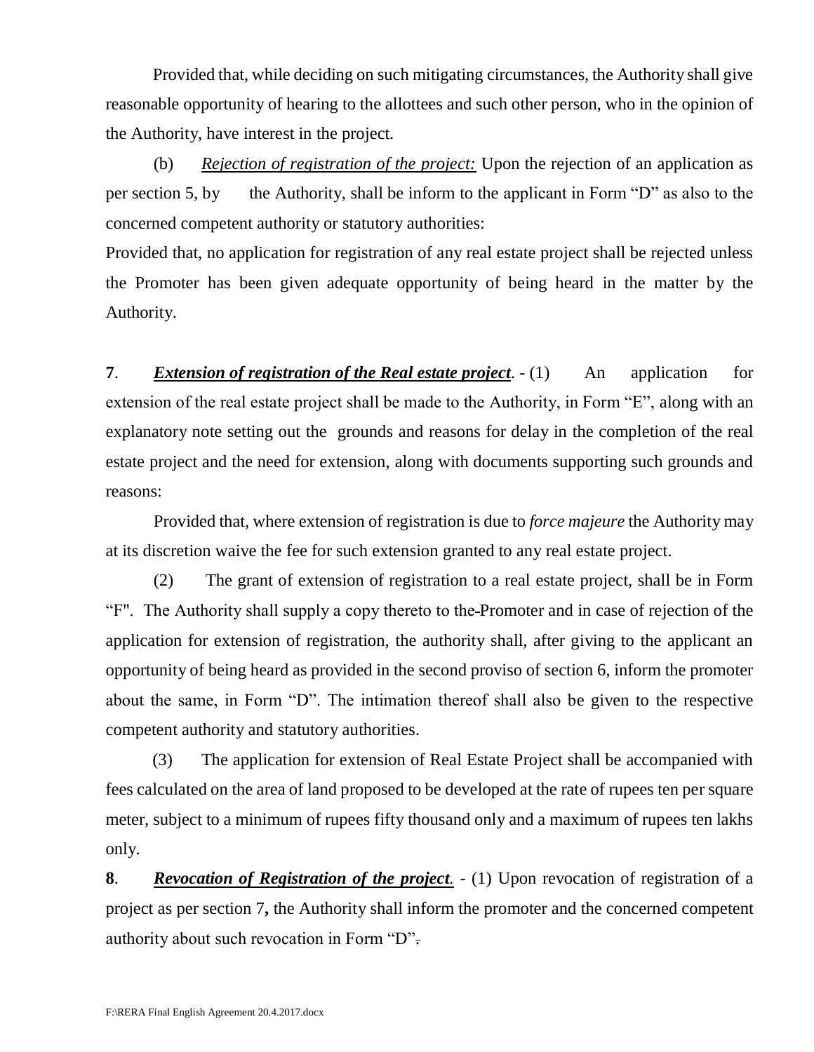Provided that, while deciding on such mitigating circumstances, the Authority shall give reasonable opportunity of hearing to the allottees and such other person, who in the opinion of the Authority, have interest in the project.

(b) *Rejection of registration of the project:* Upon the rejection of an application as per section 5, by the Authority, shall be inform to the applicant in Form "D" as also to the concerned competent authority or statutory authorities:

Provided that, no application for registration of any real estate project shall be rejected unless the Promoter has been given adequate opportunity of being heard in the matter by the Authority.

**7**. ***Extension of registration of the Real estate project***. - (1) An application for extension of the real estate project shall be made to the Authority, in Form "E", along with an explanatory note setting out the grounds and reasons for delay in the completion of the real estate project and the need for extension, along with documents supporting such grounds and reasons:

Provided that, where extension of registration is due to *force majeure* the Authority may at its discretion waive the fee for such extension granted to any real estate project.

(2) The grant of extension of registration to a real estate project, shall be in Form "F". The Authority shall supply a copy thereto to the Promoter and in case of rejection of the application for extension of registration, the authority shall, after giving to the applicant an opportunity of being heard as provided in the second proviso of section 6, inform the promoter about the same, in Form "D". The intimation thereof shall also be given to the respective competent authority and statutory authorities.

(3) The application for extension of Real Estate Project shall be accompanied with fees calculated on the area of land proposed to be developed at the rate of rupees ten per square meter, subject to a minimum of rupees fifty thousand only and a maximum of rupees ten lakhs only.

**8**. ***Revocation of Registration of the project***. - (1) Upon revocation of registration of a project as per section 7**,** the Authority shall inform the promoter and the concerned competent authority about such revocation in Form "D".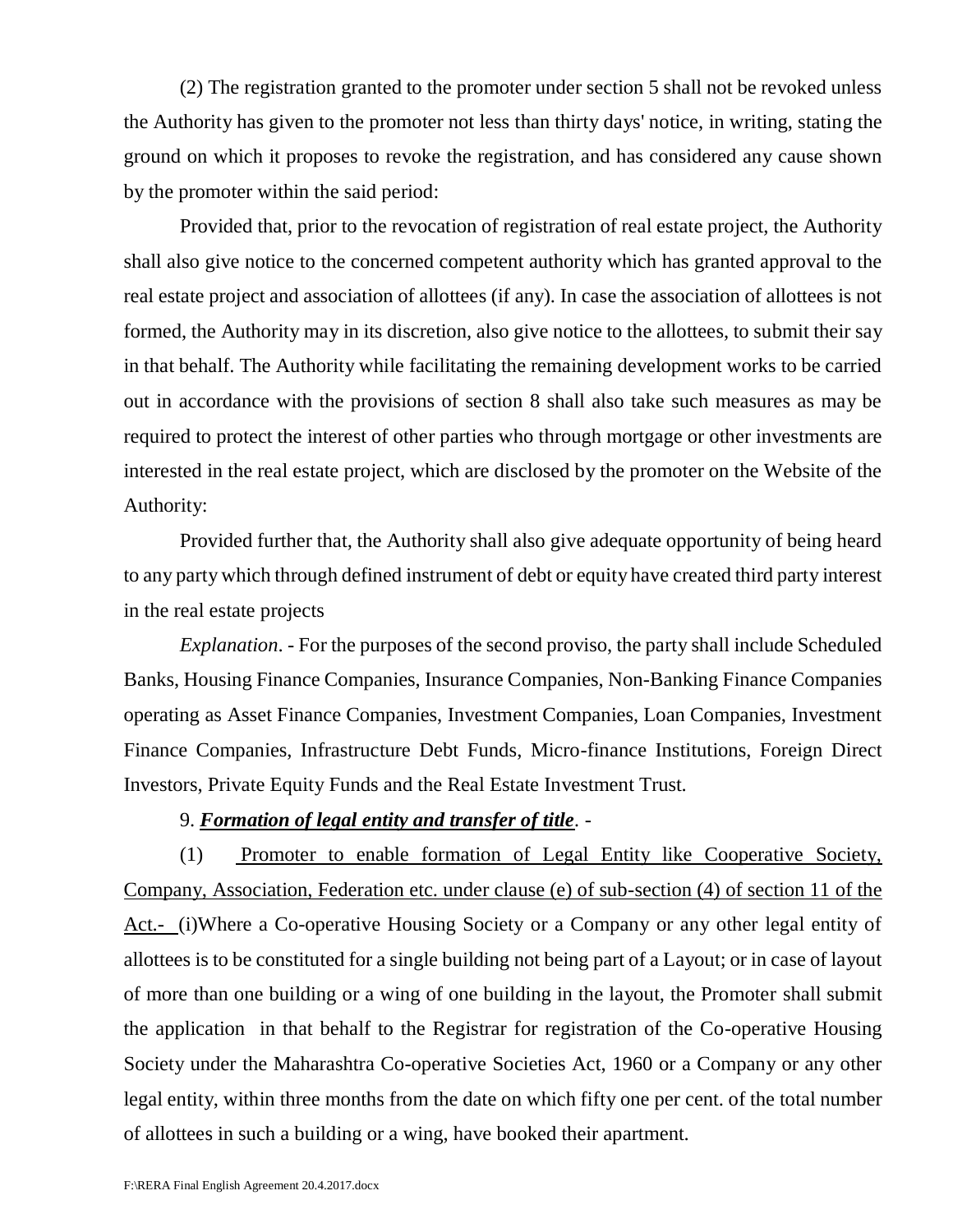(2) The registration granted to the promoter under section 5 shall not be revoked unless the Authority has given to the promoter not less than thirty days' notice, in writing, stating the ground on which it proposes to revoke the registration, and has considered any cause shown by the promoter within the said period:

Provided that, prior to the revocation of registration of real estate project, the Authority shall also give notice to the concerned competent authority which has granted approval to the real estate project and association of allottees (if any). In case the association of allottees is not formed, the Authority may in its discretion, also give notice to the allottees, to submit their say in that behalf. The Authority while facilitating the remaining development works to be carried out in accordance with the provisions of section 8 shall also take such measures as may be required to protect the interest of other parties who through mortgage or other investments are interested in the real estate project, which are disclosed by the promoter on the Website of the Authority:

Provided further that, the Authority shall also give adequate opportunity of being heard to any party which through defined instrument of debt or equity have created third party interest in the real estate projects

*Explanation*. - For the purposes of the second proviso, the party shall include Scheduled Banks, Housing Finance Companies, Insurance Companies, Non-Banking Finance Companies operating as Asset Finance Companies, Investment Companies, Loan Companies, Investment Finance Companies, Infrastructure Debt Funds, Micro-finance Institutions, Foreign Direct Investors, Private Equity Funds and the Real Estate Investment Trust.

9. ***Formation of legal entity and transfer of title***. -

(1) Promoter to enable formation of Legal Entity like Cooperative Society, Company, Association, Federation etc. under clause (e) of sub-section (4) of section 11 of the Act.- (i)Where a Co-operative Housing Society or a Company or any other legal entity of allottees is to be constituted for a single building not being part of a Layout; or in case of layout of more than one building or a wing of one building in the layout, the Promoter shall submit the application in that behalf to the Registrar for registration of the Co-operative Housing Society under the Maharashtra Co-operative Societies Act, 1960 or a Company or any other legal entity, within three months from the date on which fifty one per cent. of the total number of allottees in such a building or a wing, have booked their apartment.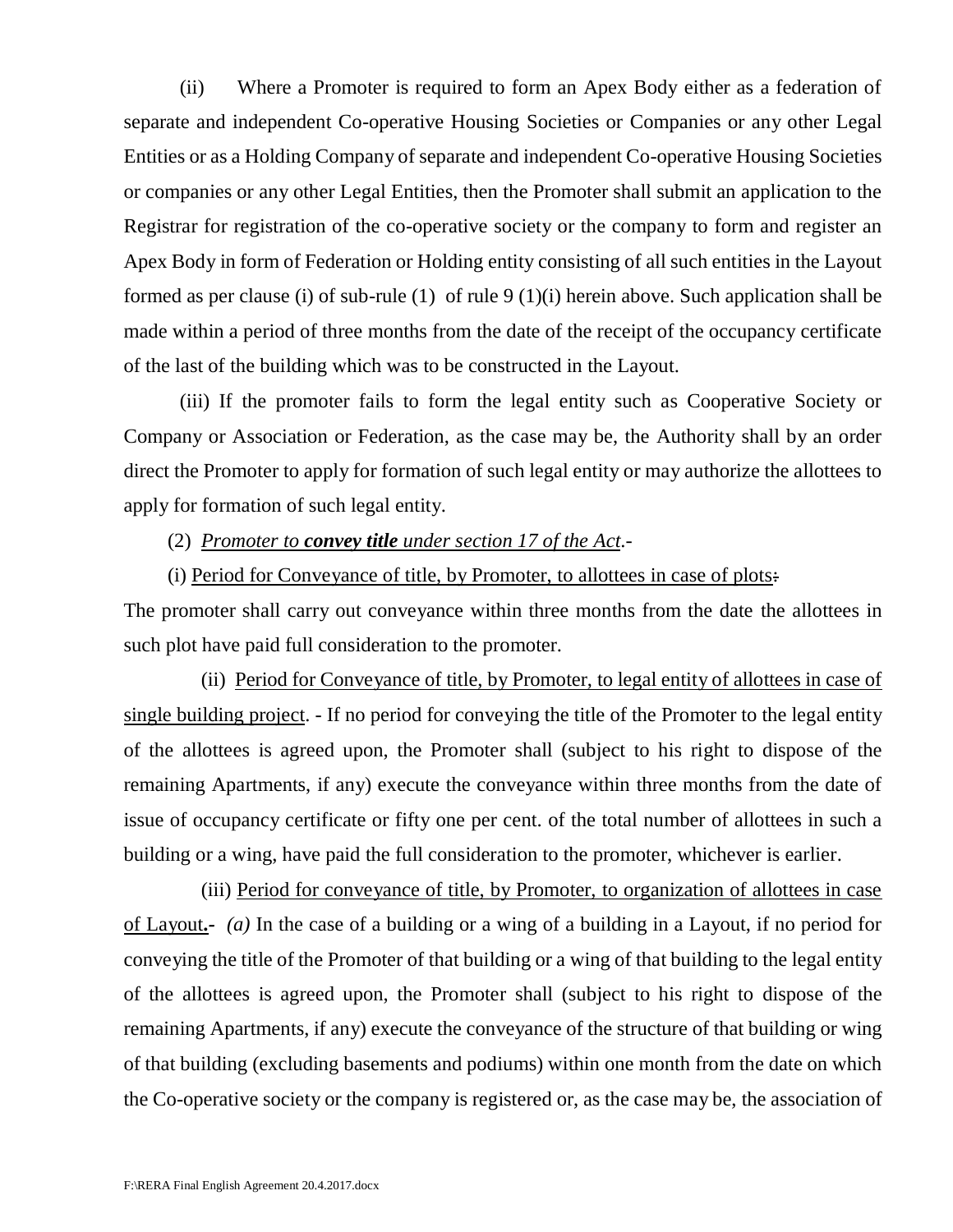(ii) Where a Promoter is required to form an Apex Body either as a federation of separate and independent Co-operative Housing Societies or Companies or any other Legal Entities or as a Holding Company of separate and independent Co-operative Housing Societies or companies or any other Legal Entities, then the Promoter shall submit an application to the Registrar for registration of the co-operative society or the company to form and register an Apex Body in form of Federation or Holding entity consisting of all such entities in the Layout formed as per clause (i) of sub-rule (1) of rule 9 (1)(i) herein above. Such application shall be made within a period of three months from the date of the receipt of the occupancy certificate of the last of the building which was to be constructed in the Layout.

(iii) If the promoter fails to form the legal entity such as Cooperative Society or Company or Association or Federation, as the case may be, the Authority shall by an order direct the Promoter to apply for formation of such legal entity or may authorize the allottees to apply for formation of such legal entity.

(2) *Promoter to **convey title** under section 17 of the Act*.-

(i) Period for Conveyance of title, by Promoter, to allottees in case of plots:

The promoter shall carry out conveyance within three months from the date the allottees in such plot have paid full consideration to the promoter.

(ii) Period for Conveyance of title, by Promoter, to legal entity of allottees in case of single building project. - If no period for conveying the title of the Promoter to the legal entity of the allottees is agreed upon, the Promoter shall (subject to his right to dispose of the remaining Apartments, if any) execute the conveyance within three months from the date of issue of occupancy certificate or fifty one per cent. of the total number of allottees in such a building or a wing, have paid the full consideration to the promoter, whichever is earlier.

(iii) Period for conveyance of title, by Promoter, to organization of allottees in case of Layout**.-** *(a)* In the case of a building or a wing of a building in a Layout, if no period for conveying the title of the Promoter of that building or a wing of that building to the legal entity of the allottees is agreed upon, the Promoter shall (subject to his right to dispose of the remaining Apartments, if any) execute the conveyance of the structure of that building or wing of that building (excluding basements and podiums) within one month from the date on which the Co-operative society or the company is registered or, as the case may be, the association of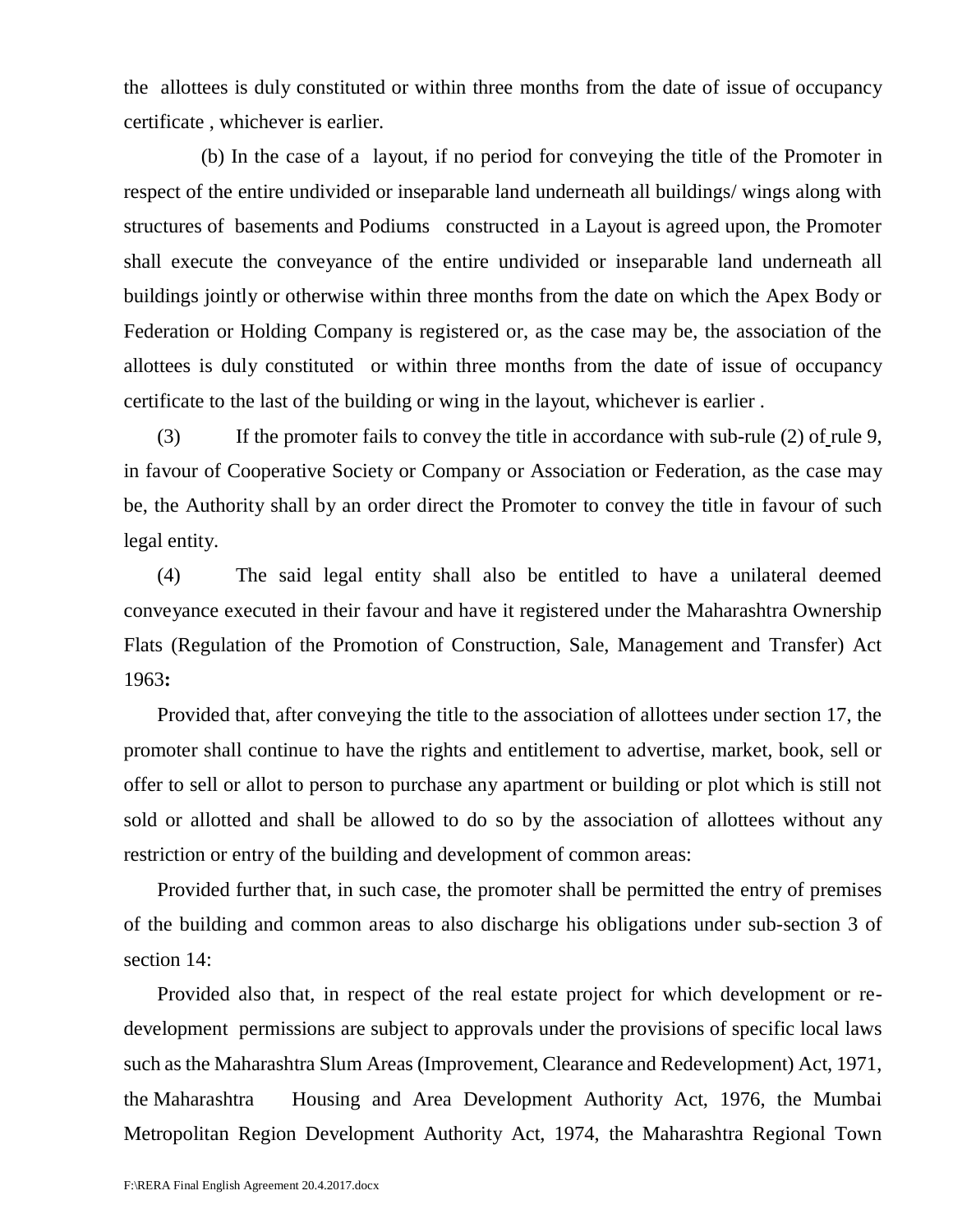the allottees is duly constituted or within three months from the date of issue of occupancy certificate , whichever is earlier.

(b) In the case of a layout, if no period for conveying the title of the Promoter in respect of the entire undivided or inseparable land underneath all buildings/ wings along with structures of basements and Podiums constructed in a Layout is agreed upon, the Promoter shall execute the conveyance of the entire undivided or inseparable land underneath all buildings jointly or otherwise within three months from the date on which the Apex Body or Federation or Holding Company is registered or, as the case may be, the association of the allottees is duly constituted or within three months from the date of issue of occupancy certificate to the last of the building or wing in the layout, whichever is earlier .

(3) If the promoter fails to convey the title in accordance with sub-rule (2) of rule 9, in favour of Cooperative Society or Company or Association or Federation, as the case may be, the Authority shall by an order direct the Promoter to convey the title in favour of such legal entity.

(4) The said legal entity shall also be entitled to have a unilateral deemed conveyance executed in their favour and have it registered under the Maharashtra Ownership Flats (Regulation of the Promotion of Construction, Sale, Management and Transfer) Act 1963**:**

Provided that, after conveying the title to the association of allottees under section 17, the promoter shall continue to have the rights and entitlement to advertise, market, book, sell or offer to sell or allot to person to purchase any apartment or building or plot which is still not sold or allotted and shall be allowed to do so by the association of allottees without any restriction or entry of the building and development of common areas:

Provided further that, in such case, the promoter shall be permitted the entry of premises of the building and common areas to also discharge his obligations under sub-section 3 of section 14:

Provided also that, in respect of the real estate project for which development or re-development permissions are subject to approvals under the provisions of specific local laws such as the Maharashtra Slum Areas (Improvement, Clearance and Redevelopment) Act, 1971, the Maharashtra Housing and Area Development Authority Act, 1976, the Mumbai Metropolitan Region Development Authority Act, 1974, the Maharashtra Regional Town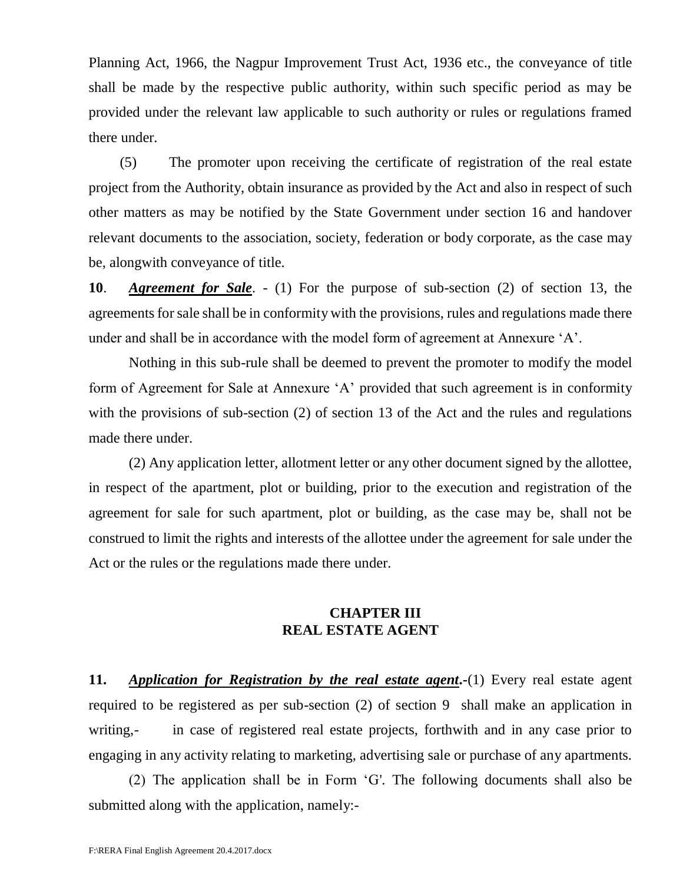Planning Act, 1966, the Nagpur Improvement Trust Act, 1936 etc., the conveyance of title shall be made by the respective public authority, within such specific period as may be provided under the relevant law applicable to such authority or rules or regulations framed there under.

(5) The promoter upon receiving the certificate of registration of the real estate project from the Authority, obtain insurance as provided by the Act and also in respect of such other matters as may be notified by the State Government under section 16 and handover relevant documents to the association, society, federation or body corporate, as the case may be, alongwith conveyance of title.

**10**. ***Agreement for Sale***. - (1) For the purpose of sub-section (2) of section 13, the agreements for sale shall be in conformity with the provisions, rules and regulations made there under and shall be in accordance with the model form of agreement at Annexure 'A'.

Nothing in this sub-rule shall be deemed to prevent the promoter to modify the model form of Agreement for Sale at Annexure 'A' provided that such agreement is in conformity with the provisions of sub-section (2) of section 13 of the Act and the rules and regulations made there under.

(2) Any application letter, allotment letter or any other document signed by the allottee, in respect of the apartment, plot or building, prior to the execution and registration of the agreement for sale for such apartment, plot or building, as the case may be, shall not be construed to limit the rights and interests of the allottee under the agreement for sale under the Act or the rules or the regulations made there under.

## CHAPTER III
## REAL ESTATE AGENT

**11.** ***Application for Registration by the real estate agent*.-**(1) Every real estate agent required to be registered as per sub-section (2) of section 9 shall make an application in writing,- in case of registered real estate projects, forthwith and in any case prior to engaging in any activity relating to marketing, advertising sale or purchase of any apartments.

(2) The application shall be in Form 'G'. The following documents shall also be submitted along with the application, namely:-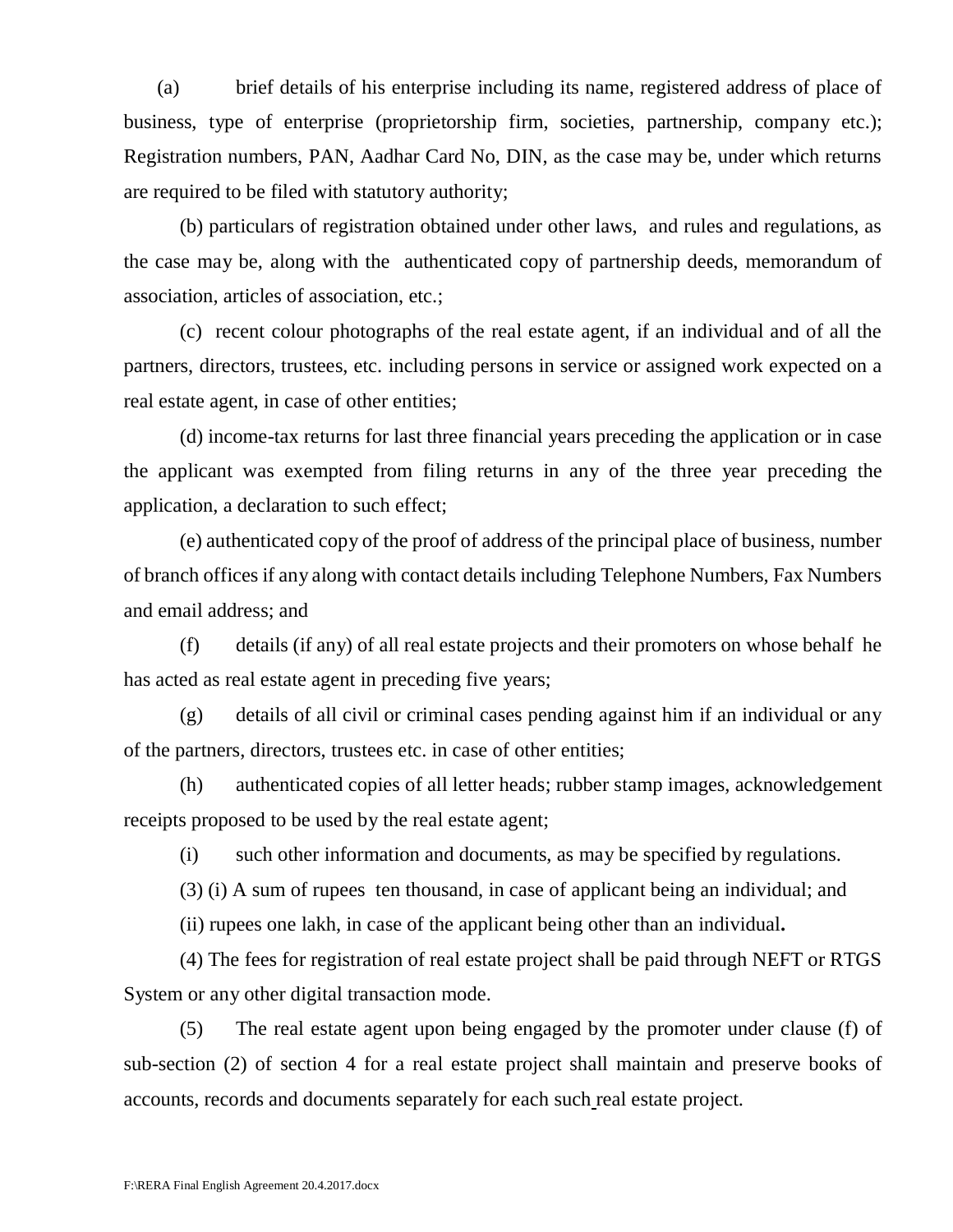(a) brief details of his enterprise including its name, registered address of place of business, type of enterprise (proprietorship firm, societies, partnership, company etc.); Registration numbers, PAN, Aadhar Card No, DIN, as the case may be, under which returns are required to be filed with statutory authority;

(b) particulars of registration obtained under other laws, and rules and regulations, as the case may be, along with the authenticated copy of partnership deeds, memorandum of association, articles of association, etc.;

(c) recent colour photographs of the real estate agent, if an individual and of all the partners, directors, trustees, etc. including persons in service or assigned work expected on a real estate agent, in case of other entities;

(d) income-tax returns for last three financial years preceding the application or in case the applicant was exempted from filing returns in any of the three year preceding the application, a declaration to such effect;

(e) authenticated copy of the proof of address of the principal place of business, number of branch offices if any along with contact details including Telephone Numbers, Fax Numbers and email address; and

(f) details (if any) of all real estate projects and their promoters on whose behalf he has acted as real estate agent in preceding five years;

(g) details of all civil or criminal cases pending against him if an individual or any of the partners, directors, trustees etc. in case of other entities;

(h) authenticated copies of all letter heads; rubber stamp images, acknowledgement receipts proposed to be used by the real estate agent;

(i) such other information and documents, as may be specified by regulations.

(3) (i) A sum of rupees ten thousand, in case of applicant being an individual; and

(ii) rupees one lakh, in case of the applicant being other than an individual**.**

(4) The fees for registration of real estate project shall be paid through NEFT or RTGS System or any other digital transaction mode.

(5) The real estate agent upon being engaged by the promoter under clause (f) of sub-section (2) of section 4 for a real estate project shall maintain and preserve books of accounts, records and documents separately for each such real estate project.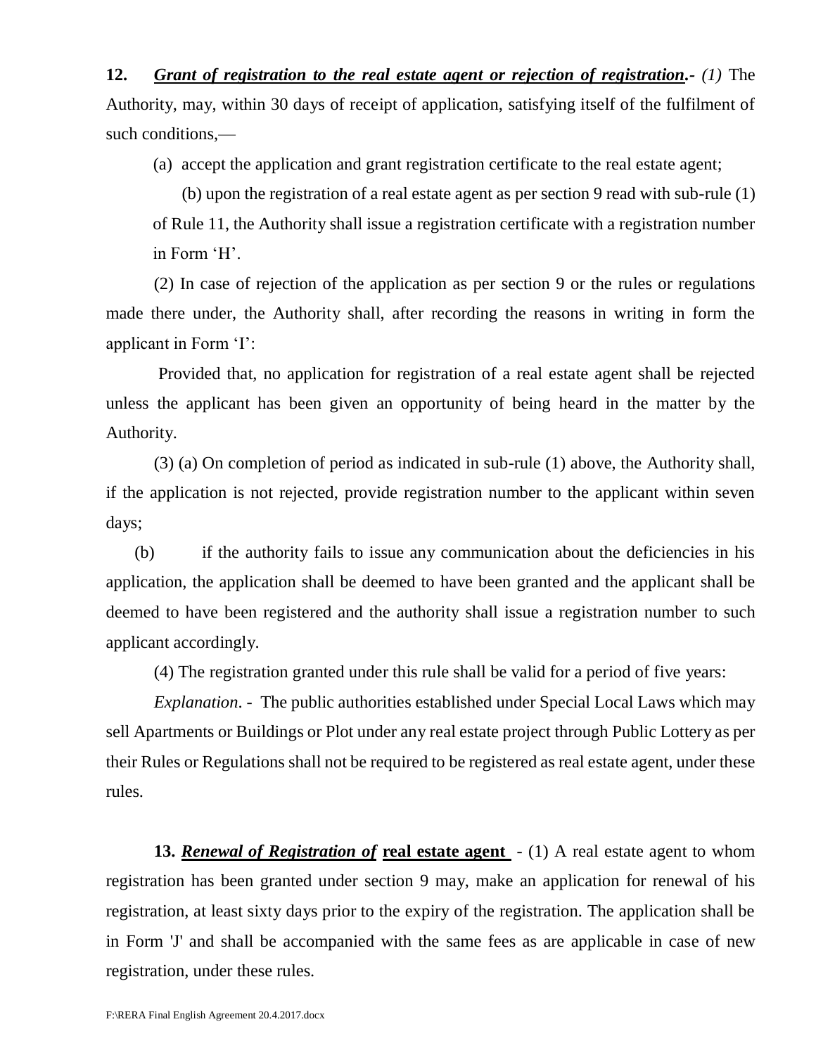**12.** ***Grant of registration to the real estate agent or rejection of registration*.-** *(1)* The Authority, may, within 30 days of receipt of application, satisfying itself of the fulfilment of such conditions,—

(a) accept the application and grant registration certificate to the real estate agent;

(b) upon the registration of a real estate agent as per section 9 read with sub-rule (1) of Rule 11, the Authority shall issue a registration certificate with a registration number in Form 'H'.

(2) In case of rejection of the application as per section 9 or the rules or regulations made there under, the Authority shall, after recording the reasons in writing in form the applicant in Form 'I':

Provided that, no application for registration of a real estate agent shall be rejected unless the applicant has been given an opportunity of being heard in the matter by the Authority.

(3) (a) On completion of period as indicated in sub-rule (1) above, the Authority shall, if the application is not rejected, provide registration number to the applicant within seven days;

(b) if the authority fails to issue any communication about the deficiencies in his application, the application shall be deemed to have been granted and the applicant shall be deemed to have been registered and the authority shall issue a registration number to such applicant accordingly.

(4) The registration granted under this rule shall be valid for a period of five years:

*Explanation*. - The public authorities established under Special Local Laws which may sell Apartments or Buildings or Plot under any real estate project through Public Lottery as per their Rules or Regulations shall not be required to be registered as real estate agent, under these rules.

**13.** ***Renewal of Registration of* real estate agent** - (1) A real estate agent to whom registration has been granted under section 9 may, make an application for renewal of his registration, at least sixty days prior to the expiry of the registration. The application shall be in Form 'J' and shall be accompanied with the same fees as are applicable in case of new registration, under these rules.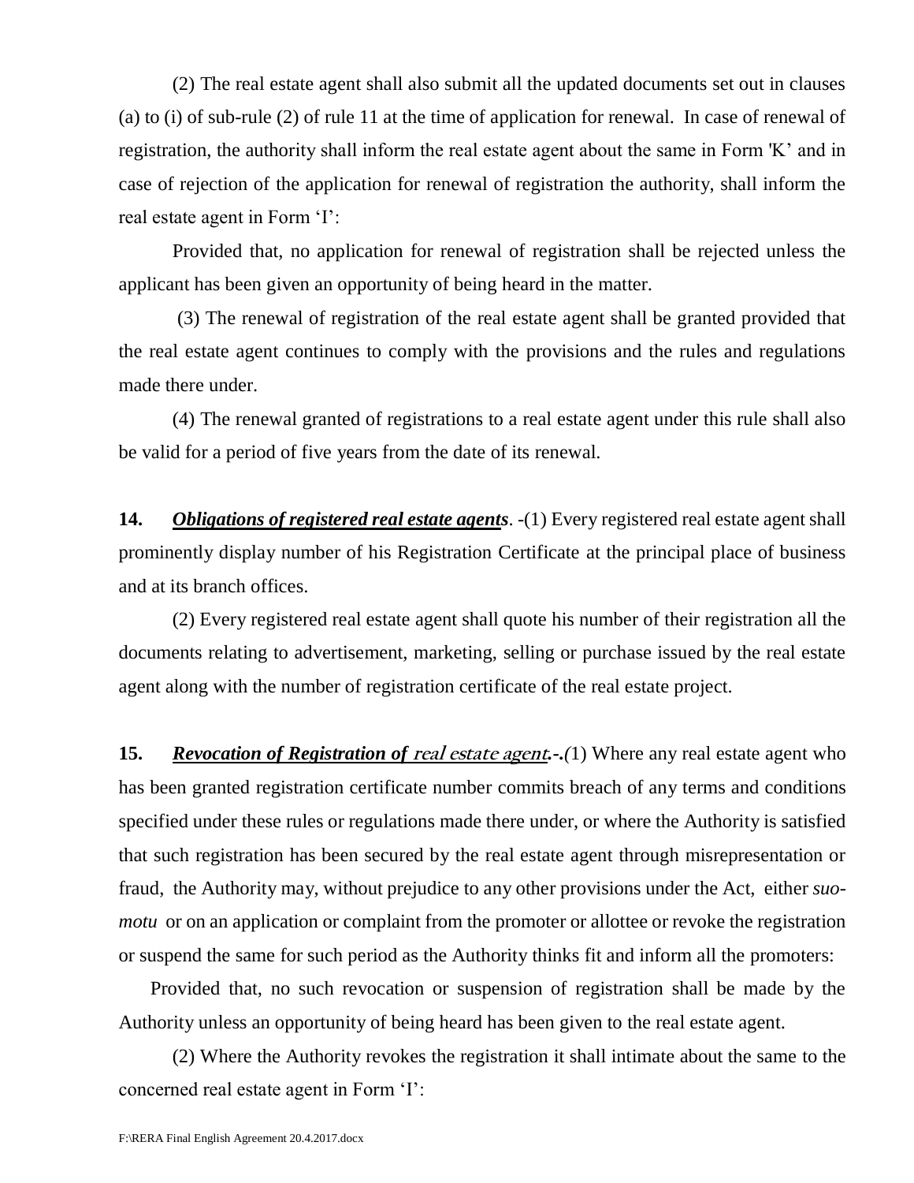(2) The real estate agent shall also submit all the updated documents set out in clauses (a) to (i) of sub-rule (2) of rule 11 at the time of application for renewal. In case of renewal of registration, the authority shall inform the real estate agent about the same in Form 'K' and in case of rejection of the application for renewal of registration the authority, shall inform the real estate agent in Form 'I':

Provided that, no application for renewal of registration shall be rejected unless the applicant has been given an opportunity of being heard in the matter.

(3) The renewal of registration of the real estate agent shall be granted provided that the real estate agent continues to comply with the provisions and the rules and regulations made there under.

(4) The renewal granted of registrations to a real estate agent under this rule shall also be valid for a period of five years from the date of its renewal.

**14.** ***Obligations of registered real estate agents***. -(1) Every registered real estate agent shall prominently display number of his Registration Certificate at the principal place of business and at its branch offices.

(2) Every registered real estate agent shall quote his number of their registration all the documents relating to advertisement, marketing, selling or purchase issued by the real estate agent along with the number of registration certificate of the real estate project.

**15.** ***Revocation of Registration of real estate agent.-.***(1) Where any real estate agent who has been granted registration certificate number commits breach of any terms and conditions specified under these rules or regulations made there under, or where the Authority is satisfied that such registration has been secured by the real estate agent through misrepresentation or fraud, the Authority may, without prejudice to any other provisions under the Act, either *suo-motu* or on an application or complaint from the promoter or allottee or revoke the registration or suspend the same for such period as the Authority thinks fit and inform all the promoters:

Provided that, no such revocation or suspension of registration shall be made by the Authority unless an opportunity of being heard has been given to the real estate agent.

(2) Where the Authority revokes the registration it shall intimate about the same to the concerned real estate agent in Form 'I':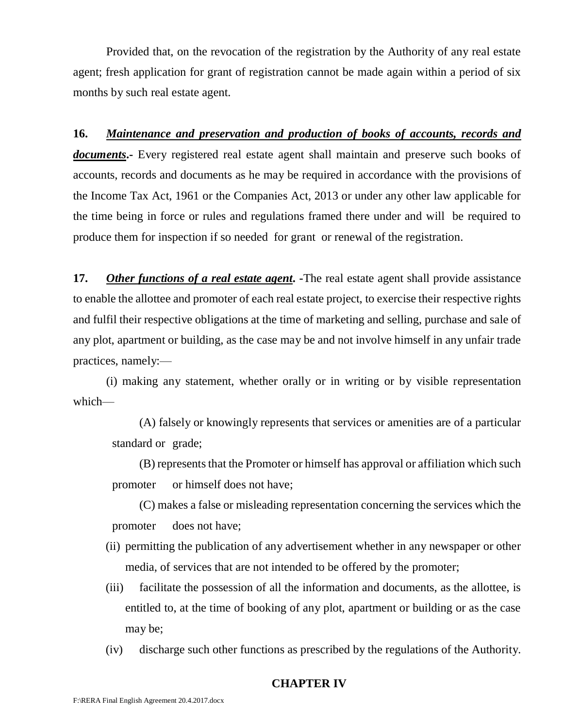Provided that, on the revocation of the registration by the Authority of any real estate agent; fresh application for grant of registration cannot be made again within a period of six months by such real estate agent.

**16.** ***Maintenance and preservation and production of books of accounts, records and documents*.-** Every registered real estate agent shall maintain and preserve such books of accounts, records and documents as he may be required in accordance with the provisions of the Income Tax Act, 1961 or the Companies Act, 2013 or under any other law applicable for the time being in force or rules and regulations framed there under and will be required to produce them for inspection if so needed for grant or renewal of the registration.

**17.** ***Other functions of a real estate agent*. -**The real estate agent shall provide assistance to enable the allottee and promoter of each real estate project, to exercise their respective rights and fulfil their respective obligations at the time of marketing and selling, purchase and sale of any plot, apartment or building, as the case may be and not involve himself in any unfair trade practices, namely:—

(i) making any statement, whether orally or in writing or by visible representation which—

(A) falsely or knowingly represents that services or amenities are of a particular standard or grade;

(B) represents that the Promoter or himself has approval or affiliation which such promoter or himself does not have;

(C) makes a false or misleading representation concerning the services which the promoter does not have;

(ii) permitting the publication of any advertisement whether in any newspaper or other media, of services that are not intended to be offered by the promoter;

(iii) facilitate the possession of all the information and documents, as the allottee, is entitled to, at the time of booking of any plot, apartment or building or as the case may be;

(iv) discharge such other functions as prescribed by the regulations of the Authority.

## CHAPTER IV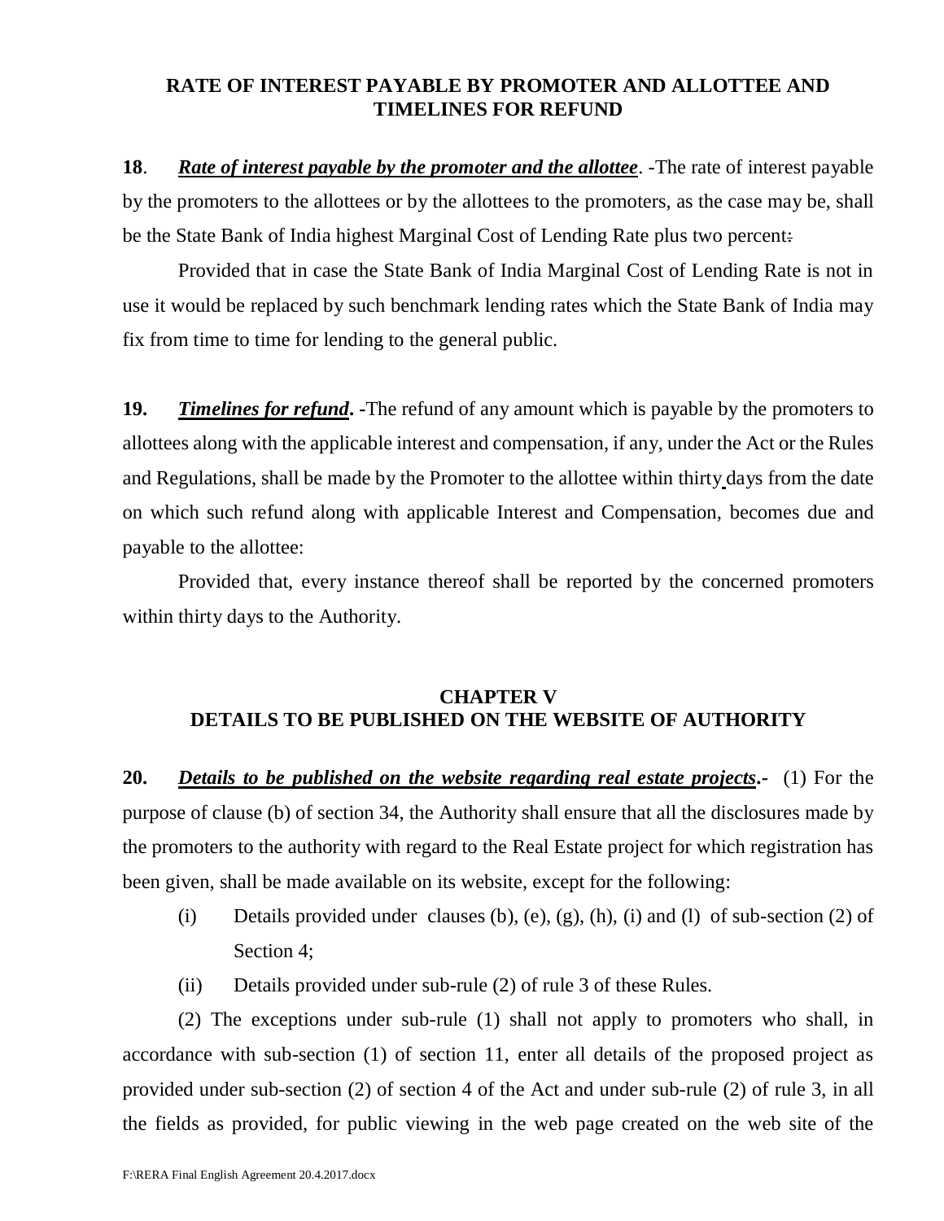## RATE OF INTEREST PAYABLE BY PROMOTER AND ALLOTTEE AND TIMELINES FOR REFUND

**18**. ***Rate of interest payable by the promoter and the allottee***. -The rate of interest payable by the promoters to the allottees or by the allottees to the promoters, as the case may be, shall be the State Bank of India highest Marginal Cost of Lending Rate plus two percent:

Provided that in case the State Bank of India Marginal Cost of Lending Rate is not in use it would be replaced by such benchmark lending rates which the State Bank of India may fix from time to time for lending to the general public.

**19.** ***Timelines for refund*****. -**The refund of any amount which is payable by the promoters to allottees along with the applicable interest and compensation, if any, under the Act or the Rules and Regulations, shall be made by the Promoter to the allottee within thirty days from the date on which such refund along with applicable Interest and Compensation, becomes due and payable to the allottee:

Provided that, every instance thereof shall be reported by the concerned promoters within thirty days to the Authority.

## CHAPTER V
## DETAILS TO BE PUBLISHED ON THE WEBSITE OF AUTHORITY

**20.** ***Details to be published on the website regarding real estate projects*****.-** (1) For the purpose of clause (b) of section 34, the Authority shall ensure that all the disclosures made by the promoters to the authority with regard to the Real Estate project for which registration has been given, shall be made available on its website, except for the following:

(i) Details provided under clauses (b), (e), (g), (h), (i) and (l) of sub-section (2) of Section 4;

(ii) Details provided under sub-rule (2) of rule 3 of these Rules.

(2) The exceptions under sub-rule (1) shall not apply to promoters who shall, in accordance with sub-section (1) of section 11, enter all details of the proposed project as provided under sub-section (2) of section 4 of the Act and under sub-rule (2) of rule 3, in all the fields as provided, for public viewing in the web page created on the web site of the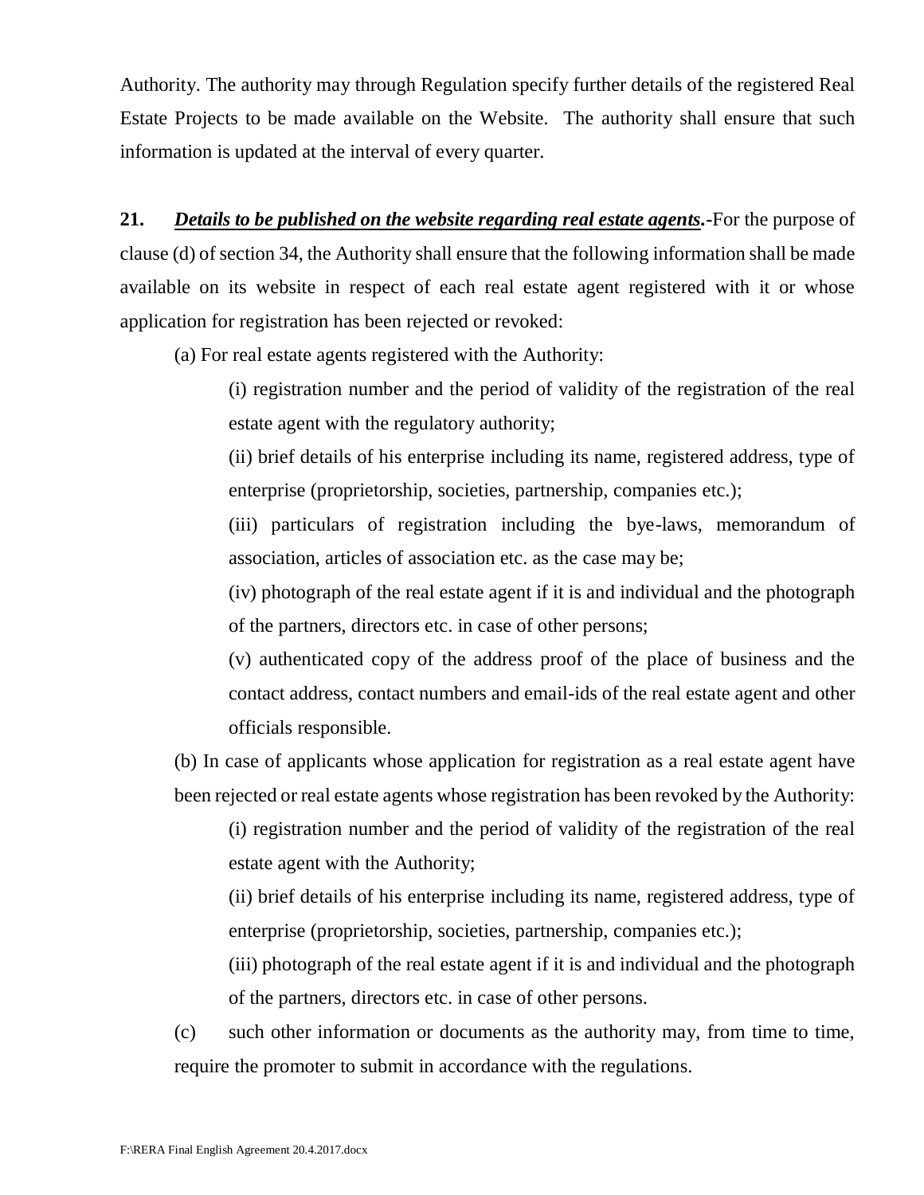Authority. The authority may through Regulation specify further details of the registered Real Estate Projects to be made available on the Website. The authority shall ensure that such information is updated at the interval of every quarter.

**21.** ***Details to be published on the website regarding real estate agents.*-**For the purpose of clause (d) of section 34, the Authority shall ensure that the following information shall be made available on its website in respect of each real estate agent registered with it or whose application for registration has been rejected or revoked:

(a) For real estate agents registered with the Authority:

(i) registration number and the period of validity of the registration of the real estate agent with the regulatory authority;

(ii) brief details of his enterprise including its name, registered address, type of enterprise (proprietorship, societies, partnership, companies etc.);

(iii) particulars of registration including the bye-laws, memorandum of association, articles of association etc. as the case may be;

(iv) photograph of the real estate agent if it is and individual and the photograph of the partners, directors etc. in case of other persons;

(v) authenticated copy of the address proof of the place of business and the contact address, contact numbers and email-ids of the real estate agent and other officials responsible.

(b) In case of applicants whose application for registration as a real estate agent have been rejected or real estate agents whose registration has been revoked by the Authority:

(i) registration number and the period of validity of the registration of the real estate agent with the Authority;

(ii) brief details of his enterprise including its name, registered address, type of enterprise (proprietorship, societies, partnership, companies etc.);

(iii) photograph of the real estate agent if it is and individual and the photograph of the partners, directors etc. in case of other persons.

(c) such other information or documents as the authority may, from time to time, require the promoter to submit in accordance with the regulations.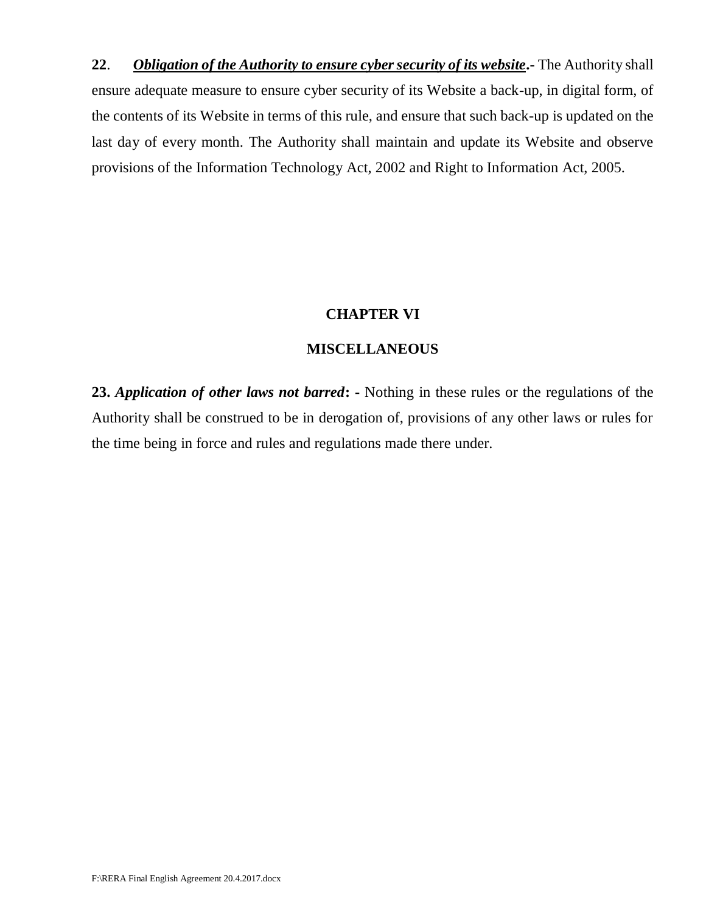**22**. ***<u>Obligation of the Authority to ensure cyber security of its website</u>*.-** The Authority shall ensure adequate measure to ensure cyber security of its Website a back-up, in digital form, of the contents of its Website in terms of this rule, and ensure that such back-up is updated on the last day of every month. The Authority shall maintain and update its Website and observe provisions of the Information Technology Act, 2002 and Right to Information Act, 2005.

## CHAPTER VI

## MISCELLANEOUS

**23.** ***Application of other laws not barred*: -** Nothing in these rules or the regulations of the Authority shall be construed to be in derogation of, provisions of any other laws or rules for the time being in force and rules and regulations made there under.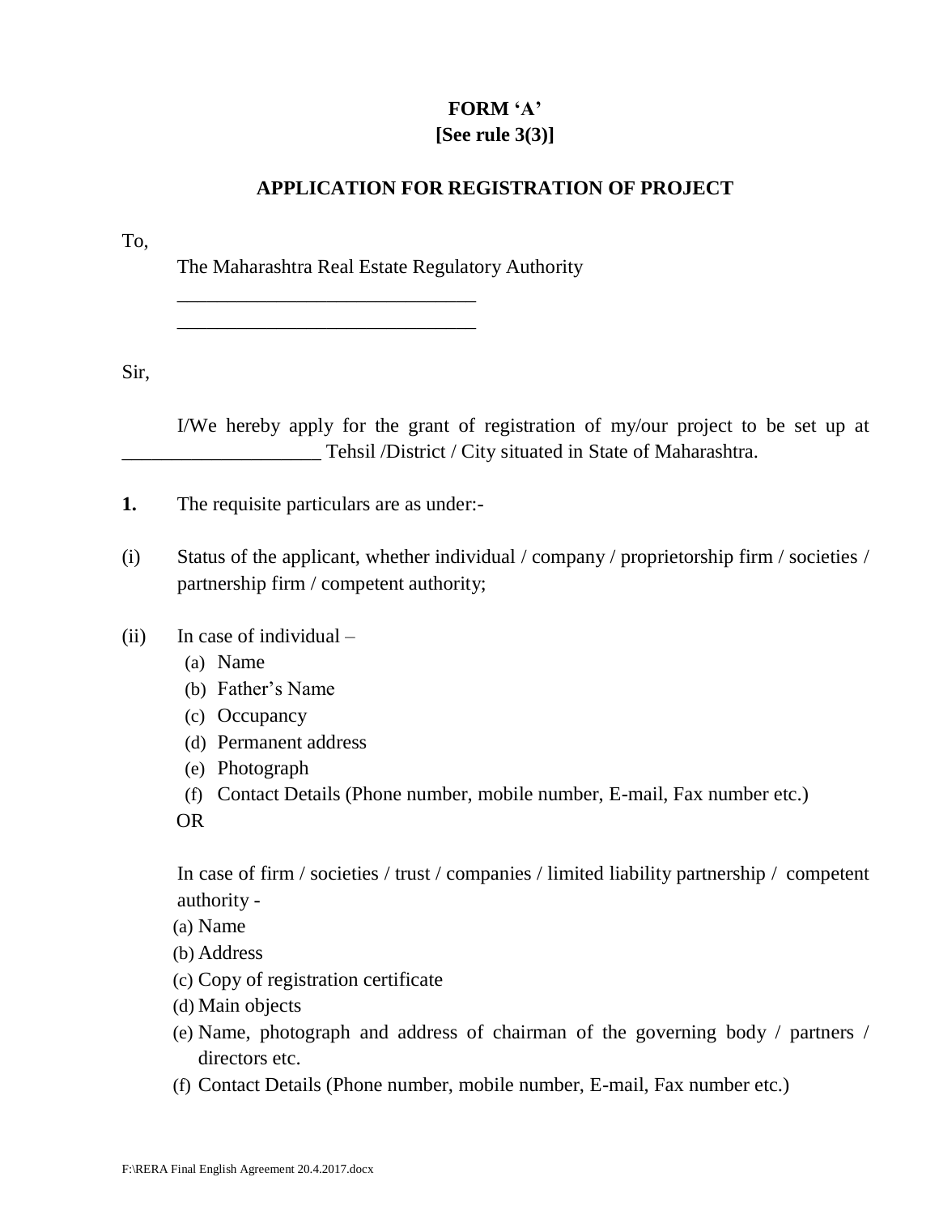**FORM 'A'**
**[See rule 3(3)]**

**APPLICATION FOR REGISTRATION OF PROJECT**

To,

The Maharashtra Real Estate Regulatory Authority

_______________________________

_______________________________

Sir,

I/We hereby apply for the grant of registration of my/our project to be set up at ____________________ Tehsil /District / City situated in State of Maharashtra.

**1.** The requisite particulars are as under:-

(i) Status of the applicant, whether individual / company / proprietorship firm / societies / partnership firm / competent authority;

(ii) In case of individual –

(a) Name
(b) Father's Name
(c) Occupancy
(d) Permanent address
(e) Photograph
(f) Contact Details (Phone number, mobile number, E-mail, Fax number etc.)

OR

In case of firm / societies / trust / companies / limited liability partnership / competent authority -

(a) Name
(b) Address
(c) Copy of registration certificate
(d) Main objects
(e) Name, photograph and address of chairman of the governing body / partners / directors etc.
(f) Contact Details (Phone number, mobile number, E-mail, Fax number etc.)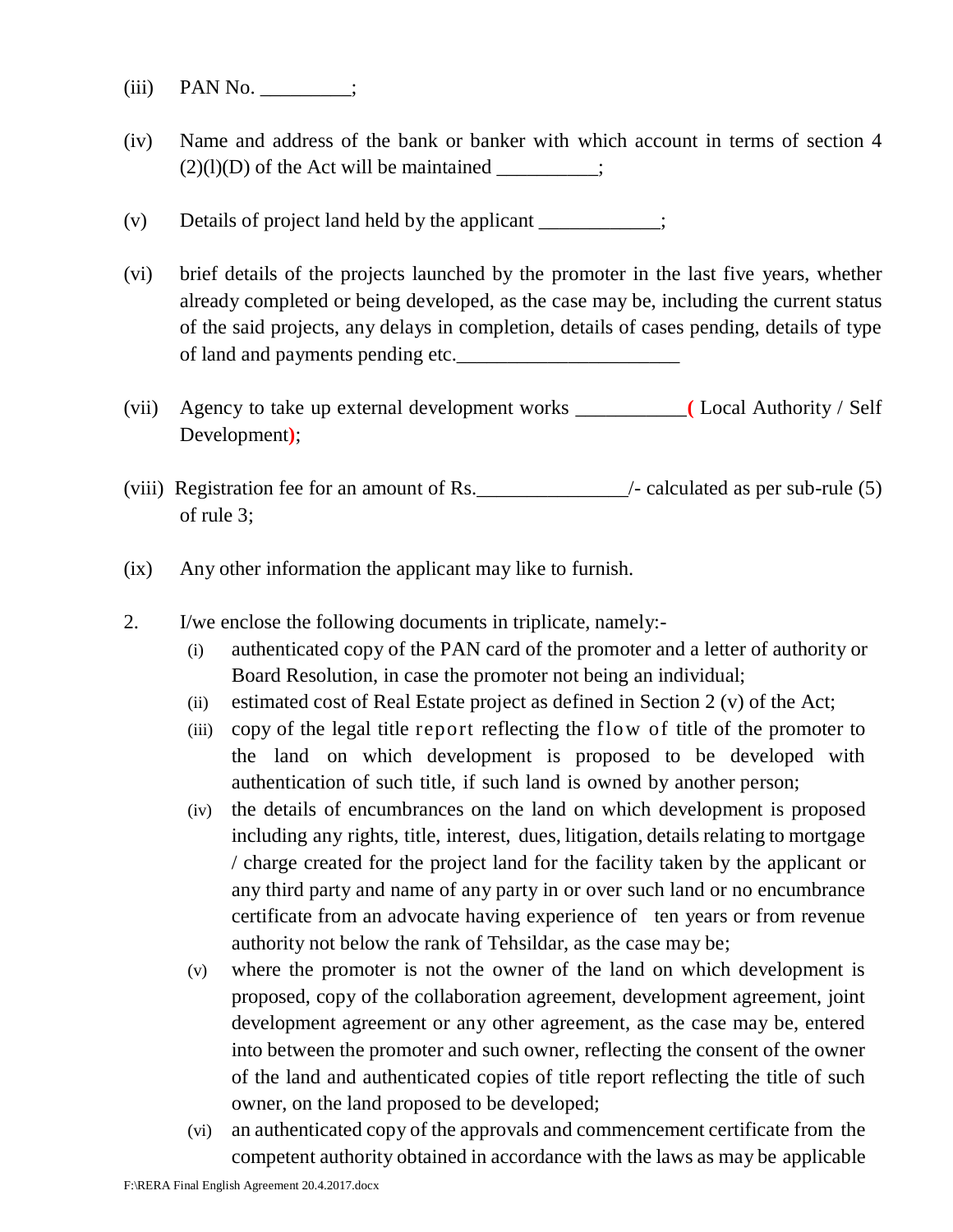(iii) PAN No. _________;

(iv) Name and address of the bank or banker with which account in terms of section 4 (2)(l)(D) of the Act will be maintained __________;

(v) Details of project land held by the applicant ____________;

(vi) brief details of the projects launched by the promoter in the last five years, whether already completed or being developed, as the case may be, including the current status of the said projects, any delays in completion, details of cases pending, details of type of land and payments pending etc.______________________

(vii) Agency to take up external development works ___________( Local Authority / Self Development);

(viii) Registration fee for an amount of Rs._______________/- calculated as per sub-rule (5) of rule 3;

(ix) Any other information the applicant may like to furnish.

2. I/we enclose the following documents in triplicate, namely:-

(i) authenticated copy of the PAN card of the promoter and a letter of authority or Board Resolution, in case the promoter not being an individual;

(ii) estimated cost of Real Estate project as defined in Section 2 (v) of the Act;

(iii) copy of the legal title report reflecting the flow of title of the promoter to the land on which development is proposed to be developed with authentication of such title, if such land is owned by another person;

(iv) the details of encumbrances on the land on which development is proposed including any rights, title, interest, dues, litigation, details relating to mortgage / charge created for the project land for the facility taken by the applicant or any third party and name of any party in or over such land or no encumbrance certificate from an advocate having experience of ten years or from revenue authority not below the rank of Tehsildar, as the case may be;

(v) where the promoter is not the owner of the land on which development is proposed, copy of the collaboration agreement, development agreement, joint development agreement or any other agreement, as the case may be, entered into between the promoter and such owner, reflecting the consent of the owner of the land and authenticated copies of title report reflecting the title of such owner, on the land proposed to be developed;

(vi) an authenticated copy of the approvals and commencement certificate from the competent authority obtained in accordance with the laws as may be applicable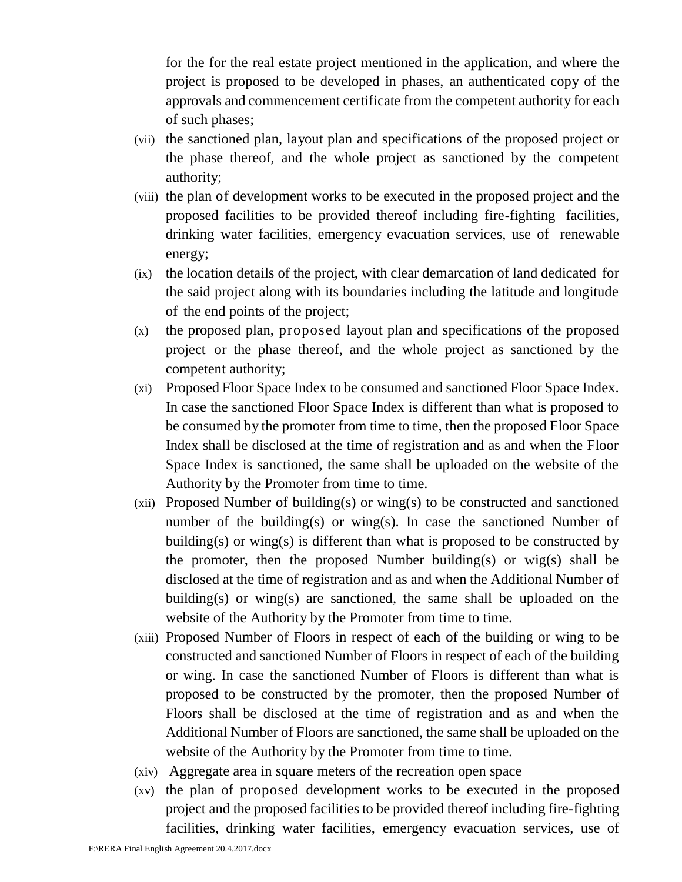for the for the real estate project mentioned in the application, and where the project is proposed to be developed in phases, an authenticated copy of the approvals and commencement certificate from the competent authority for each of such phases;

(vii) the sanctioned plan, layout plan and specifications of the proposed project or the phase thereof, and the whole project as sanctioned by the competent authority;

(viii) the plan of development works to be executed in the proposed project and the proposed facilities to be provided thereof including fire-fighting facilities, drinking water facilities, emergency evacuation services, use of renewable energy;

(ix) the location details of the project, with clear demarcation of land dedicated for the said project along with its boundaries including the latitude and longitude of the end points of the project;

(x) the proposed plan, proposed layout plan and specifications of the proposed project or the phase thereof, and the whole project as sanctioned by the competent authority;

(xi) Proposed Floor Space Index to be consumed and sanctioned Floor Space Index. In case the sanctioned Floor Space Index is different than what is proposed to be consumed by the promoter from time to time, then the proposed Floor Space Index shall be disclosed at the time of registration and as and when the Floor Space Index is sanctioned, the same shall be uploaded on the website of the Authority by the Promoter from time to time.

(xii) Proposed Number of building(s) or wing(s) to be constructed and sanctioned number of the building(s) or wing(s). In case the sanctioned Number of building(s) or wing(s) is different than what is proposed to be constructed by the promoter, then the proposed Number building(s) or wig(s) shall be disclosed at the time of registration and as and when the Additional Number of building(s) or wing(s) are sanctioned, the same shall be uploaded on the website of the Authority by the Promoter from time to time.

(xiii) Proposed Number of Floors in respect of each of the building or wing to be constructed and sanctioned Number of Floors in respect of each of the building or wing. In case the sanctioned Number of Floors is different than what is proposed to be constructed by the promoter, then the proposed Number of Floors shall be disclosed at the time of registration and as and when the Additional Number of Floors are sanctioned, the same shall be uploaded on the website of the Authority by the Promoter from time to time.

(xiv) Aggregate area in square meters of the recreation open space

(xv) the plan of proposed development works to be executed in the proposed project and the proposed facilities to be provided thereof including fire-fighting facilities, drinking water facilities, emergency evacuation services, use of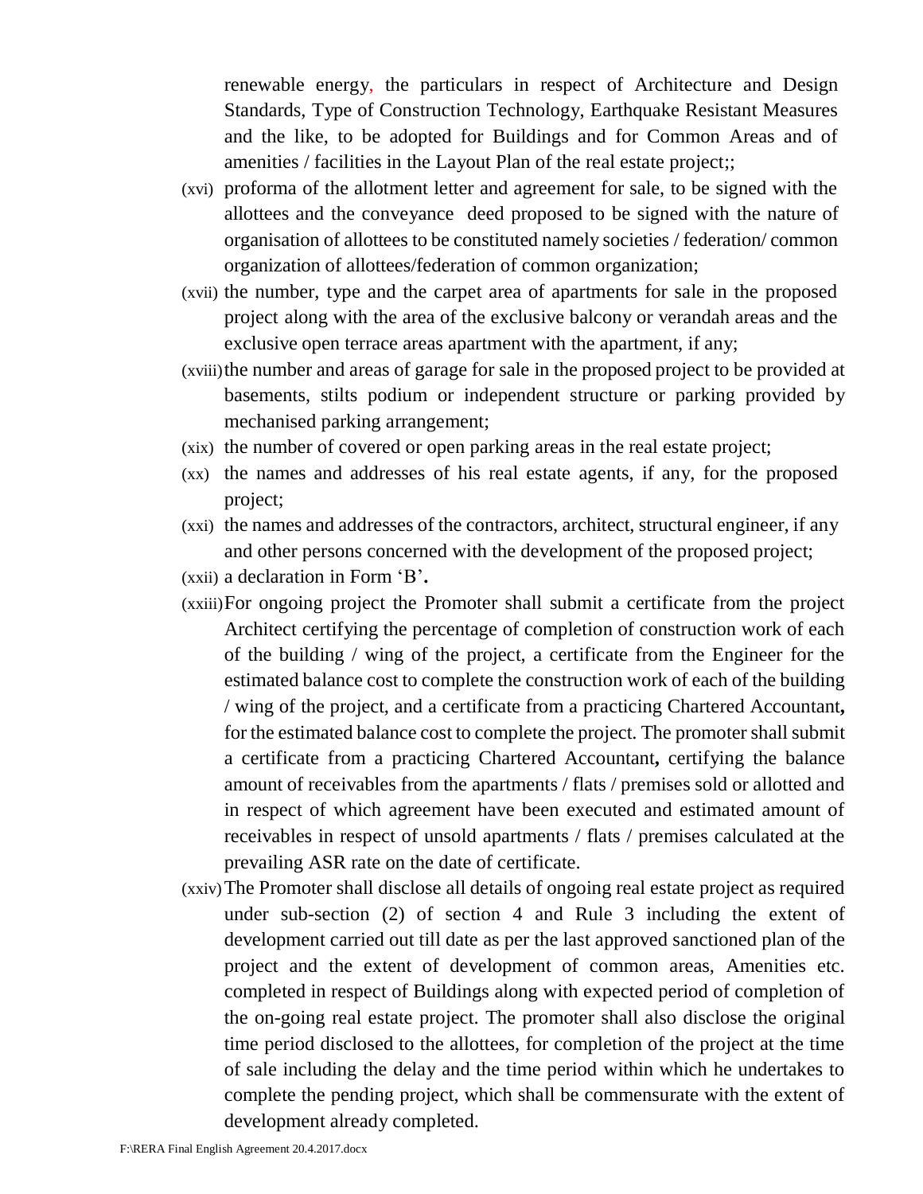renewable energy, the particulars in respect of Architecture and Design Standards, Type of Construction Technology, Earthquake Resistant Measures and the like, to be adopted for Buildings and for Common Areas and of amenities / facilities in the Layout Plan of the real estate project;;

(xvi) proforma of the allotment letter and agreement for sale, to be signed with the allottees and the conveyance deed proposed to be signed with the nature of organisation of allottees to be constituted namely societies / federation/ common organization of allottees/federation of common organization;

(xvii) the number, type and the carpet area of apartments for sale in the proposed project along with the area of the exclusive balcony or verandah areas and the exclusive open terrace areas apartment with the apartment, if any;

(xviii) the number and areas of garage for sale in the proposed project to be provided at basements, stilts podium or independent structure or parking provided by mechanised parking arrangement;

(xix) the number of covered or open parking areas in the real estate project;

(xx) the names and addresses of his real estate agents, if any, for the proposed project;

(xxi) the names and addresses of the contractors, architect, structural engineer, if any and other persons concerned with the development of the proposed project;

(xxii) a declaration in Form 'B'**.**

(xxiii) For ongoing project the Promoter shall submit a certificate from the project Architect certifying the percentage of completion of construction work of each of the building / wing of the project, a certificate from the Engineer for the estimated balance cost to complete the construction work of each of the building / wing of the project, and a certificate from a practicing Chartered Accountant**,** for the estimated balance cost to complete the project. The promoter shall submit a certificate from a practicing Chartered Accountant**,** certifying the balance amount of receivables from the apartments / flats / premises sold or allotted and in respect of which agreement have been executed and estimated amount of receivables in respect of unsold apartments / flats / premises calculated at the prevailing ASR rate on the date of certificate.

(xxiv) The Promoter shall disclose all details of ongoing real estate project as required under sub-section (2) of section 4 and Rule 3 including the extent of development carried out till date as per the last approved sanctioned plan of the project and the extent of development of common areas, Amenities etc. completed in respect of Buildings along with expected period of completion of the on-going real estate project. The promoter shall also disclose the original time period disclosed to the allottees, for completion of the project at the time of sale including the delay and the time period within which he undertakes to complete the pending project, which shall be commensurate with the extent of development already completed.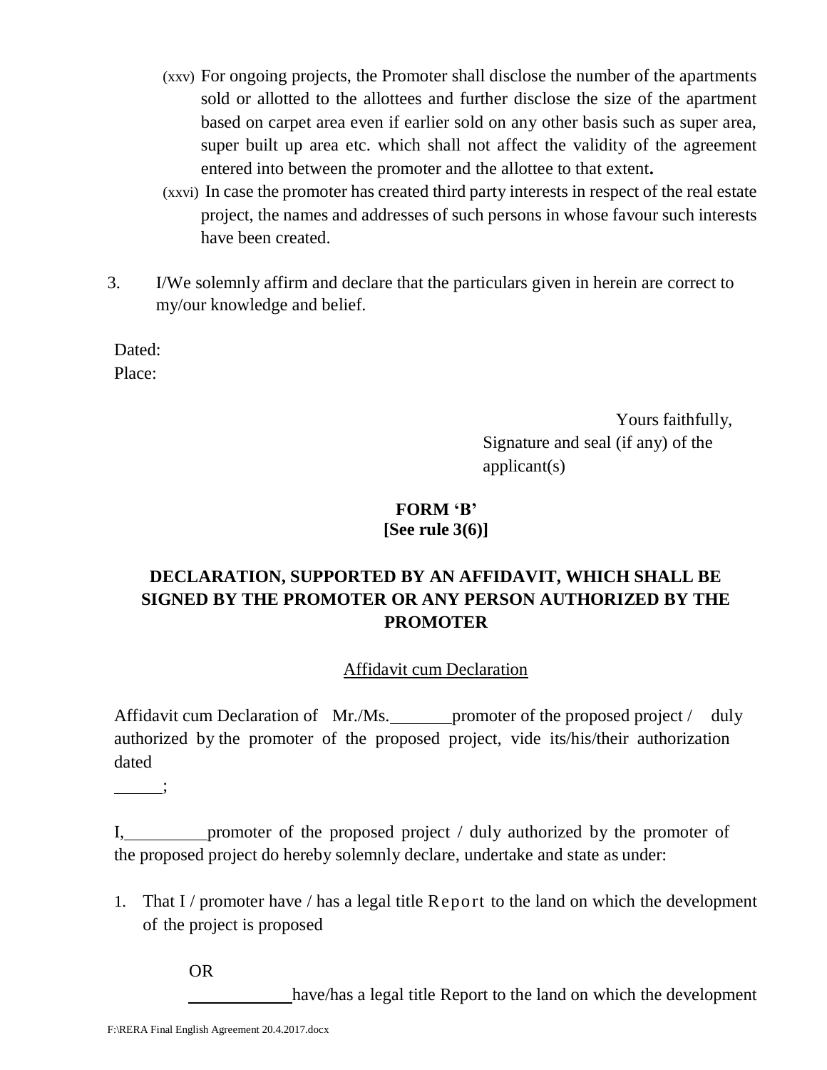(xxv) For ongoing projects, the Promoter shall disclose the number of the apartments sold or allotted to the allottees and further disclose the size of the apartment based on carpet area even if earlier sold on any other basis such as super area, super built up area etc. which shall not affect the validity of the agreement entered into between the promoter and the allottee to that extent**.**

(xxvi) In case the promoter has created third party interests in respect of the real estate project, the names and addresses of such persons in whose favour such interests have been created.

3. I/We solemnly affirm and declare that the particulars given in herein are correct to my/our knowledge and belief.

Dated:
Place:

Yours faithfully,
Signature and seal (if any) of the applicant(s)

**FORM 'B'**
**[See rule 3(6)]**

**DECLARATION, SUPPORTED BY AN AFFIDAVIT, WHICH SHALL BE SIGNED BY THE PROMOTER OR ANY PERSON AUTHORIZED BY THE PROMOTER**

Affidavit cum Declaration

Affidavit cum Declaration of Mr./Ms.\_\_\_\_\_\_\_ promoter of the proposed project / duly authorized by the promoter of the proposed project, vide its/his/their authorization dated \_\_\_\_\_\_;

I,\_\_\_\_\_\_\_\_\_ promoter of the proposed project / duly authorized by the promoter of the proposed project do hereby solemnly declare, undertake and state as under:

1. That I / promoter have / has a legal title Report to the land on which the development of the project is proposed

OR

\_\_\_\_\_\_\_\_\_\_\_ have/has a legal title Report to the land on which the development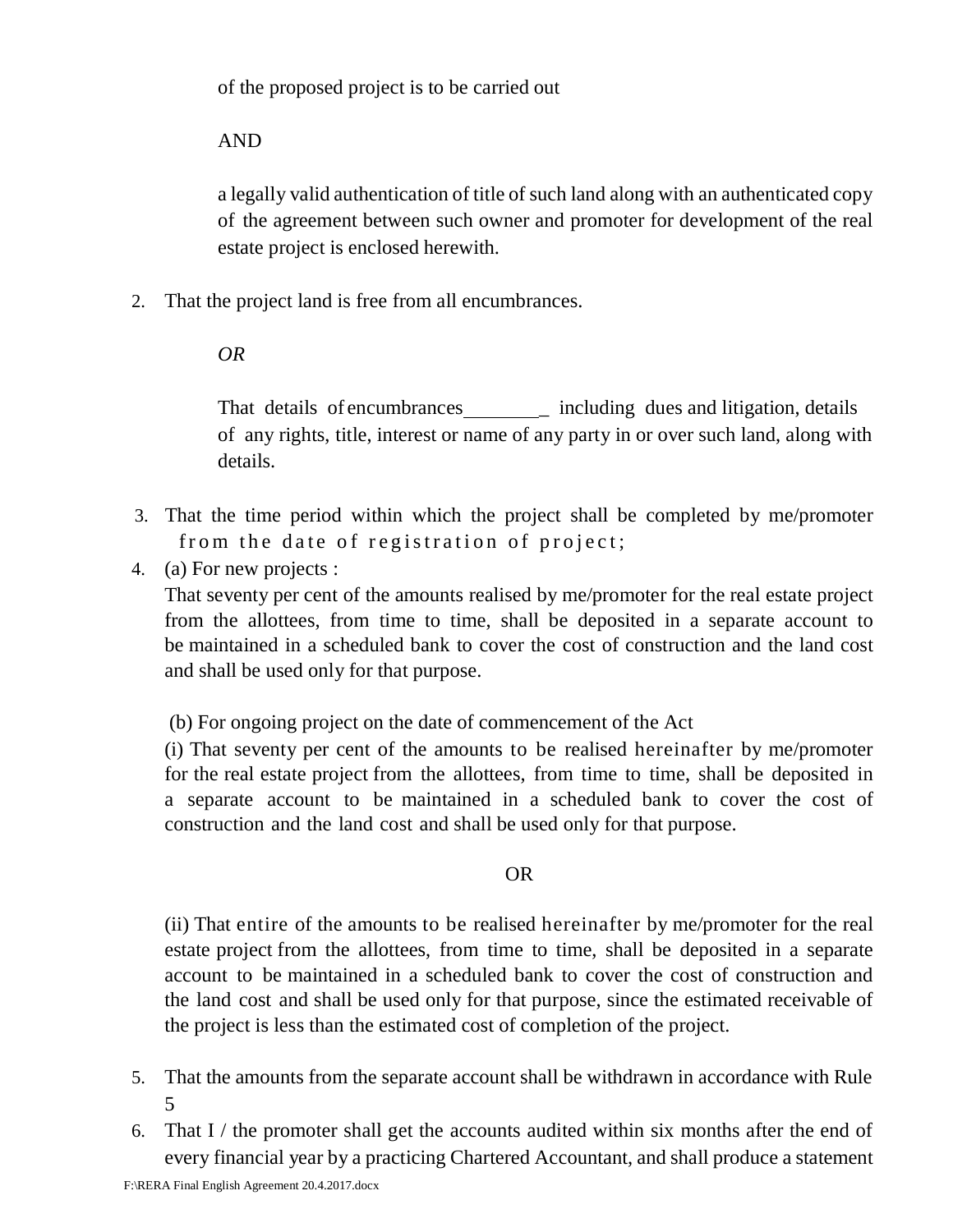of the proposed project is to be carried out

AND

a legally valid authentication of title of such land along with an authenticated copy of the agreement between such owner and promoter for development of the real estate project is enclosed herewith.

2. That the project land is free from all encumbrances.

   *OR*

   That details of encumbrances_________ including dues and litigation, details of any rights, title, interest or name of any party in or over such land, along with details.

3. That the time period within which the project shall be completed by me/promoter from the date of registration of project;
4. (a) For new projects :
   That seventy per cent of the amounts realised by me/promoter for the real estate project from the allottees, from time to time, shall be deposited in a separate account to be maintained in a scheduled bank to cover the cost of construction and the land cost and shall be used only for that purpose.

   (b) For ongoing project on the date of commencement of the Act
   (i) That seventy per cent of the amounts to be realised hereinafter by me/promoter for the real estate project from the allottees, from time to time, shall be deposited in a separate account to be maintained in a scheduled bank to cover the cost of construction and the land cost and shall be used only for that purpose.

   OR

   (ii) That entire of the amounts to be realised hereinafter by me/promoter for the real estate project from the allottees, from time to time, shall be deposited in a separate account to be maintained in a scheduled bank to cover the cost of construction and the land cost and shall be used only for that purpose, since the estimated receivable of the project is less than the estimated cost of completion of the project.

5. That the amounts from the separate account shall be withdrawn in accordance with Rule 5
6. That I / the promoter shall get the accounts audited within six months after the end of every financial year by a practicing Chartered Accountant, and shall produce a statement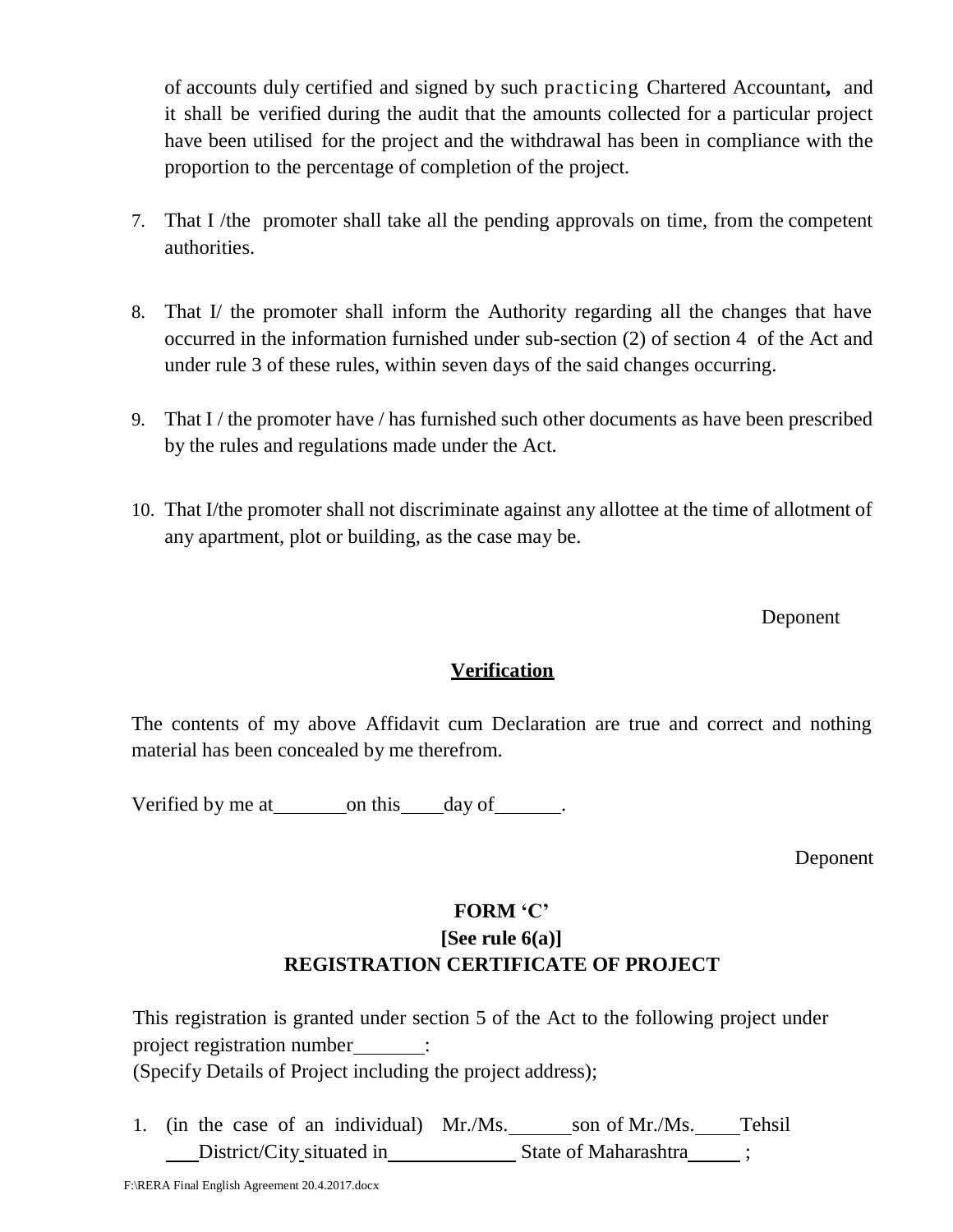of accounts duly certified and signed by such practicing Chartered Accountant**,** and it shall be verified during the audit that the amounts collected for a particular project have been utilised for the project and the withdrawal has been in compliance with the proportion to the percentage of completion of the project.

7. That I /the promoter shall take all the pending approvals on time, from the competent authorities.

8. That I/ the promoter shall inform the Authority regarding all the changes that have occurred in the information furnished under sub-section (2) of section 4 of the Act and under rule 3 of these rules, within seven days of the said changes occurring.

9. That I / the promoter have / has furnished such other documents as have been prescribed by the rules and regulations made under the Act.

10. That I/the promoter shall not discriminate against any allottee at the time of allotment of any apartment, plot or building, as the case may be.

Deponent

**Verification**

The contents of my above Affidavit cum Declaration are true and correct and nothing material has been concealed by me therefrom.

Verified by me at_______ on this____ day of______.

Deponent

**FORM 'C'**

**[See rule 6(a)]**

**REGISTRATION CERTIFICATE OF PROJECT**

This registration is granted under section 5 of the Act to the following project under project registration number_______:
(Specify Details of Project including the project address);

1. (in the case of an individual) Mr./Ms.______ son of Mr./Ms.____ Tehsil ___ District/City situated in____________ State of Maharashtra_____ ;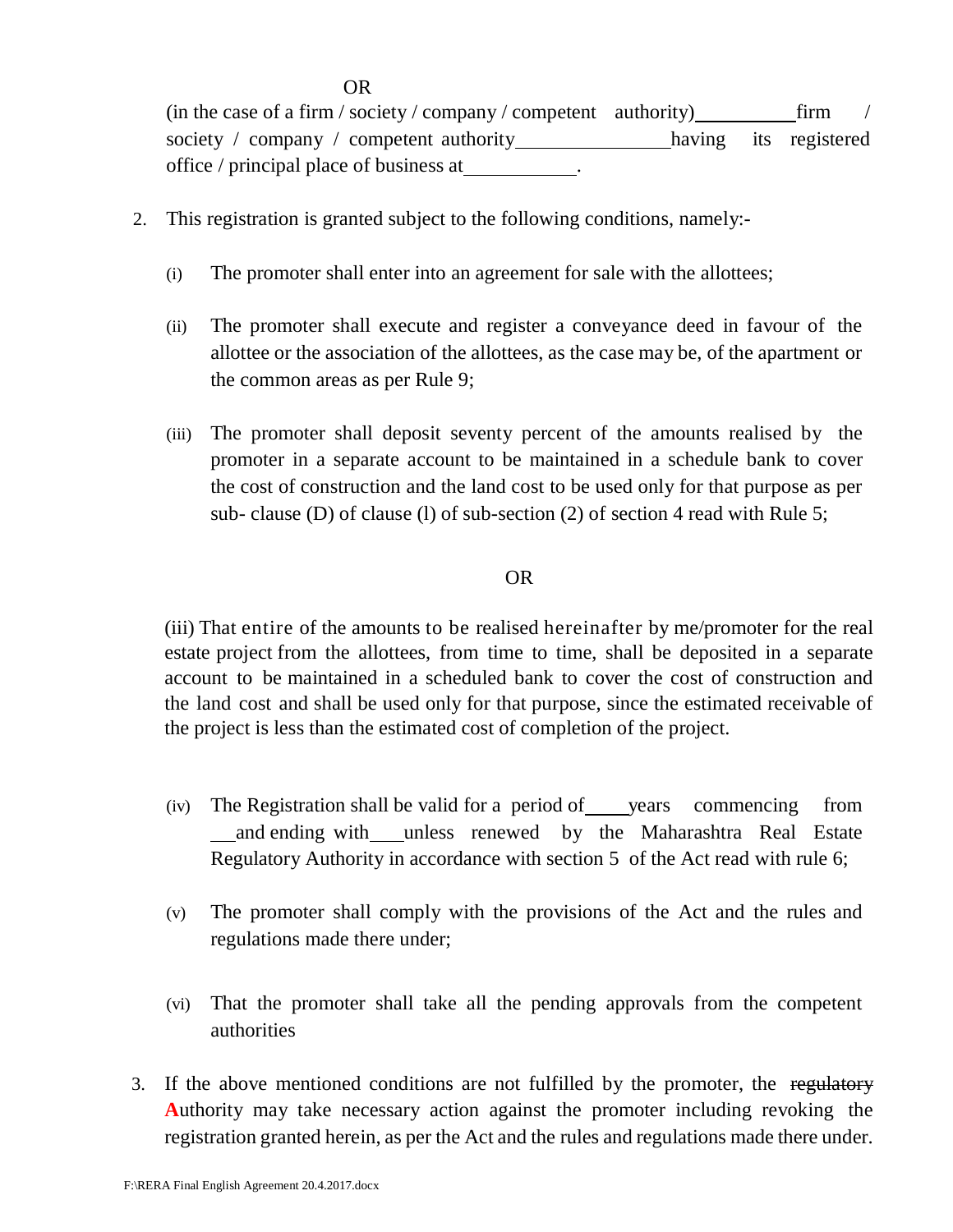OR

(in the case of a firm / society / company / competent authority)__________firm / society / company / competent authority_______________having its registered office / principal place of business at___________.

2. This registration is granted subject to the following conditions, namely:-

   (i) The promoter shall enter into an agreement for sale with the allottees;

   (ii) The promoter shall execute and register a conveyance deed in favour of the allottee or the association of the allottees, as the case may be, of the apartment or the common areas as per Rule 9;

   (iii) The promoter shall deposit seventy percent of the amounts realised by the promoter in a separate account to be maintained in a schedule bank to cover the cost of construction and the land cost to be used only for that purpose as per sub- clause (D) of clause (l) of sub-section (2) of section 4 read with Rule 5;

OR

(iii) That entire of the amounts to be realised hereinafter by me/promoter for the real estate project from the allottees, from time to time, shall be deposited in a separate account to be maintained in a scheduled bank to cover the cost of construction and the land cost and shall be used only for that purpose, since the estimated receivable of the project is less than the estimated cost of completion of the project.

   (iv) The Registration shall be valid for a period of____years commencing from __and ending with___unless renewed by the Maharashtra Real Estate Regulatory Authority in accordance with section 5 of the Act read with rule 6;

   (v) The promoter shall comply with the provisions of the Act and the rules and regulations made there under;

   (vi) That the promoter shall take all the pending approvals from the competent authorities

3. If the above mentioned conditions are not fulfilled by the promoter, the ~~regulatory~~ **A**uthority may take necessary action against the promoter including revoking the registration granted herein, as per the Act and the rules and regulations made there under.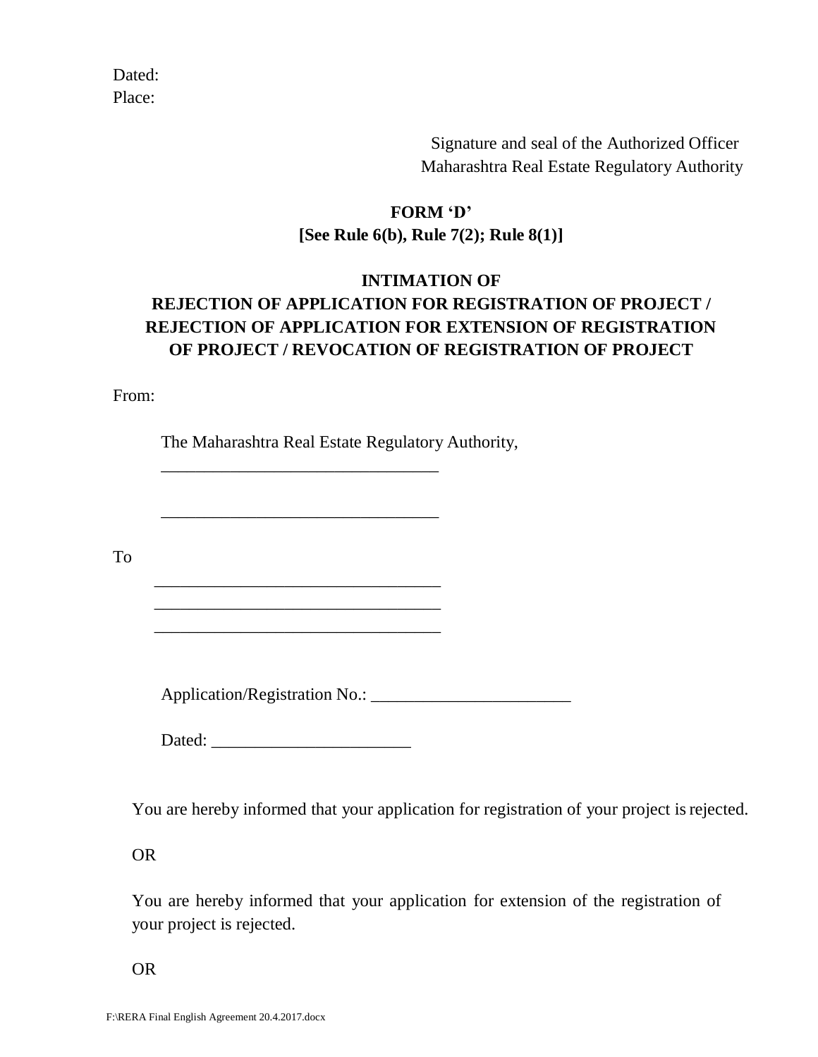Dated:
Place:

Signature and seal of the Authorized Officer
Maharashtra Real Estate Regulatory Authority

**FORM 'D'**
**[See Rule 6(b), Rule 7(2); Rule 8(1)]**

**INTIMATION OF**
**REJECTION OF APPLICATION FOR REGISTRATION OF PROJECT / REJECTION OF APPLICATION FOR EXTENSION OF REGISTRATION OF PROJECT / REVOCATION OF REGISTRATION OF PROJECT**

From:

The Maharashtra Real Estate Regulatory Authority,
________________________________

________________________________

To

________________________________
________________________________
________________________________

Application/Registration No.: _______________________

Dated: _______________________

You are hereby informed that your application for registration of your project is rejected.

OR

You are hereby informed that your application for extension of the registration of your project is rejected.

OR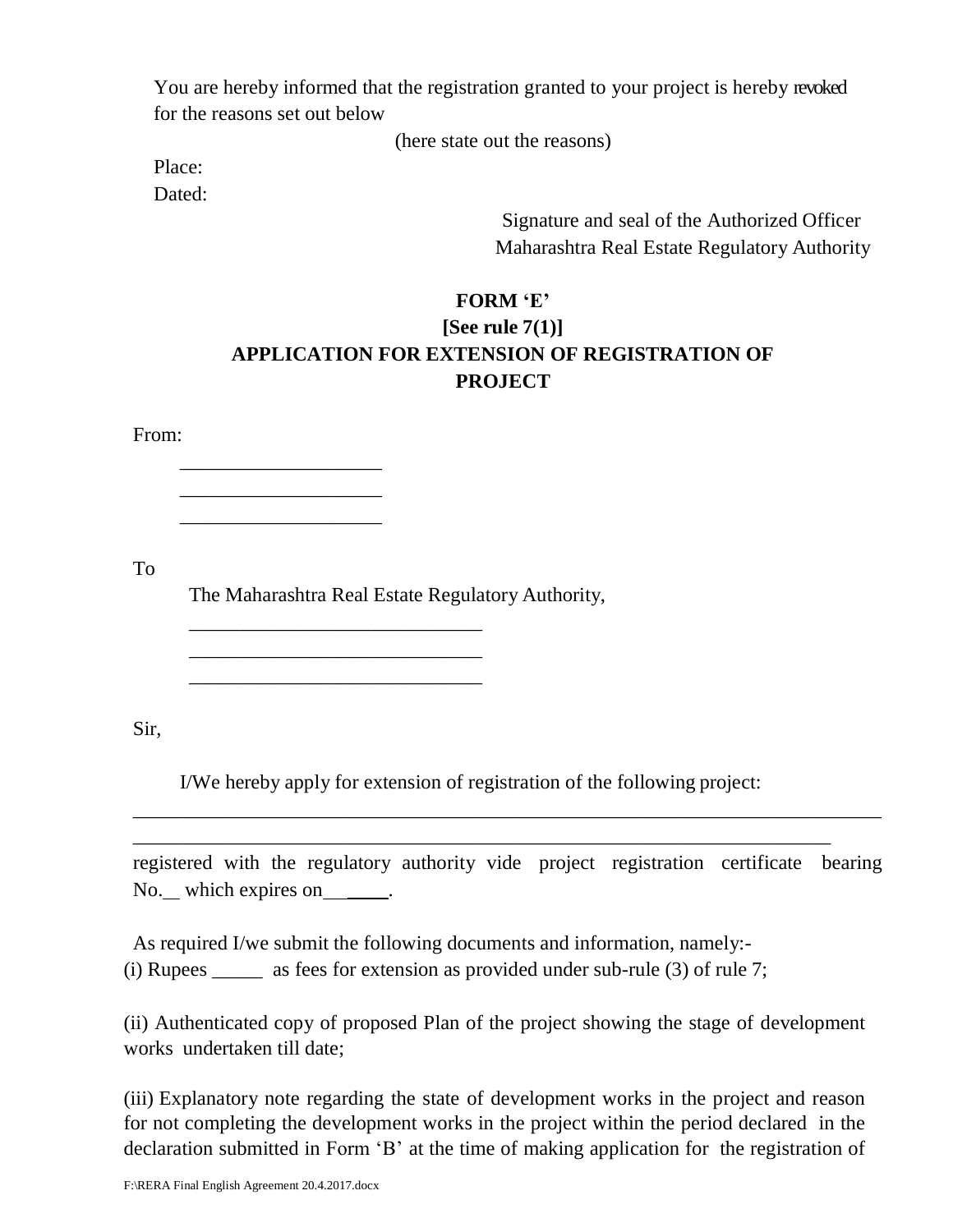You are hereby informed that the registration granted to your project is hereby revoked for the reasons set out below

(here state out the reasons)

Place:

Dated:

Signature and seal of the Authorized Officer
Maharashtra Real Estate Regulatory Authority

**FORM 'E'**
**[See rule 7(1)]**
**APPLICATION FOR EXTENSION OF REGISTRATION OF PROJECT**

From:

____________________
____________________
____________________

To

The Maharashtra Real Estate Regulatory Authority,
_____________________________
_____________________________
_____________________________

Sir,

I/We hereby apply for extension of registration of the following project:

______________________________________________________________________________
_______________________________________________________________________

registered with the regulatory authority vide project registration certificate bearing No.__ which expires on______.

As required I/we submit the following documents and information, namely:-

(i) Rupees _____ as fees for extension as provided under sub-rule (3) of rule 7;

(ii) Authenticated copy of proposed Plan of the project showing the stage of development works undertaken till date;

(iii) Explanatory note regarding the state of development works in the project and reason for not completing the development works in the project within the period declared in the declaration submitted in Form 'B' at the time of making application for the registration of

F:\RERA Final English Agreement 20.4.2017.docx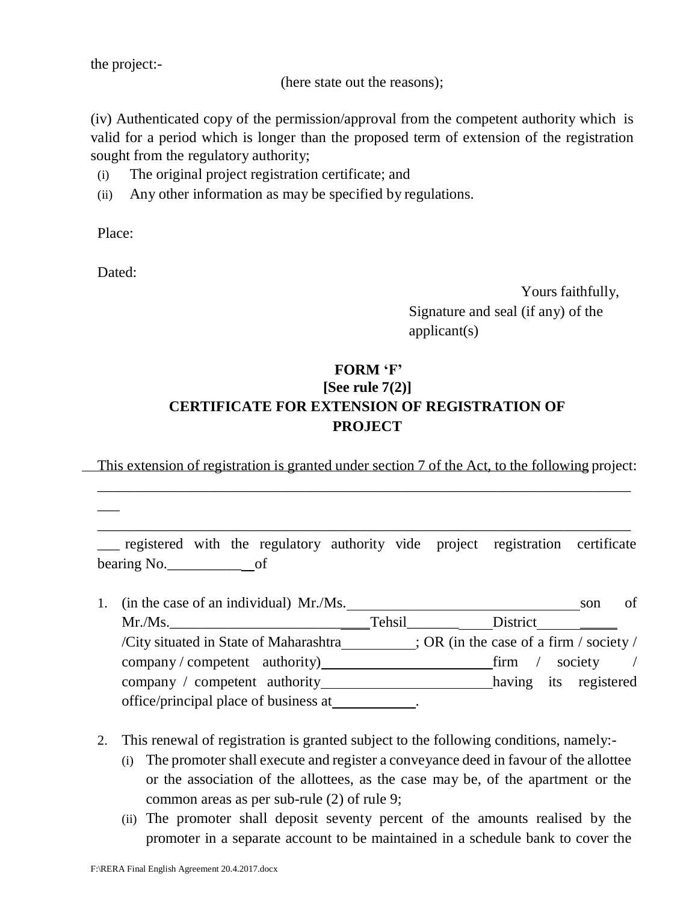the project:-

(here state out the reasons);

(iv) Authenticated copy of the permission/approval from the competent authority which is valid for a period which is longer than the proposed term of extension of the registration sought from the regulatory authority;

(i) The original project registration certificate; and
(ii) Any other information as may be specified by regulations.

Place:

Dated:

Yours faithfully,
Signature and seal (if any) of the applicant(s)

**FORM 'F'**
**[See rule 7(2)]**
**CERTIFICATE FOR EXTENSION OF REGISTRATION OF PROJECT**

This extension of registration is granted under section 7 of the Act, to the following project: ______________________________________________________________________________ ______________________________________________________________________________ registered with the regulatory authority vide project registration certificate bearing No.__________ of

1. (in the case of an individual) Mr./Ms.______________________________ son of Mr./Ms.____________________________Tehsil____________District__________ /City situated in State of Maharashtra__________; OR (in the case of a firm / society / company / competent authority)______________________firm / society / company / competent authority______________________having its registered office/principal place of business at___________.

2. This renewal of registration is granted subject to the following conditions, namely:-
   (i) The promoter shall execute and register a conveyance deed in favour of the allottee or the association of the allottees, as the case may be, of the apartment or the common areas as per sub-rule (2) of rule 9;
   (ii) The promoter shall deposit seventy percent of the amounts realised by the promoter in a separate account to be maintained in a schedule bank to cover the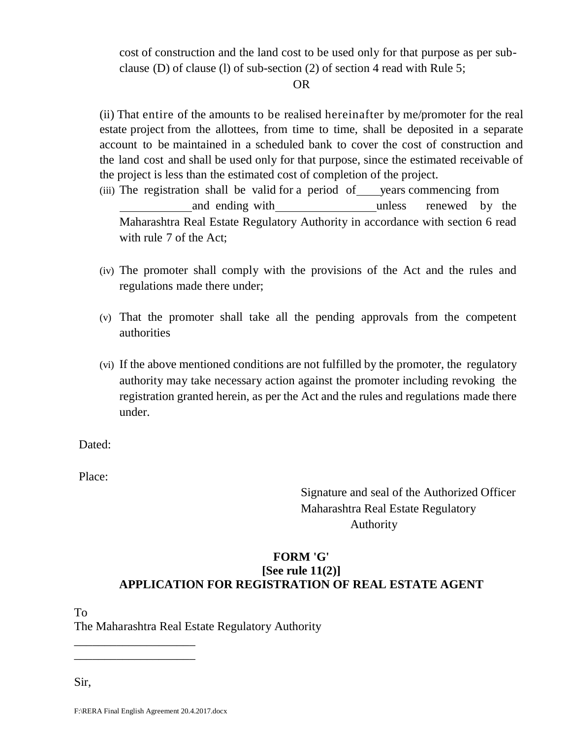cost of construction and the land cost to be used only for that purpose as per sub-clause (D) of clause (l) of sub-section (2) of section 4 read with Rule 5;

OR

(ii) That entire of the amounts to be realised hereinafter by me/promoter for the real estate project from the allottees, from time to time, shall be deposited in a separate account to be maintained in a scheduled bank to cover the cost of construction and the land cost and shall be used only for that purpose, since the estimated receivable of the project is less than the estimated cost of completion of the project.

(iii) The registration shall be valid for a period of ____ years commencing from ____________ and ending with ________________ unless renewed by the Maharashtra Real Estate Regulatory Authority in accordance with section 6 read with rule 7 of the Act;

(iv) The promoter shall comply with the provisions of the Act and the rules and regulations made there under;

(v) That the promoter shall take all the pending approvals from the competent authorities

(vi) If the above mentioned conditions are not fulfilled by the promoter, the regulatory authority may take necessary action against the promoter including revoking the registration granted herein, as per the Act and the rules and regulations made there under.

Dated:

Place:

Signature and seal of the Authorized Officer
Maharashtra Real Estate Regulatory
Authority

## FORM 'G'
**[See rule 11(2)]**
**APPLICATION FOR REGISTRATION OF REAL ESTATE AGENT**

To
The Maharashtra Real Estate Regulatory Authority
____________________
____________________

Sir,

F:\RERA Final English Agreement 20.4.2017.docx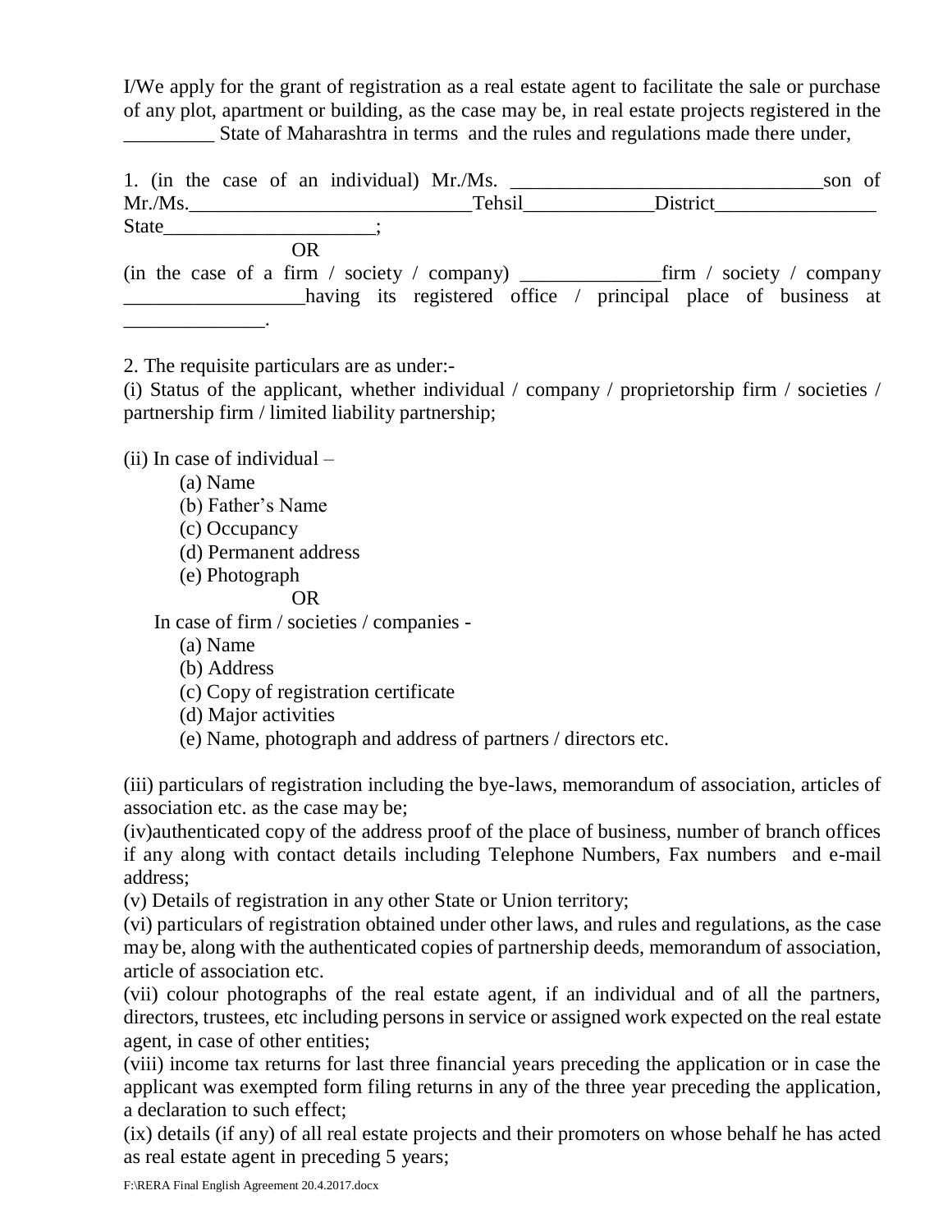I/We apply for the grant of registration as a real estate agent to facilitate the sale or purchase of any plot, apartment or building, as the case may be, in real estate projects registered in the _________ State of Maharashtra in terms and the rules and regulations made there under,

1. (in the case of an individual) Mr./Ms. _______________________________son of Mr./Ms.____________________________Tehsil_____________District________________ State____________________;

OR

(in the case of a firm / society / company) ______________firm / society / company __________________having its registered office / principal place of business at ______________.

2. The requisite particulars are as under:-

(i) Status of the applicant, whether individual / company / proprietorship firm / societies / partnership firm / limited liability partnership;

(ii) In case of individual –

(a) Name
(b) Father's Name
(c) Occupancy
(d) Permanent address
(e) Photograph

OR

In case of firm / societies / companies -

(a) Name
(b) Address
(c) Copy of registration certificate
(d) Major activities
(e) Name, photograph and address of partners / directors etc.

(iii) particulars of registration including the bye-laws, memorandum of association, articles of association etc. as the case may be;

(iv)authenticated copy of the address proof of the place of business, number of branch offices if any along with contact details including Telephone Numbers, Fax numbers and e-mail address;

(v) Details of registration in any other State or Union territory;

(vi) particulars of registration obtained under other laws, and rules and regulations, as the case may be, along with the authenticated copies of partnership deeds, memorandum of association, article of association etc.

(vii) colour photographs of the real estate agent, if an individual and of all the partners, directors, trustees, etc including persons in service or assigned work expected on the real estate agent, in case of other entities;

(viii) income tax returns for last three financial years preceding the application or in case the applicant was exempted form filing returns in any of the three year preceding the application, a declaration to such effect;

(ix) details (if any) of all real estate projects and their promoters on whose behalf he has acted as real estate agent in preceding 5 years;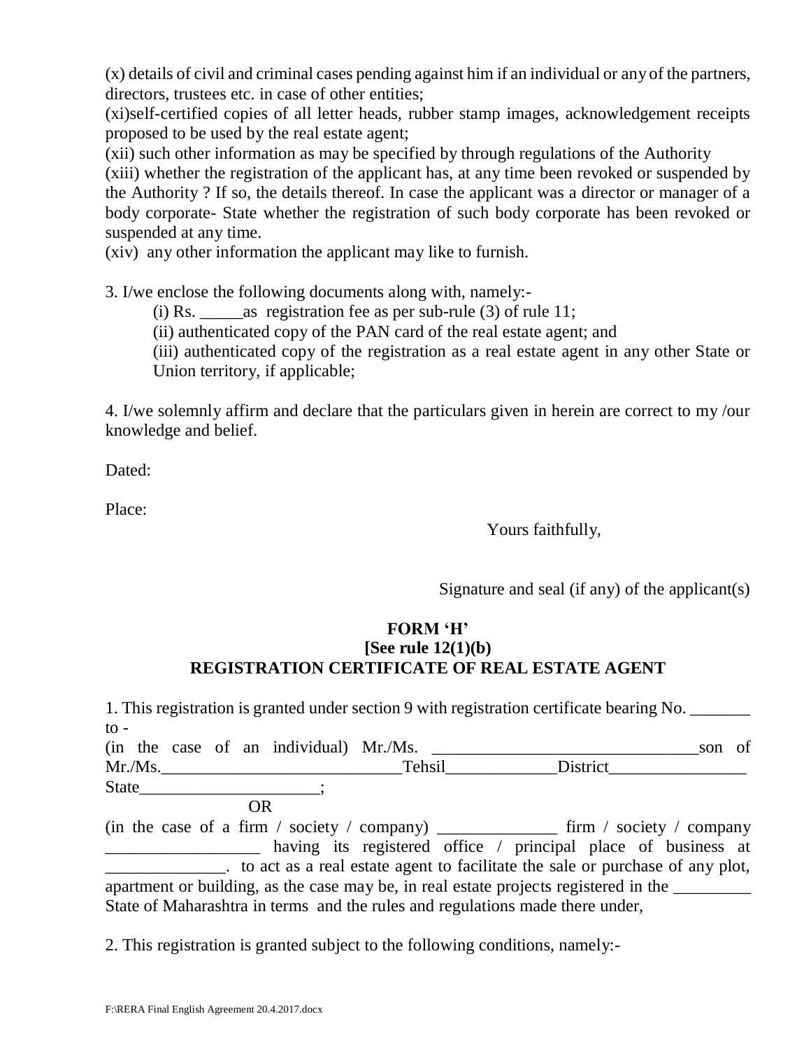(x) details of civil and criminal cases pending against him if an individual or any of the partners, directors, trustees etc. in case of other entities;

(xi)self-certified copies of all letter heads, rubber stamp images, acknowledgement receipts proposed to be used by the real estate agent;

(xii) such other information as may be specified by through regulations of the Authority

(xiii) whether the registration of the applicant has, at any time been revoked or suspended by the Authority ? If so, the details thereof. In case the applicant was a director or manager of a body corporate- State whether the registration of such body corporate has been revoked or suspended at any time.

(xiv) any other information the applicant may like to furnish.

3. I/we enclose the following documents along with, namely:-

(i) Rs. _____as registration fee as per sub-rule (3) of rule 11;

(ii) authenticated copy of the PAN card of the real estate agent; and

(iii) authenticated copy of the registration as a real estate agent in any other State or Union territory, if applicable;

4. I/we solemnly affirm and declare that the particulars given in herein are correct to my /our knowledge and belief.

Dated:

Place:

Yours faithfully,

Signature and seal (if any) of the applicant(s)

**FORM 'H'**
**[See rule 12(1)(b)**
**REGISTRATION CERTIFICATE OF REAL ESTATE AGENT**

1. This registration is granted under section 9 with registration certificate bearing No. _______ to -

(in the case of an individual) Mr./Ms. _______________________________son of Mr./Ms.___________________________Tehsil____________District________________ State____________________;

OR

(in the case of a firm / society / company) ______________ firm / society / company __________________ having its registered office / principal place of business at ______________. to act as a real estate agent to facilitate the sale or purchase of any plot, apartment or building, as the case may be, in real estate projects registered in the _________ State of Maharashtra in terms and the rules and regulations made there under,

2. This registration is granted subject to the following conditions, namely:-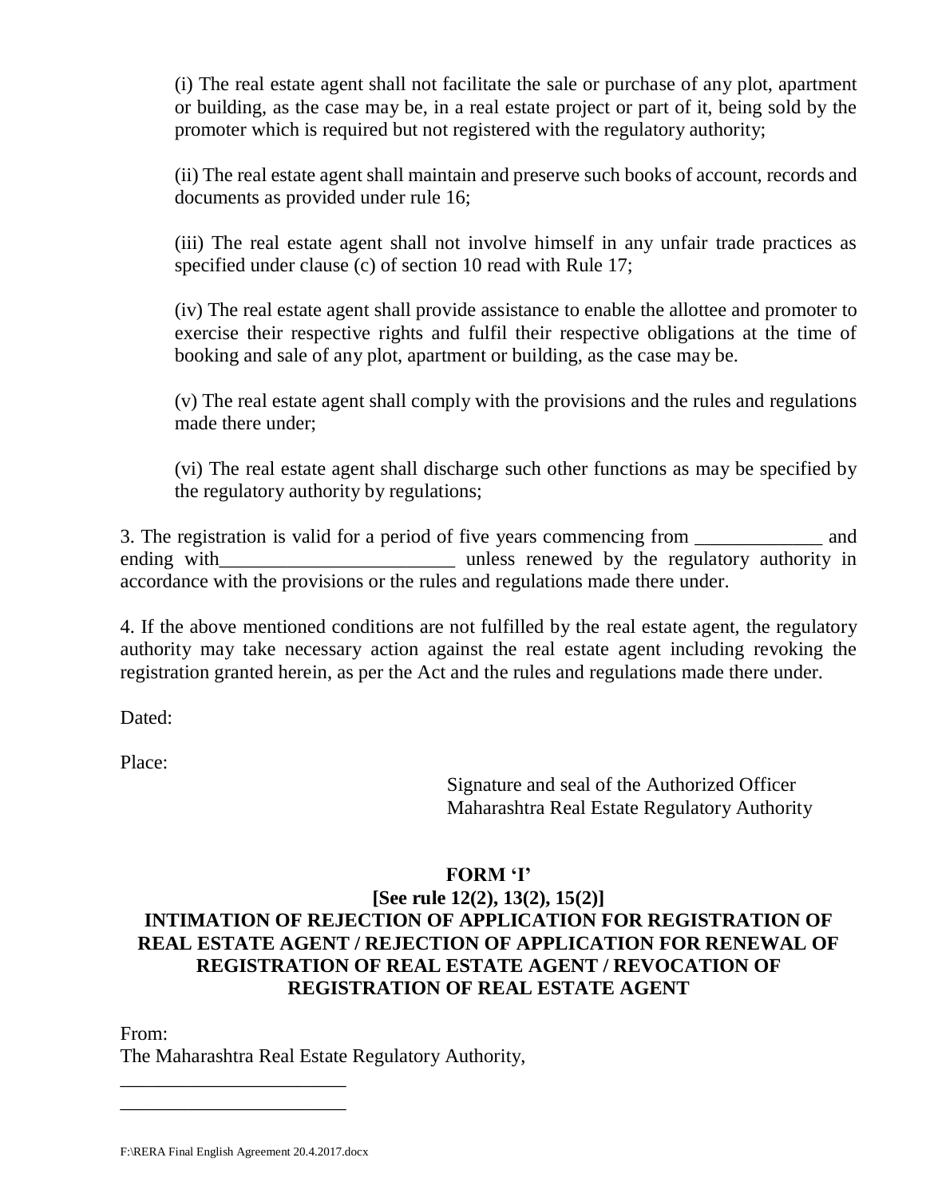(i) The real estate agent shall not facilitate the sale or purchase of any plot, apartment or building, as the case may be, in a real estate project or part of it, being sold by the promoter which is required but not registered with the regulatory authority;

(ii) The real estate agent shall maintain and preserve such books of account, records and documents as provided under rule 16;

(iii) The real estate agent shall not involve himself in any unfair trade practices as specified under clause (c) of section 10 read with Rule 17;

(iv) The real estate agent shall provide assistance to enable the allottee and promoter to exercise their respective rights and fulfil their respective obligations at the time of booking and sale of any plot, apartment or building, as the case may be.

(v) The real estate agent shall comply with the provisions and the rules and regulations made there under;

(vi) The real estate agent shall discharge such other functions as may be specified by the regulatory authority by regulations;

3. The registration is valid for a period of five years commencing from _____________ and ending with________________________ unless renewed by the regulatory authority in accordance with the provisions or the rules and regulations made there under.

4. If the above mentioned conditions are not fulfilled by the real estate agent, the regulatory authority may take necessary action against the real estate agent including revoking the registration granted herein, as per the Act and the rules and regulations made there under.

Dated:

Place:

Signature and seal of the Authorized Officer
Maharashtra Real Estate Regulatory Authority

**FORM 'I'**

**[See rule 12(2), 13(2), 15(2)]**

**INTIMATION OF REJECTION OF APPLICATION FOR REGISTRATION OF REAL ESTATE AGENT / REJECTION OF APPLICATION FOR RENEWAL OF REGISTRATION OF REAL ESTATE AGENT / REVOCATION OF REGISTRATION OF REAL ESTATE AGENT**

From:
The Maharashtra Real Estate Regulatory Authority,
________________________
________________________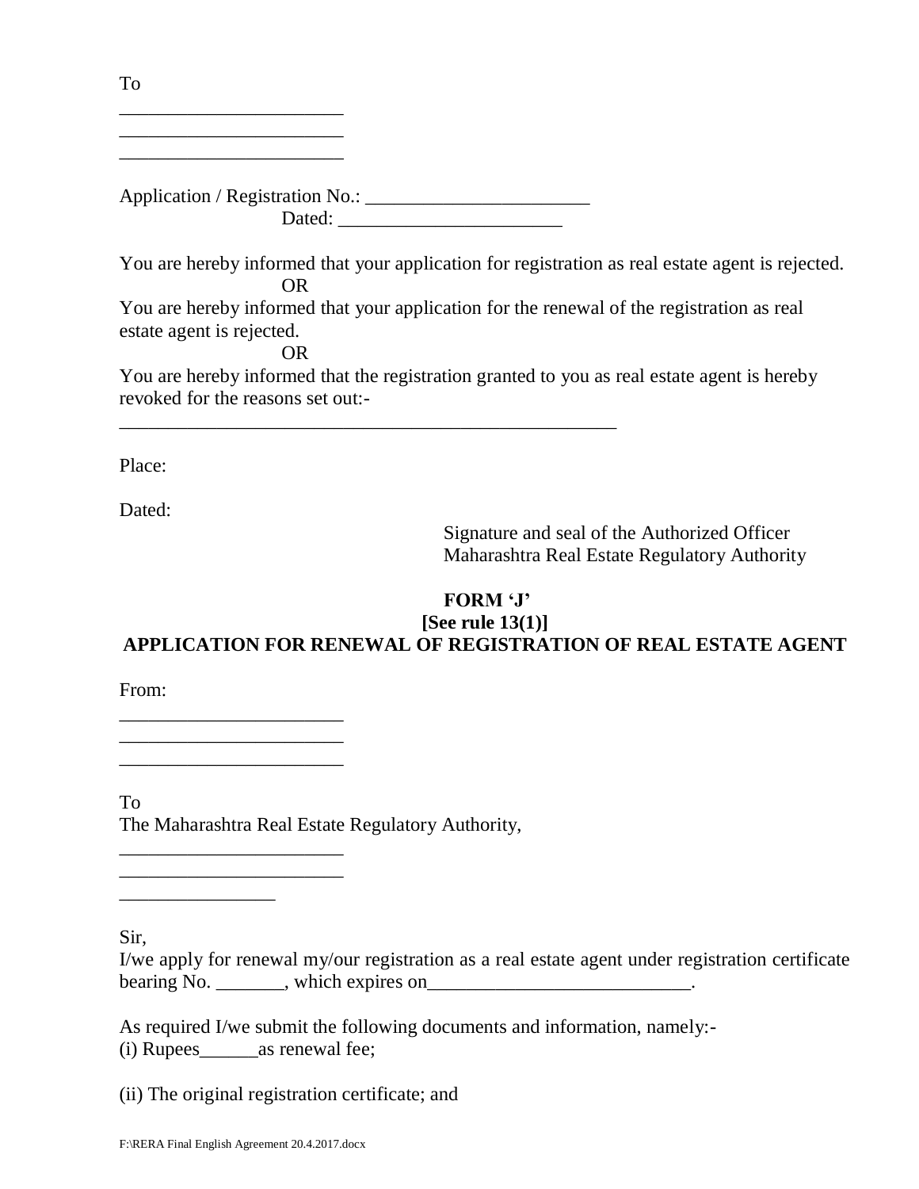To

\_\_\_\_\_\_\_\_\_\_\_\_\_\_\_\_\_\_\_\_\_\_\_\_
\_\_\_\_\_\_\_\_\_\_\_\_\_\_\_\_\_\_\_\_\_\_\_\_
\_\_\_\_\_\_\_\_\_\_\_\_\_\_\_\_\_\_\_\_\_\_\_\_

Application / Registration No.: \_\_\_\_\_\_\_\_\_\_\_\_\_\_\_\_\_\_\_\_\_\_\_\_

Dated: \_\_\_\_\_\_\_\_\_\_\_\_\_\_\_\_\_\_\_\_\_\_\_\_

You are hereby informed that your application for registration as real estate agent is rejected.

OR

You are hereby informed that your application for the renewal of the registration as real estate agent is rejected.

OR

You are hereby informed that the registration granted to you as real estate agent is hereby revoked for the reasons set out:-

\_\_\_\_\_\_\_\_\_\_\_\_\_\_\_\_\_\_\_\_\_\_\_\_\_\_\_\_\_\_\_\_\_\_\_\_\_\_\_\_\_\_\_\_\_\_\_\_\_\_\_\_

Place:

Dated:

Signature and seal of the Authorized Officer
Maharashtra Real Estate Regulatory Authority

## FORM 'J'
**[See rule 13(1)]**
## APPLICATION FOR RENEWAL OF REGISTRATION OF REAL ESTATE AGENT

From:

\_\_\_\_\_\_\_\_\_\_\_\_\_\_\_\_\_\_\_\_\_\_\_\_
\_\_\_\_\_\_\_\_\_\_\_\_\_\_\_\_\_\_\_\_\_\_\_\_
\_\_\_\_\_\_\_\_\_\_\_\_\_\_\_\_\_\_\_\_\_\_\_\_

To
The Maharashtra Real Estate Regulatory Authority,

\_\_\_\_\_\_\_\_\_\_\_\_\_\_\_\_\_\_\_\_\_\_\_\_
\_\_\_\_\_\_\_\_\_\_\_\_\_\_\_\_\_\_\_\_\_\_\_\_
\_\_\_\_\_\_\_\_\_\_\_\_\_\_\_\_

Sir,

I/we apply for renewal my/our registration as a real estate agent under registration certificate bearing No. \_\_\_\_\_\_\_, which expires on\_\_\_\_\_\_\_\_\_\_\_\_\_\_\_\_\_\_\_\_\_\_\_\_\_\_\_\_.

As required I/we submit the following documents and information, namely:-

(i) Rupees\_\_\_\_\_\_as renewal fee;

(ii) The original registration certificate; and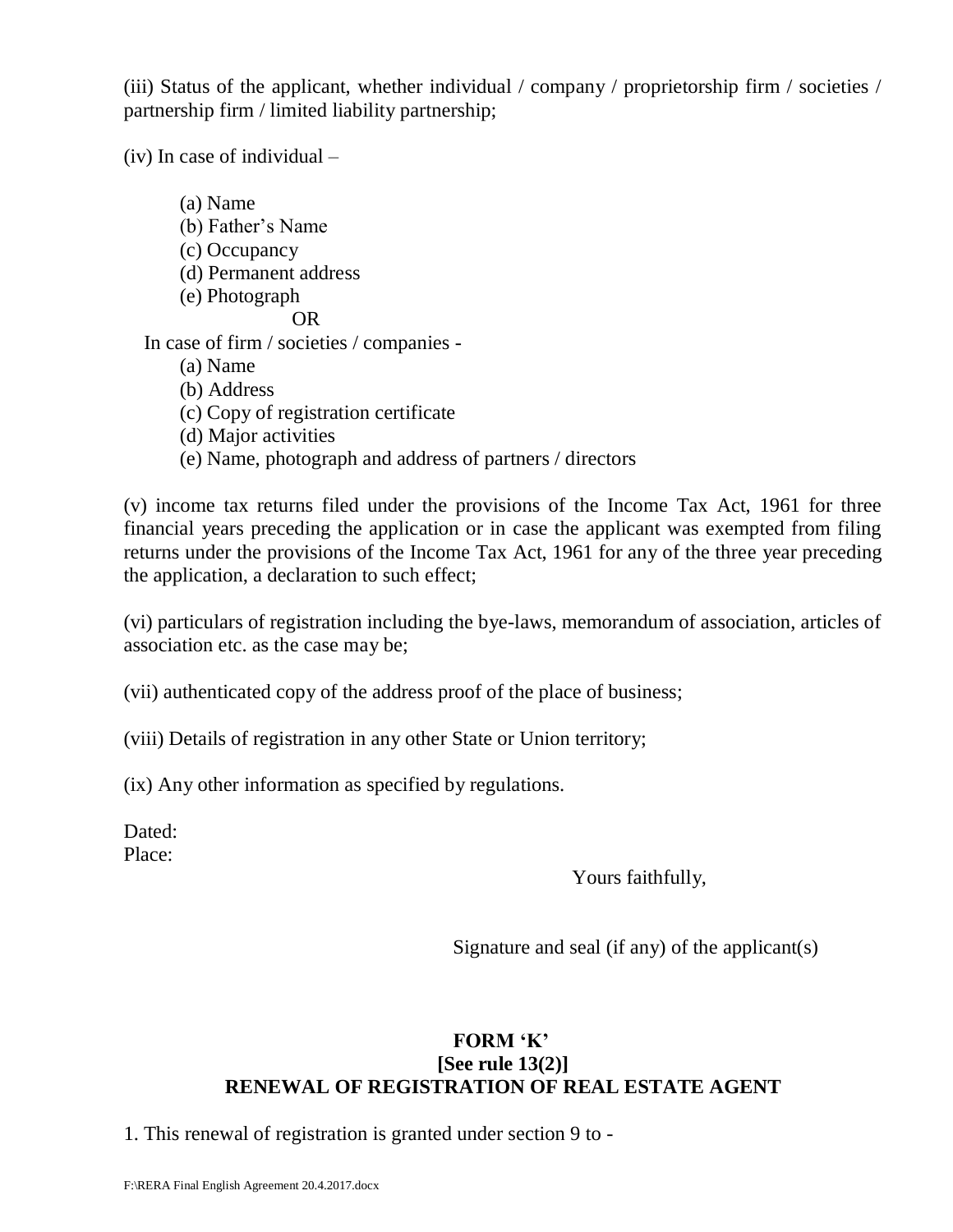(iii) Status of the applicant, whether individual / company / proprietorship firm / societies / partnership firm / limited liability partnership;

(iv) In case of individual –

(a) Name
(b) Father's Name
(c) Occupancy
(d) Permanent address
(e) Photograph

OR

In case of firm / societies / companies -

(a) Name
(b) Address
(c) Copy of registration certificate
(d) Major activities
(e) Name, photograph and address of partners / directors

(v) income tax returns filed under the provisions of the Income Tax Act, 1961 for three financial years preceding the application or in case the applicant was exempted from filing returns under the provisions of the Income Tax Act, 1961 for any of the three year preceding the application, a declaration to such effect;

(vi) particulars of registration including the bye-laws, memorandum of association, articles of association etc. as the case may be;

(vii) authenticated copy of the address proof of the place of business;

(viii) Details of registration in any other State or Union territory;

(ix) Any other information as specified by regulations.

Dated:
Place:

Yours faithfully,

Signature and seal (if any) of the applicant(s)

## FORM 'K'
### [See rule 13(2)]
### RENEWAL OF REGISTRATION OF REAL ESTATE AGENT

1. This renewal of registration is granted under section 9 to -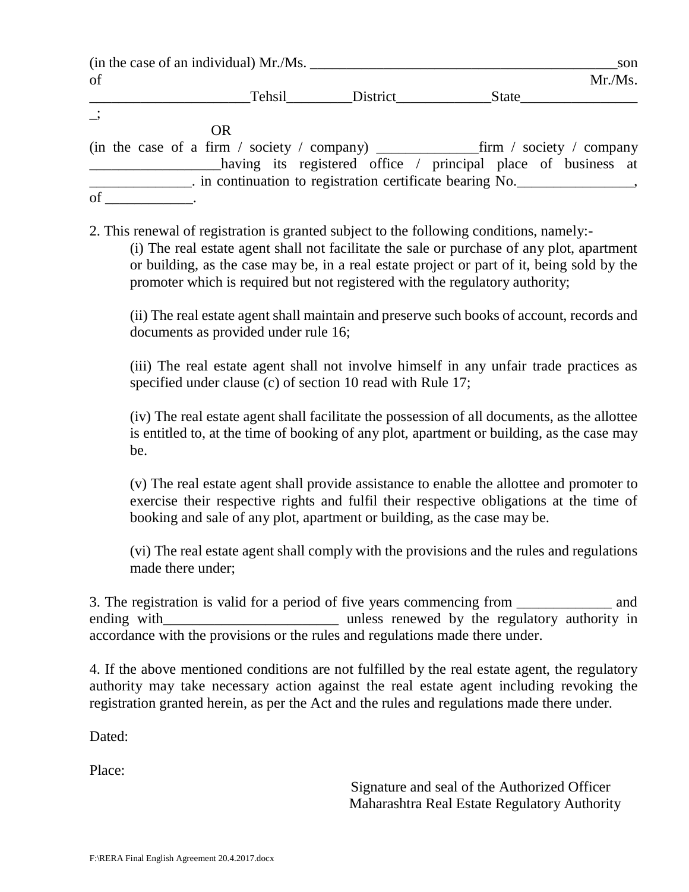(in the case of an individual) Mr./Ms. ___________________________________________ son of Mr./Ms. ______________________Tehsil_________District_____________State_________________;

OR

(in the case of a firm / society / company) ______________firm / society / company __________________having its registered office / principal place of business at ______________. in continuation to registration certificate bearing No.________________, of ____________.

2. This renewal of registration is granted subject to the following conditions, namely:-

(i) The real estate agent shall not facilitate the sale or purchase of any plot, apartment or building, as the case may be, in a real estate project or part of it, being sold by the promoter which is required but not registered with the regulatory authority;

(ii) The real estate agent shall maintain and preserve such books of account, records and documents as provided under rule 16;

(iii) The real estate agent shall not involve himself in any unfair trade practices as specified under clause (c) of section 10 read with Rule 17;

(iv) The real estate agent shall facilitate the possession of all documents, as the allottee is entitled to, at the time of booking of any plot, apartment or building, as the case may be.

(v) The real estate agent shall provide assistance to enable the allottee and promoter to exercise their respective rights and fulfil their respective obligations at the time of booking and sale of any plot, apartment or building, as the case may be.

(vi) The real estate agent shall comply with the provisions and the rules and regulations made there under;

3. The registration is valid for a period of five years commencing from _____________ and ending with________________________ unless renewed by the regulatory authority in accordance with the provisions or the rules and regulations made there under.

4. If the above mentioned conditions are not fulfilled by the real estate agent, the regulatory authority may take necessary action against the real estate agent including revoking the registration granted herein, as per the Act and the rules and regulations made there under.

Dated:

Place:

Signature and seal of the Authorized Officer
Maharashtra Real Estate Regulatory Authority

F:\RERA Final English Agreement 20.4.2017.docx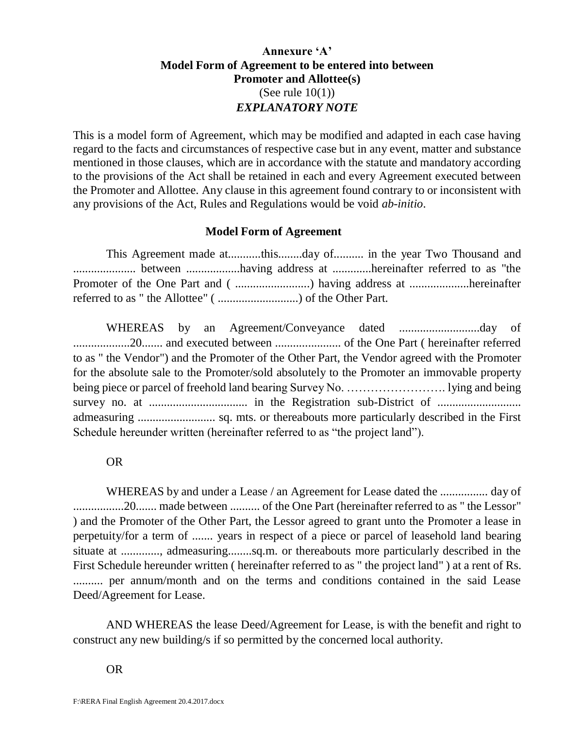**Annexure 'A'**
**Model Form of Agreement to be entered into between Promoter and Allottee(s)**
(See rule 10(1))
***EXPLANATORY NOTE***

This is a model form of Agreement, which may be modified and adapted in each case having regard to the facts and circumstances of respective case but in any event, matter and substance mentioned in those clauses, which are in accordance with the statute and mandatory according to the provisions of the Act shall be retained in each and every Agreement executed between the Promoter and Allottee. Any clause in this agreement found contrary to or inconsistent with any provisions of the Act, Rules and Regulations would be void *ab-initio*.

**Model Form of Agreement**

This Agreement made at...........this........day of.......... in the year Two Thousand and ..................... between ..................having address at .............hereinafter referred to as "the Promoter of the One Part and ( .........................) having address at ....................hereinafter referred to as " the Allottee" ( ...........................) of the Other Part.

WHEREAS by an Agreement/Conveyance dated ...........................day of ...................20....... and executed between ...................... of the One Part ( hereinafter referred to as " the Vendor") and the Promoter of the Other Part, the Vendor agreed with the Promoter for the absolute sale to the Promoter/sold absolutely to the Promoter an immovable property being piece or parcel of freehold land bearing Survey No. ……………………. lying and being survey no. at ................................. in the Registration sub-District of ............................ admeasuring .......................... sq. mts. or thereabouts more particularly described in the First Schedule hereunder written (hereinafter referred to as "the project land").

OR

WHEREAS by and under a Lease / an Agreement for Lease dated the ................ day of .................20....... made between .......... of the One Part (hereinafter referred to as " the Lessor" ) and the Promoter of the Other Part, the Lessor agreed to grant unto the Promoter a lease in perpetuity/for a term of ....... years in respect of a piece or parcel of leasehold land bearing situate at ............., admeasuring........sq.m. or thereabouts more particularly described in the First Schedule hereunder written ( hereinafter referred to as " the project land" ) at a rent of Rs. .......... per annum/month and on the terms and conditions contained in the said Lease Deed/Agreement for Lease.

AND WHEREAS the lease Deed/Agreement for Lease, is with the benefit and right to construct any new building/s if so permitted by the concerned local authority.

OR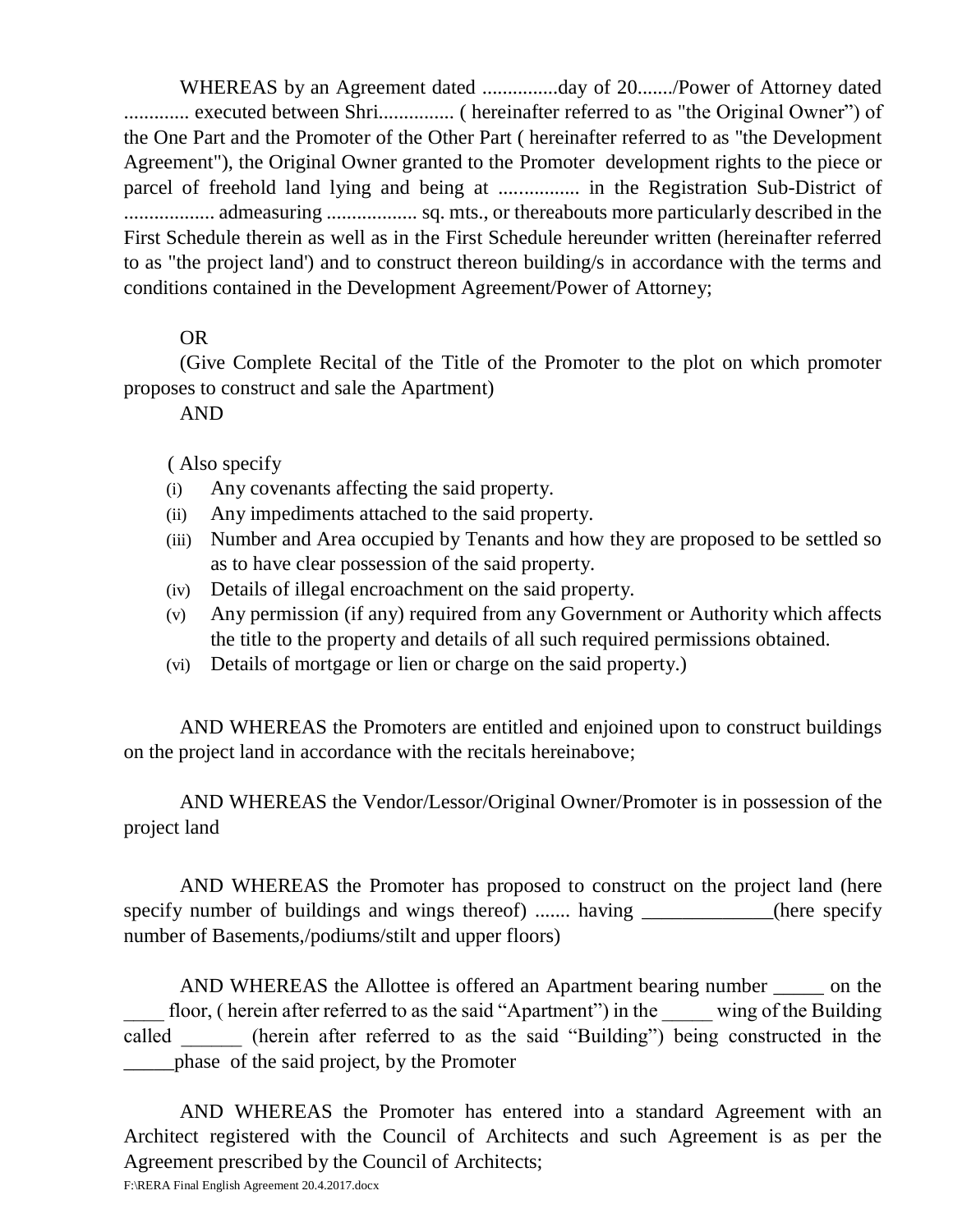WHEREAS by an Agreement dated ...............day of 20......./Power of Attorney dated ............. executed between Shri............... ( hereinafter referred to as "the Original Owner") of the One Part and the Promoter of the Other Part ( hereinafter referred to as "the Development Agreement"), the Original Owner granted to the Promoter development rights to the piece or parcel of freehold land lying and being at ................ in the Registration Sub-District of .................. admeasuring .................. sq. mts., or thereabouts more particularly described in the First Schedule therein as well as in the First Schedule hereunder written (hereinafter referred to as "the project land') and to construct thereon building/s in accordance with the terms and conditions contained in the Development Agreement/Power of Attorney;

OR

(Give Complete Recital of the Title of the Promoter to the plot on which promoter proposes to construct and sale the Apartment)

AND

( Also specify

(i) Any covenants affecting the said property.
(ii) Any impediments attached to the said property.
(iii) Number and Area occupied by Tenants and how they are proposed to be settled so as to have clear possession of the said property.
(iv) Details of illegal encroachment on the said property.
(v) Any permission (if any) required from any Government or Authority which affects the title to the property and details of all such required permissions obtained.
(vi) Details of mortgage or lien or charge on the said property.)

AND WHEREAS the Promoters are entitled and enjoined upon to construct buildings on the project land in accordance with the recitals hereinabove;

AND WHEREAS the Vendor/Lessor/Original Owner/Promoter is in possession of the project land

AND WHEREAS the Promoter has proposed to construct on the project land (here specify number of buildings and wings thereof) ....... having _____________(here specify number of Basements,/podiums/stilt and upper floors)

AND WHEREAS the Allottee is offered an Apartment bearing number _____ on the ____ floor, ( herein after referred to as the said "Apartment") in the _____ wing of the Building called ______ (herein after referred to as the said "Building") being constructed in the _____phase of the said project, by the Promoter

AND WHEREAS the Promoter has entered into a standard Agreement with an Architect registered with the Council of Architects and such Agreement is as per the Agreement prescribed by the Council of Architects;

F:\RERA Final English Agreement 20.4.2017.docx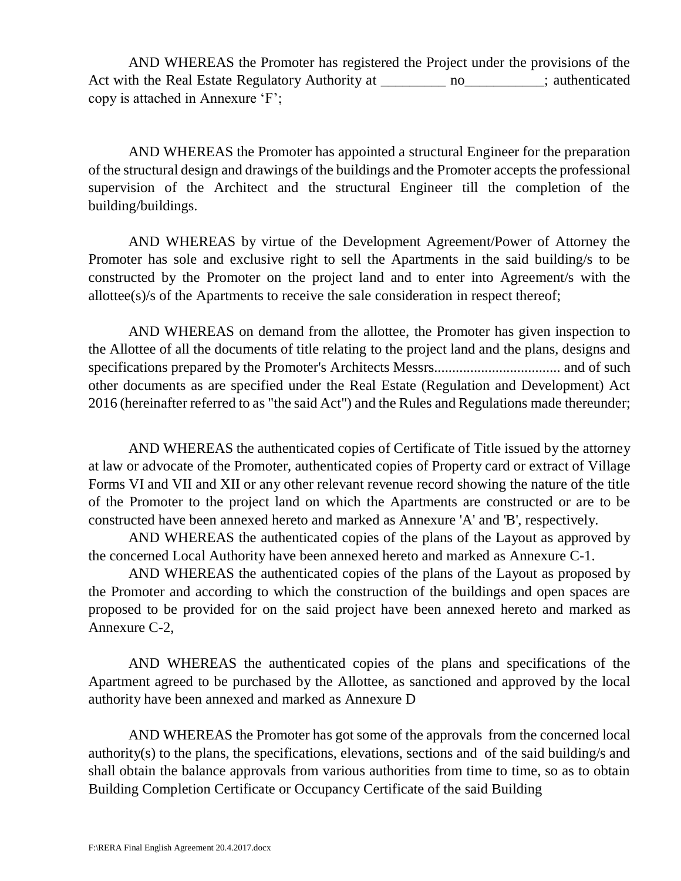AND WHEREAS the Promoter has registered the Project under the provisions of the Act with the Real Estate Regulatory Authority at _________ no___________; authenticated copy is attached in Annexure 'F';

AND WHEREAS the Promoter has appointed a structural Engineer for the preparation of the structural design and drawings of the buildings and the Promoter accepts the professional supervision of the Architect and the structural Engineer till the completion of the building/buildings.

AND WHEREAS by virtue of the Development Agreement/Power of Attorney the Promoter has sole and exclusive right to sell the Apartments in the said building/s to be constructed by the Promoter on the project land and to enter into Agreement/s with the allottee(s)/s of the Apartments to receive the sale consideration in respect thereof;

AND WHEREAS on demand from the allottee, the Promoter has given inspection to the Allottee of all the documents of title relating to the project land and the plans, designs and specifications prepared by the Promoter's Architects Messrs.................................. and of such other documents as are specified under the Real Estate (Regulation and Development) Act 2016 (hereinafter referred to as "the said Act") and the Rules and Regulations made thereunder;

AND WHEREAS the authenticated copies of Certificate of Title issued by the attorney at law or advocate of the Promoter, authenticated copies of Property card or extract of Village Forms VI and VII and XII or any other relevant revenue record showing the nature of the title of the Promoter to the project land on which the Apartments are constructed or are to be constructed have been annexed hereto and marked as Annexure 'A' and 'B', respectively.

AND WHEREAS the authenticated copies of the plans of the Layout as approved by the concerned Local Authority have been annexed hereto and marked as Annexure C-1.

AND WHEREAS the authenticated copies of the plans of the Layout as proposed by the Promoter and according to which the construction of the buildings and open spaces are proposed to be provided for on the said project have been annexed hereto and marked as Annexure C-2,

AND WHEREAS the authenticated copies of the plans and specifications of the Apartment agreed to be purchased by the Allottee, as sanctioned and approved by the local authority have been annexed and marked as Annexure D

AND WHEREAS the Promoter has got some of the approvals from the concerned local authority(s) to the plans, the specifications, elevations, sections and of the said building/s and shall obtain the balance approvals from various authorities from time to time, so as to obtain Building Completion Certificate or Occupancy Certificate of the said Building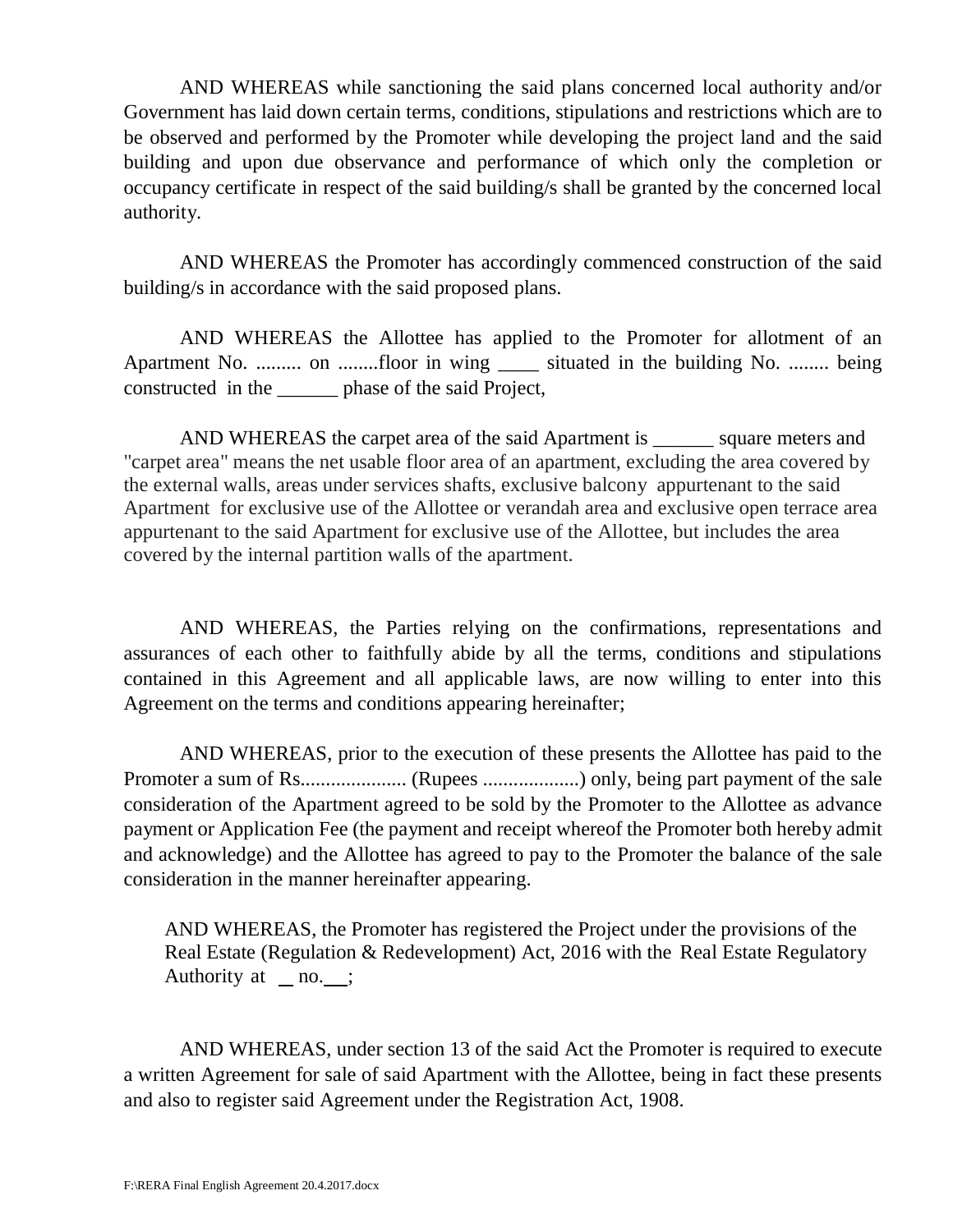AND WHEREAS while sanctioning the said plans concerned local authority and/or Government has laid down certain terms, conditions, stipulations and restrictions which are to be observed and performed by the Promoter while developing the project land and the said building and upon due observance and performance of which only the completion or occupancy certificate in respect of the said building/s shall be granted by the concerned local authority.

AND WHEREAS the Promoter has accordingly commenced construction of the said building/s in accordance with the said proposed plans.

AND WHEREAS the Allottee has applied to the Promoter for allotment of an Apartment No. ......... on ........floor in wing ____ situated in the building No. ........ being constructed in the ______ phase of the said Project,

AND WHEREAS the carpet area of the said Apartment is ______ square meters and "carpet area" means the net usable floor area of an apartment, excluding the area covered by the external walls, areas under services shafts, exclusive balcony appurtenant to the said Apartment for exclusive use of the Allottee or verandah area and exclusive open terrace area appurtenant to the said Apartment for exclusive use of the Allottee, but includes the area covered by the internal partition walls of the apartment.

AND WHEREAS, the Parties relying on the confirmations, representations and assurances of each other to faithfully abide by all the terms, conditions and stipulations contained in this Agreement and all applicable laws, are now willing to enter into this Agreement on the terms and conditions appearing hereinafter;

AND WHEREAS, prior to the execution of these presents the Allottee has paid to the Promoter a sum of Rs..................... (Rupees ...................) only, being part payment of the sale consideration of the Apartment agreed to be sold by the Promoter to the Allottee as advance payment or Application Fee (the payment and receipt whereof the Promoter both hereby admit and acknowledge) and the Allottee has agreed to pay to the Promoter the balance of the sale consideration in the manner hereinafter appearing.

AND WHEREAS, the Promoter has registered the Project under the provisions of the Real Estate (Regulation & Redevelopment) Act, 2016 with the Real Estate Regulatory Authority at __ no.__;

AND WHEREAS, under section 13 of the said Act the Promoter is required to execute a written Agreement for sale of said Apartment with the Allottee, being in fact these presents and also to register said Agreement under the Registration Act, 1908.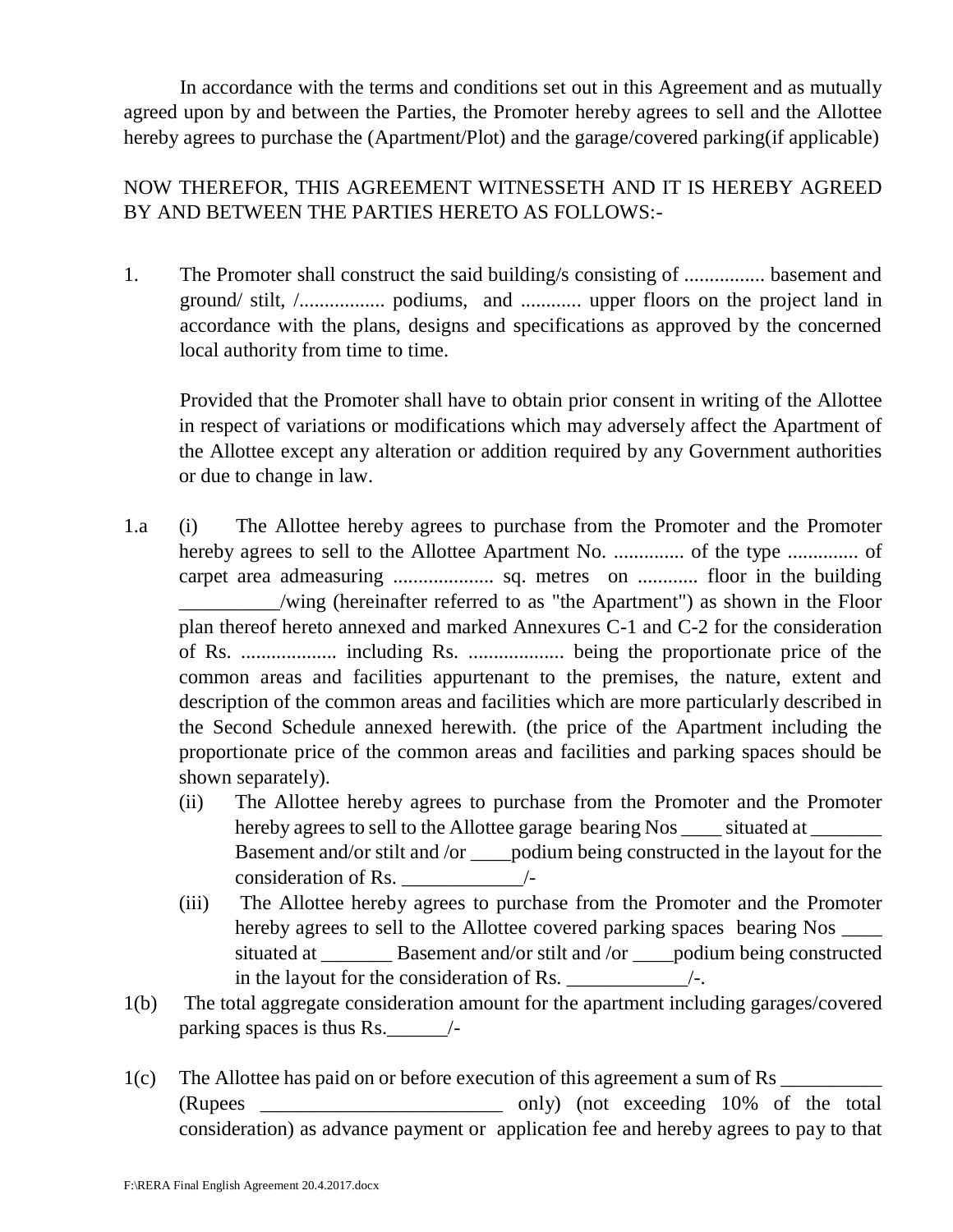In accordance with the terms and conditions set out in this Agreement and as mutually agreed upon by and between the Parties, the Promoter hereby agrees to sell and the Allottee hereby agrees to purchase the (Apartment/Plot) and the garage/covered parking(if applicable)

NOW THEREFOR, THIS AGREEMENT WITNESSETH AND IT IS HEREBY AGREED BY AND BETWEEN THE PARTIES HERETO AS FOLLOWS:-

1. The Promoter shall construct the said building/s consisting of ................ basement and ground/ stilt, /................. podiums, and ............ upper floors on the project land in accordance with the plans, designs and specifications as approved by the concerned local authority from time to time.

   Provided that the Promoter shall have to obtain prior consent in writing of the Allottee in respect of variations or modifications which may adversely affect the Apartment of the Allottee except any alteration or addition required by any Government authorities or due to change in law.

1.a (i) The Allottee hereby agrees to purchase from the Promoter and the Promoter hereby agrees to sell to the Allottee Apartment No. .............. of the type .............. of carpet area admeasuring .................... sq. metres on ............ floor in the building __________/wing (hereinafter referred to as "the Apartment") as shown in the Floor plan thereof hereto annexed and marked Annexures C-1 and C-2 for the consideration of Rs. ................... including Rs. ................... being the proportionate price of the common areas and facilities appurtenant to the premises, the nature, extent and description of the common areas and facilities which are more particularly described in the Second Schedule annexed herewith. (the price of the Apartment including the proportionate price of the common areas and facilities and parking spaces should be shown separately).

   (ii) The Allottee hereby agrees to purchase from the Promoter and the Promoter hereby agrees to sell to the Allottee garage bearing Nos ____ situated at _______ Basement and/or stilt and /or ____podium being constructed in the layout for the consideration of Rs. ____________/-

   (iii) The Allottee hereby agrees to purchase from the Promoter and the Promoter hereby agrees to sell to the Allottee covered parking spaces bearing Nos ____ situated at _______ Basement and/or stilt and /or ____podium being constructed in the layout for the consideration of Rs. ____________/-.

1(b) The total aggregate consideration amount for the apartment including garages/covered parking spaces is thus Rs.______/-

1(c) The Allottee has paid on or before execution of this agreement a sum of Rs __________ (Rupees ________________________ only) (not exceeding 10% of the total consideration) as advance payment or application fee and hereby agrees to pay to that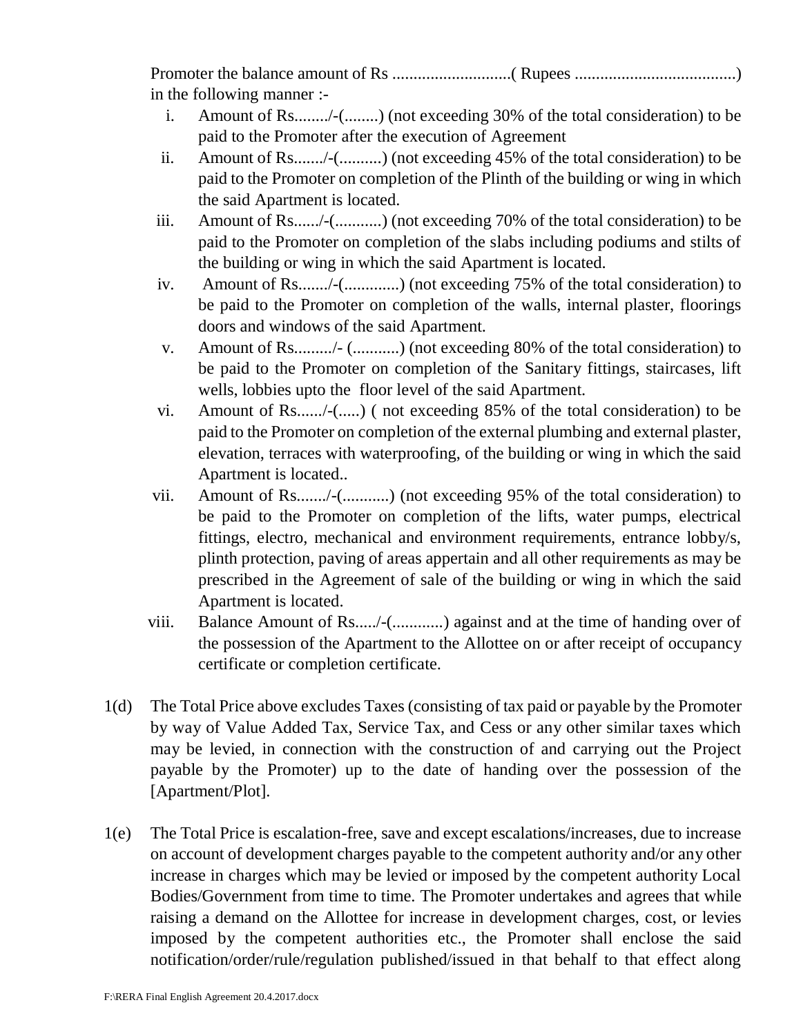Promoter the balance amount of Rs ............................( Rupees ......................................) in the following manner :-

i. Amount of Rs......../-(........) (not exceeding 30% of the total consideration) to be paid to the Promoter after the execution of Agreement

ii. Amount of Rs......./-(..........) (not exceeding 45% of the total consideration) to be paid to the Promoter on completion of the Plinth of the building or wing in which the said Apartment is located.

iii. Amount of Rs....../-(...........) (not exceeding 70% of the total consideration) to be paid to the Promoter on completion of the slabs including podiums and stilts of the building or wing in which the said Apartment is located.

iv. Amount of Rs......./-(.............) (not exceeding 75% of the total consideration) to be paid to the Promoter on completion of the walls, internal plaster, floorings doors and windows of the said Apartment.

v. Amount of Rs........./- (...........) (not exceeding 80% of the total consideration) to be paid to the Promoter on completion of the Sanitary fittings, staircases, lift wells, lobbies upto the floor level of the said Apartment.

vi. Amount of Rs....../-(.....) ( not exceeding 85% of the total consideration) to be paid to the Promoter on completion of the external plumbing and external plaster, elevation, terraces with waterproofing, of the building or wing in which the said Apartment is located..

vii. Amount of Rs......./-(...........) (not exceeding 95% of the total consideration) to be paid to the Promoter on completion of the lifts, water pumps, electrical fittings, electro, mechanical and environment requirements, entrance lobby/s, plinth protection, paving of areas appertain and all other requirements as may be prescribed in the Agreement of sale of the building or wing in which the said Apartment is located.

viii. Balance Amount of Rs...../-(............) against and at the time of handing over of the possession of the Apartment to the Allottee on or after receipt of occupancy certificate or completion certificate.

1(d) The Total Price above excludes Taxes (consisting of tax paid or payable by the Promoter by way of Value Added Tax, Service Tax, and Cess or any other similar taxes which may be levied, in connection with the construction of and carrying out the Project payable by the Promoter) up to the date of handing over the possession of the [Apartment/Plot].

1(e) The Total Price is escalation-free, save and except escalations/increases, due to increase on account of development charges payable to the competent authority and/or any other increase in charges which may be levied or imposed by the competent authority Local Bodies/Government from time to time. The Promoter undertakes and agrees that while raising a demand on the Allottee for increase in development charges, cost, or levies imposed by the competent authorities etc., the Promoter shall enclose the said notification/order/rule/regulation published/issued in that behalf to that effect along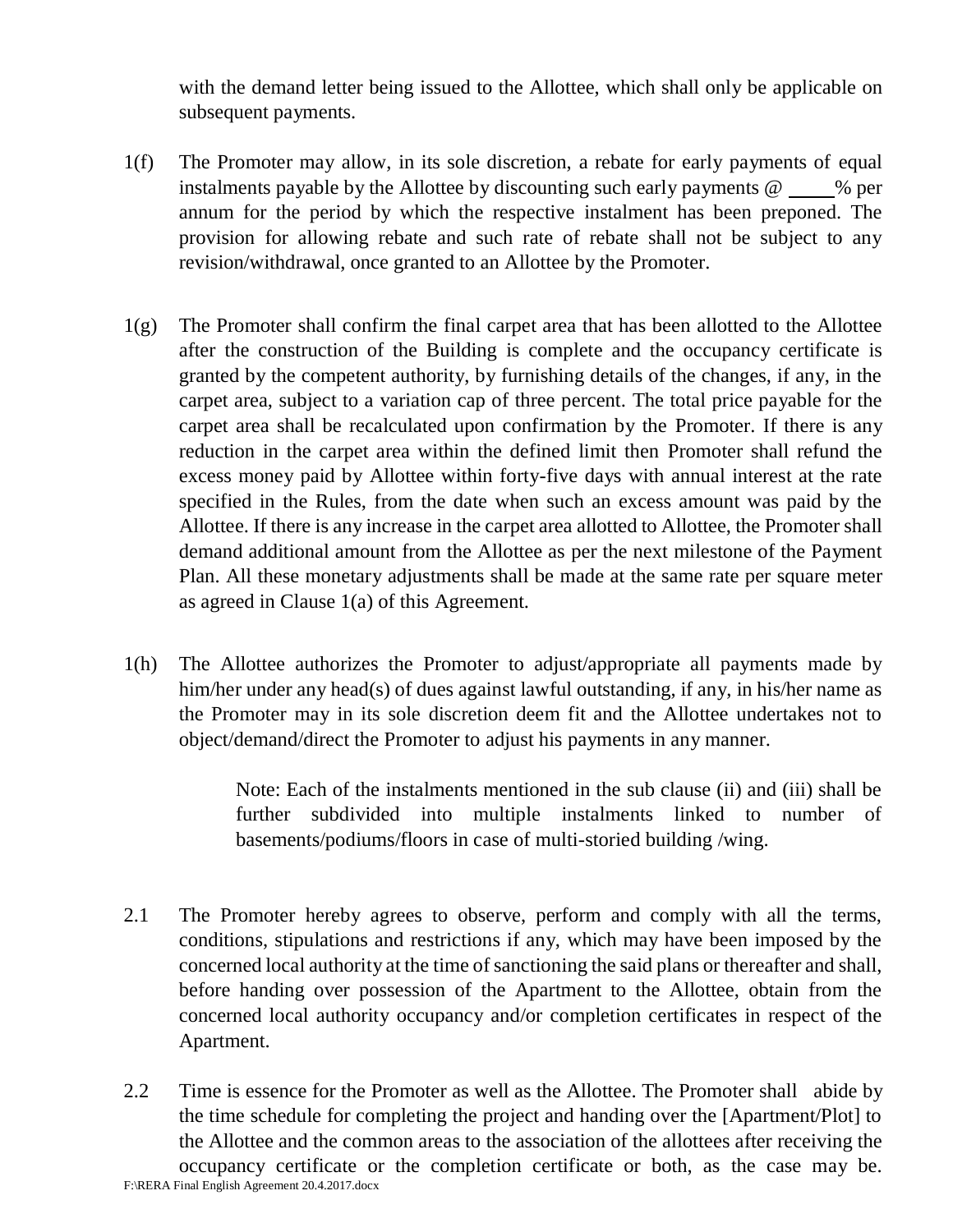with the demand letter being issued to the Allottee, which shall only be applicable on subsequent payments.

1(f) The Promoter may allow, in its sole discretion, a rebate for early payments of equal instalments payable by the Allottee by discounting such early payments @ ____% per annum for the period by which the respective instalment has been preponed. The provision for allowing rebate and such rate of rebate shall not be subject to any revision/withdrawal, once granted to an Allottee by the Promoter.

1(g) The Promoter shall confirm the final carpet area that has been allotted to the Allottee after the construction of the Building is complete and the occupancy certificate is granted by the competent authority, by furnishing details of the changes, if any, in the carpet area, subject to a variation cap of three percent. The total price payable for the carpet area shall be recalculated upon confirmation by the Promoter. If there is any reduction in the carpet area within the defined limit then Promoter shall refund the excess money paid by Allottee within forty-five days with annual interest at the rate specified in the Rules, from the date when such an excess amount was paid by the Allottee. If there is any increase in the carpet area allotted to Allottee, the Promoter shall demand additional amount from the Allottee as per the next milestone of the Payment Plan. All these monetary adjustments shall be made at the same rate per square meter as agreed in Clause 1(a) of this Agreement.

1(h) The Allottee authorizes the Promoter to adjust/appropriate all payments made by him/her under any head(s) of dues against lawful outstanding, if any, in his/her name as the Promoter may in its sole discretion deem fit and the Allottee undertakes not to object/demand/direct the Promoter to adjust his payments in any manner.

> Note: Each of the instalments mentioned in the sub clause (ii) and (iii) shall be further subdivided into multiple instalments linked to number of basements/podiums/floors in case of multi-storied building /wing.

2.1 The Promoter hereby agrees to observe, perform and comply with all the terms, conditions, stipulations and restrictions if any, which may have been imposed by the concerned local authority at the time of sanctioning the said plans or thereafter and shall, before handing over possession of the Apartment to the Allottee, obtain from the concerned local authority occupancy and/or completion certificates in respect of the Apartment.

2.2 Time is essence for the Promoter as well as the Allottee. The Promoter shall abide by the time schedule for completing the project and handing over the [Apartment/Plot] to the Allottee and the common areas to the association of the allottees after receiving the occupancy certificate or the completion certificate or both, as the case may be.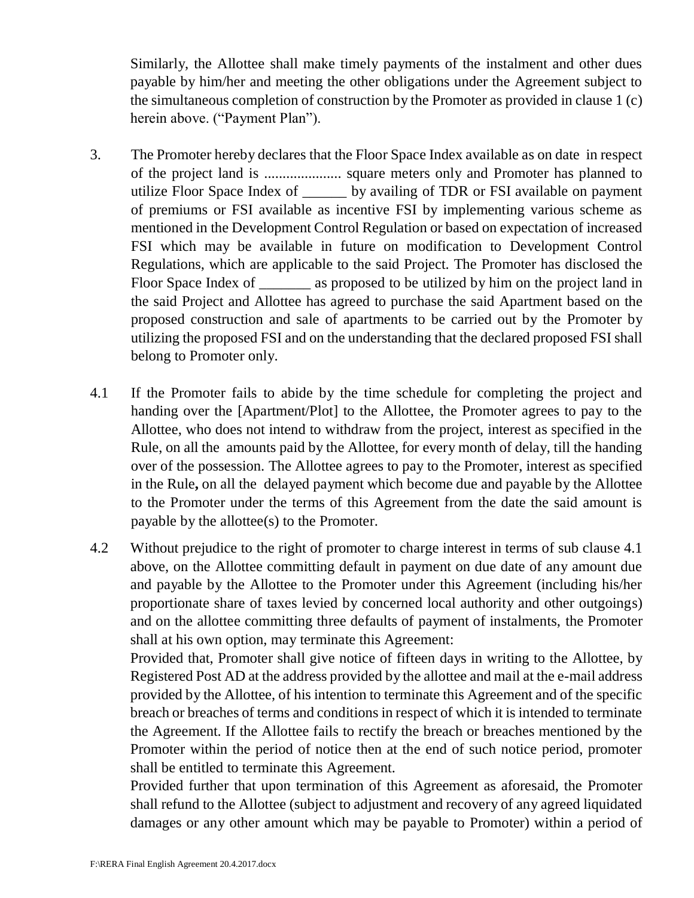Similarly, the Allottee shall make timely payments of the instalment and other dues payable by him/her and meeting the other obligations under the Agreement subject to the simultaneous completion of construction by the Promoter as provided in clause 1 (c) herein above. ("Payment Plan").

3. The Promoter hereby declares that the Floor Space Index available as on date in respect of the project land is ..................... square meters only and Promoter has planned to utilize Floor Space Index of ______ by availing of TDR or FSI available on payment of premiums or FSI available as incentive FSI by implementing various scheme as mentioned in the Development Control Regulation or based on expectation of increased FSI which may be available in future on modification to Development Control Regulations, which are applicable to the said Project. The Promoter has disclosed the Floor Space Index of _______ as proposed to be utilized by him on the project land in the said Project and Allottee has agreed to purchase the said Apartment based on the proposed construction and sale of apartments to be carried out by the Promoter by utilizing the proposed FSI and on the understanding that the declared proposed FSI shall belong to Promoter only.

4.1 If the Promoter fails to abide by the time schedule for completing the project and handing over the [Apartment/Plot] to the Allottee, the Promoter agrees to pay to the Allottee, who does not intend to withdraw from the project, interest as specified in the Rule, on all the amounts paid by the Allottee, for every month of delay, till the handing over of the possession. The Allottee agrees to pay to the Promoter, interest as specified in the Rule**,** on all the delayed payment which become due and payable by the Allottee to the Promoter under the terms of this Agreement from the date the said amount is payable by the allottee(s) to the Promoter.

4.2 Without prejudice to the right of promoter to charge interest in terms of sub clause 4.1 above, on the Allottee committing default in payment on due date of any amount due and payable by the Allottee to the Promoter under this Agreement (including his/her proportionate share of taxes levied by concerned local authority and other outgoings) and on the allottee committing three defaults of payment of instalments, the Promoter shall at his own option, may terminate this Agreement:

Provided that, Promoter shall give notice of fifteen days in writing to the Allottee, by Registered Post AD at the address provided by the allottee and mail at the e-mail address provided by the Allottee, of his intention to terminate this Agreement and of the specific breach or breaches of terms and conditions in respect of which it is intended to terminate the Agreement. If the Allottee fails to rectify the breach or breaches mentioned by the Promoter within the period of notice then at the end of such notice period, promoter shall be entitled to terminate this Agreement.

Provided further that upon termination of this Agreement as aforesaid, the Promoter shall refund to the Allottee (subject to adjustment and recovery of any agreed liquidated damages or any other amount which may be payable to Promoter) within a period of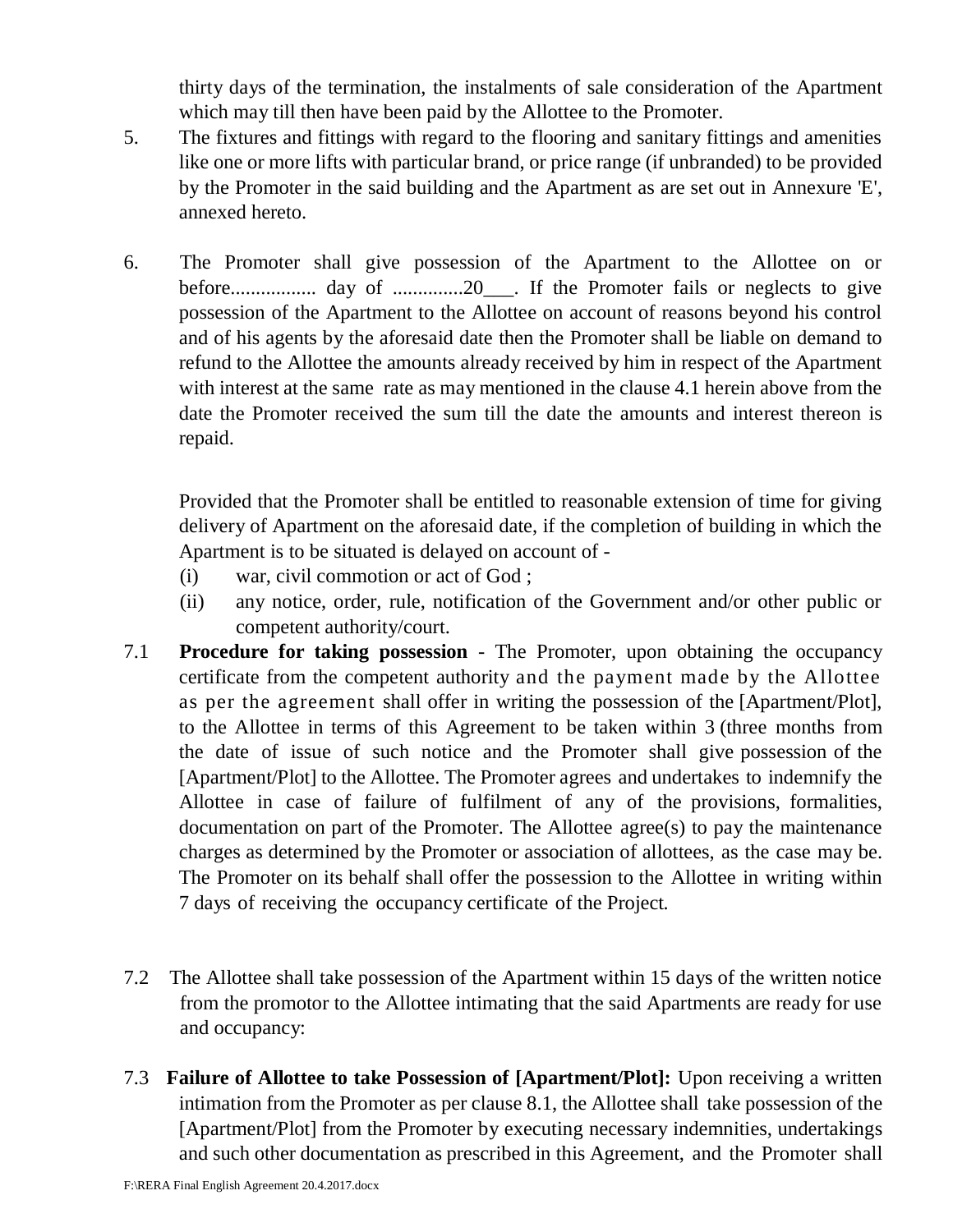thirty days of the termination, the instalments of sale consideration of the Apartment which may till then have been paid by the Allottee to the Promoter.

5. The fixtures and fittings with regard to the flooring and sanitary fittings and amenities like one or more lifts with particular brand, or price range (if unbranded) to be provided by the Promoter in the said building and the Apartment as are set out in Annexure 'E', annexed hereto.

6. The Promoter shall give possession of the Apartment to the Allottee on or before................ day of ..............20___. If the Promoter fails or neglects to give possession of the Apartment to the Allottee on account of reasons beyond his control and of his agents by the aforesaid date then the Promoter shall be liable on demand to refund to the Allottee the amounts already received by him in respect of the Apartment with interest at the same rate as may mentioned in the clause 4.1 herein above from the date the Promoter received the sum till the date the amounts and interest thereon is repaid.

   Provided that the Promoter shall be entitled to reasonable extension of time for giving delivery of Apartment on the aforesaid date, if the completion of building in which the Apartment is to be situated is delayed on account of -

   (i) war, civil commotion or act of God ;

   (ii) any notice, order, rule, notification of the Government and/or other public or competent authority/court.

7.1 **Procedure for taking possession** - The Promoter, upon obtaining the occupancy certificate from the competent authority and the payment made by the Allottee as per the agreement shall offer in writing the possession of the [Apartment/Plot], to the Allottee in terms of this Agreement to be taken within 3 (three months from the date of issue of such notice and the Promoter shall give possession of the [Apartment/Plot] to the Allottee. The Promoter agrees and undertakes to indemnify the Allottee in case of failure of fulfilment of any of the provisions, formalities, documentation on part of the Promoter. The Allottee agree(s) to pay the maintenance charges as determined by the Promoter or association of allottees, as the case may be. The Promoter on its behalf shall offer the possession to the Allottee in writing within 7 days of receiving the occupancy certificate of the Project.

7.2 The Allottee shall take possession of the Apartment within 15 days of the written notice from the promotor to the Allottee intimating that the said Apartments are ready for use and occupancy:

7.3 **Failure of Allottee to take Possession of [Apartment/Plot]:** Upon receiving a written intimation from the Promoter as per clause 8.1, the Allottee shall take possession of the [Apartment/Plot] from the Promoter by executing necessary indemnities, undertakings and such other documentation as prescribed in this Agreement, and the Promoter shall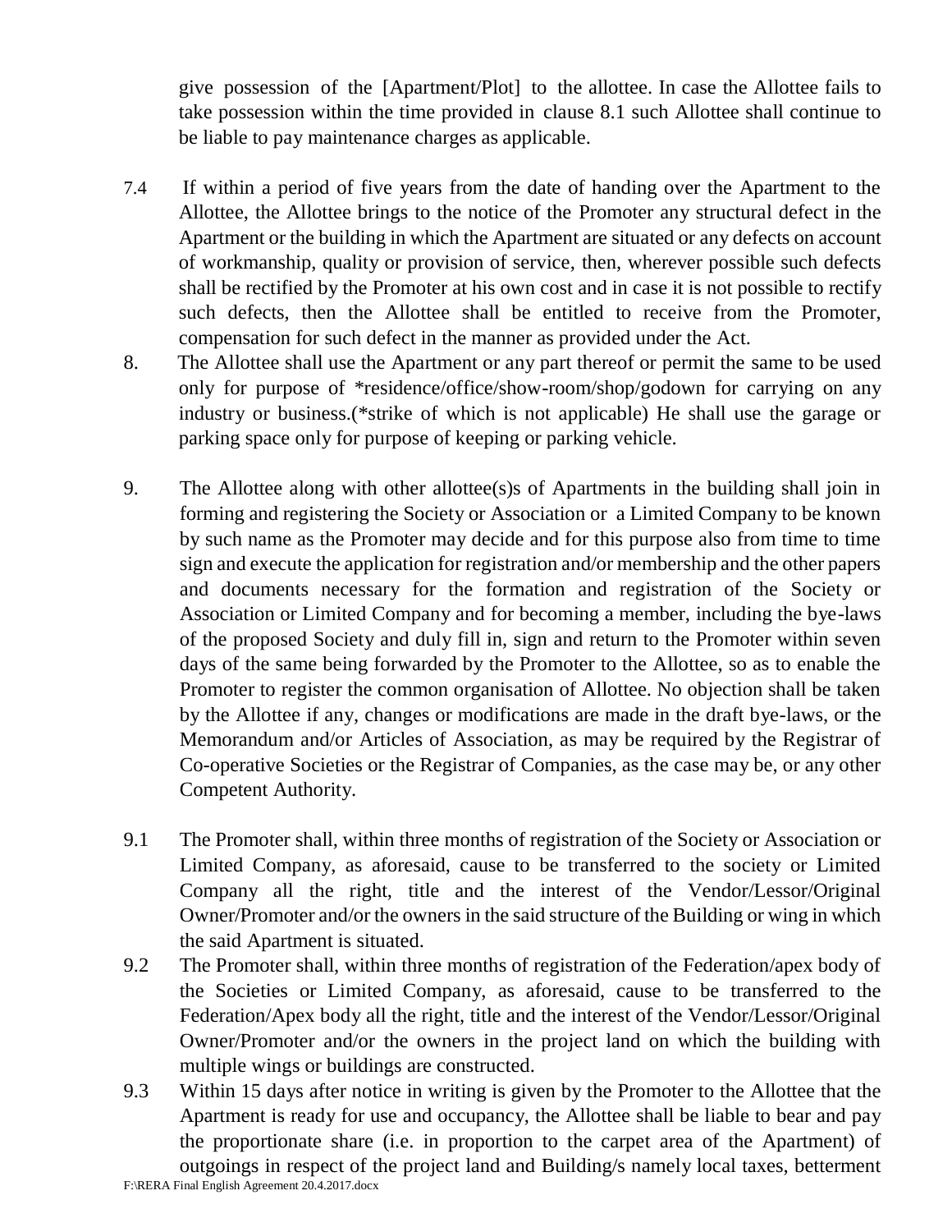give possession of the [Apartment/Plot] to the allottee. In case the Allottee fails to take possession within the time provided in clause 8.1 such Allottee shall continue to be liable to pay maintenance charges as applicable.

7.4 If within a period of five years from the date of handing over the Apartment to the Allottee, the Allottee brings to the notice of the Promoter any structural defect in the Apartment or the building in which the Apartment are situated or any defects on account of workmanship, quality or provision of service, then, wherever possible such defects shall be rectified by the Promoter at his own cost and in case it is not possible to rectify such defects, then the Allottee shall be entitled to receive from the Promoter, compensation for such defect in the manner as provided under the Act.

8. The Allottee shall use the Apartment or any part thereof or permit the same to be used only for purpose of *residence/office/show-room/shop/godown for carrying on any industry or business.(*strike of which is not applicable) He shall use the garage or parking space only for purpose of keeping or parking vehicle.

9. The Allottee along with other allottee(s)s of Apartments in the building shall join in forming and registering the Society or Association or a Limited Company to be known by such name as the Promoter may decide and for this purpose also from time to time sign and execute the application for registration and/or membership and the other papers and documents necessary for the formation and registration of the Society or Association or Limited Company and for becoming a member, including the bye-laws of the proposed Society and duly fill in, sign and return to the Promoter within seven days of the same being forwarded by the Promoter to the Allottee, so as to enable the Promoter to register the common organisation of Allottee. No objection shall be taken by the Allottee if any, changes or modifications are made in the draft bye-laws, or the Memorandum and/or Articles of Association, as may be required by the Registrar of Co-operative Societies or the Registrar of Companies, as the case may be, or any other Competent Authority.

9.1 The Promoter shall, within three months of registration of the Society or Association or Limited Company, as aforesaid, cause to be transferred to the society or Limited Company all the right, title and the interest of the Vendor/Lessor/Original Owner/Promoter and/or the owners in the said structure of the Building or wing in which the said Apartment is situated.

9.2 The Promoter shall, within three months of registration of the Federation/apex body of the Societies or Limited Company, as aforesaid, cause to be transferred to the Federation/Apex body all the right, title and the interest of the Vendor/Lessor/Original Owner/Promoter and/or the owners in the project land on which the building with multiple wings or buildings are constructed.

9.3 Within 15 days after notice in writing is given by the Promoter to the Allottee that the Apartment is ready for use and occupancy, the Allottee shall be liable to bear and pay the proportionate share (i.e. in proportion to the carpet area of the Apartment) of outgoings in respect of the project land and Building/s namely local taxes, betterment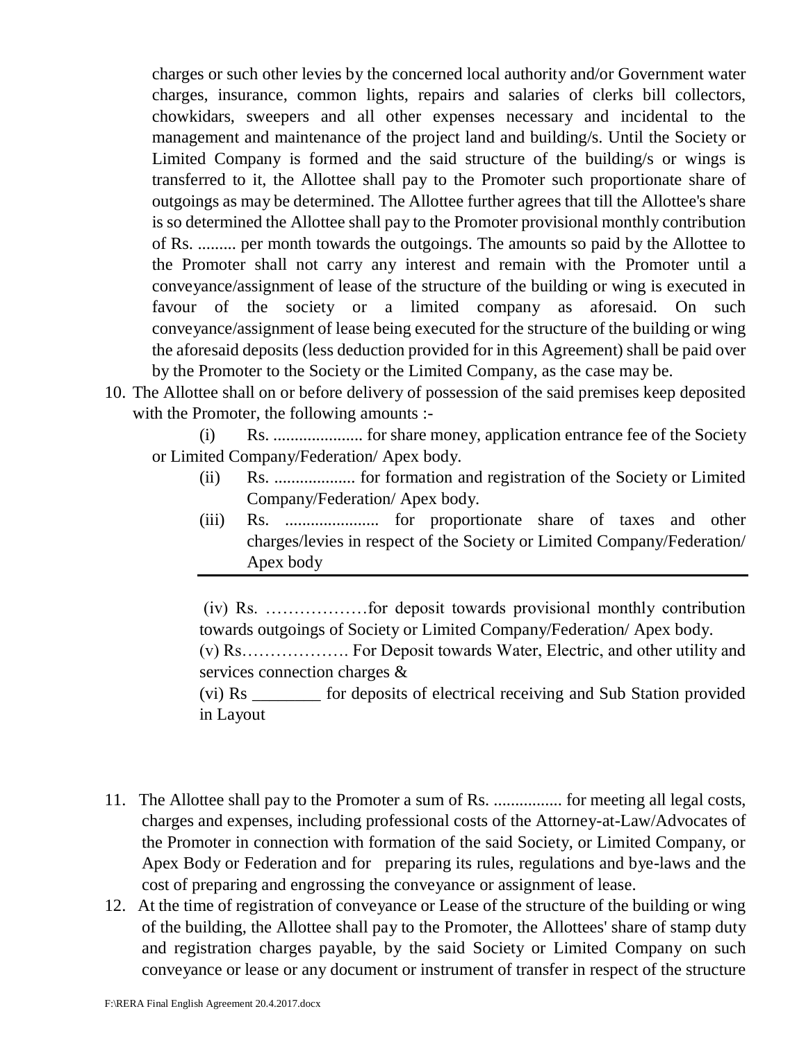charges or such other levies by the concerned local authority and/or Government water charges, insurance, common lights, repairs and salaries of clerks bill collectors, chowkidars, sweepers and all other expenses necessary and incidental to the management and maintenance of the project land and building/s. Until the Society or Limited Company is formed and the said structure of the building/s or wings is transferred to it, the Allottee shall pay to the Promoter such proportionate share of outgoings as may be determined. The Allottee further agrees that till the Allottee's share is so determined the Allottee shall pay to the Promoter provisional monthly contribution of Rs. ......... per month towards the outgoings. The amounts so paid by the Allottee to the Promoter shall not carry any interest and remain with the Promoter until a conveyance/assignment of lease of the structure of the building or wing is executed in favour of the society or a limited company as aforesaid. On such conveyance/assignment of lease being executed for the structure of the building or wing the aforesaid deposits (less deduction provided for in this Agreement) shall be paid over by the Promoter to the Society or the Limited Company, as the case may be.

10. The Allottee shall on or before delivery of possession of the said premises keep deposited with the Promoter, the following amounts :-

    (i) Rs. ..................... for share money, application entrance fee of the Society or Limited Company/Federation/ Apex body.

    (ii) Rs. ................... for formation and registration of the Society or Limited Company/Federation/ Apex body.

    (iii) Rs. ...................... for proportionate share of taxes and other charges/levies in respect of the Society or Limited Company/Federation/ Apex body

    (iv) Rs. ………………for deposit towards provisional monthly contribution towards outgoings of Society or Limited Company/Federation/ Apex body.

    (v) Rs………………. For Deposit towards Water, Electric, and other utility and services connection charges &

    (vi) Rs ________ for deposits of electrical receiving and Sub Station provided in Layout

11. The Allottee shall pay to the Promoter a sum of Rs. ................ for meeting all legal costs, charges and expenses, including professional costs of the Attorney-at-Law/Advocates of the Promoter in connection with formation of the said Society, or Limited Company, or Apex Body or Federation and for preparing its rules, regulations and bye-laws and the cost of preparing and engrossing the conveyance or assignment of lease.

12. At the time of registration of conveyance or Lease of the structure of the building or wing of the building, the Allottee shall pay to the Promoter, the Allottees' share of stamp duty and registration charges payable, by the said Society or Limited Company on such conveyance or lease or any document or instrument of transfer in respect of the structure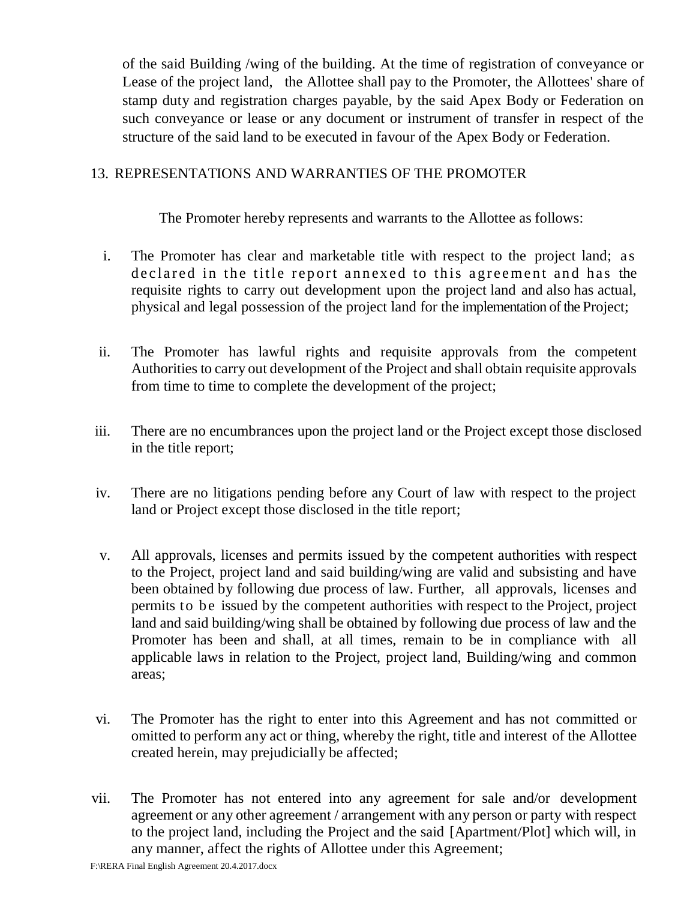of the said Building /wing of the building. At the time of registration of conveyance or Lease of the project land, the Allottee shall pay to the Promoter, the Allottees' share of stamp duty and registration charges payable, by the said Apex Body or Federation on such conveyance or lease or any document or instrument of transfer in respect of the structure of the said land to be executed in favour of the Apex Body or Federation.

13. REPRESENTATIONS AND WARRANTIES OF THE PROMOTER

The Promoter hereby represents and warrants to the Allottee as follows:

i. The Promoter has clear and marketable title with respect to the project land; as declared in the title report annexed to this agreement and has the requisite rights to carry out development upon the project land and also has actual, physical and legal possession of the project land for the implementation of the Project;

ii. The Promoter has lawful rights and requisite approvals from the competent Authorities to carry out development of the Project and shall obtain requisite approvals from time to time to complete the development of the project;

iii. There are no encumbrances upon the project land or the Project except those disclosed in the title report;

iv. There are no litigations pending before any Court of law with respect to the project land or Project except those disclosed in the title report;

v. All approvals, licenses and permits issued by the competent authorities with respect to the Project, project land and said building/wing are valid and subsisting and have been obtained by following due process of law. Further, all approvals, licenses and permits to be issued by the competent authorities with respect to the Project, project land and said building/wing shall be obtained by following due process of law and the Promoter has been and shall, at all times, remain to be in compliance with all applicable laws in relation to the Project, project land, Building/wing and common areas;

vi. The Promoter has the right to enter into this Agreement and has not committed or omitted to perform any act or thing, whereby the right, title and interest of the Allottee created herein, may prejudicially be affected;

vii. The Promoter has not entered into any agreement for sale and/or development agreement or any other agreement / arrangement with any person or party with respect to the project land, including the Project and the said [Apartment/Plot] which will, in any manner, affect the rights of Allottee under this Agreement;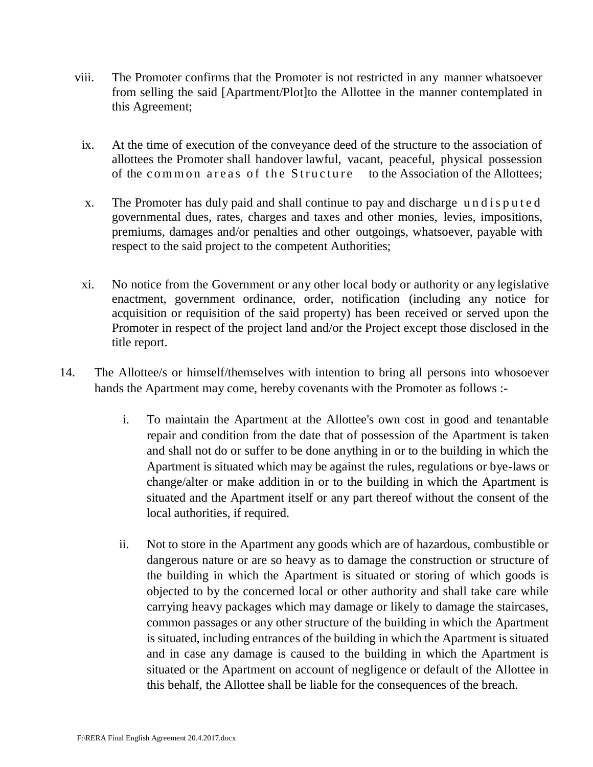viii. The Promoter confirms that the Promoter is not restricted in any manner whatsoever from selling the said [Apartment/Plot]to the Allottee in the manner contemplated in this Agreement;

ix. At the time of execution of the conveyance deed of the structure to the association of allottees the Promoter shall handover lawful, vacant, peaceful, physical possession of the common areas of the Structure to the Association of the Allottees;

x. The Promoter has duly paid and shall continue to pay and discharge undisputed governmental dues, rates, charges and taxes and other monies, levies, impositions, premiums, damages and/or penalties and other outgoings, whatsoever, payable with respect to the said project to the competent Authorities;

xi. No notice from the Government or any other local body or authority or any legislative enactment, government ordinance, order, notification (including any notice for acquisition or requisition of the said property) has been received or served upon the Promoter in respect of the project land and/or the Project except those disclosed in the title report.

14. The Allottee/s or himself/themselves with intention to bring all persons into whosoever hands the Apartment may come, hereby covenants with the Promoter as follows :-

   i. To maintain the Apartment at the Allottee's own cost in good and tenantable repair and condition from the date that of possession of the Apartment is taken and shall not do or suffer to be done anything in or to the building in which the Apartment is situated which may be against the rules, regulations or bye-laws or change/alter or make addition in or to the building in which the Apartment is situated and the Apartment itself or any part thereof without the consent of the local authorities, if required.

   ii. Not to store in the Apartment any goods which are of hazardous, combustible or dangerous nature or are so heavy as to damage the construction or structure of the building in which the Apartment is situated or storing of which goods is objected to by the concerned local or other authority and shall take care while carrying heavy packages which may damage or likely to damage the staircases, common passages or any other structure of the building in which the Apartment is situated, including entrances of the building in which the Apartment is situated and in case any damage is caused to the building in which the Apartment is situated or the Apartment on account of negligence or default of the Allottee in this behalf, the Allottee shall be liable for the consequences of the breach.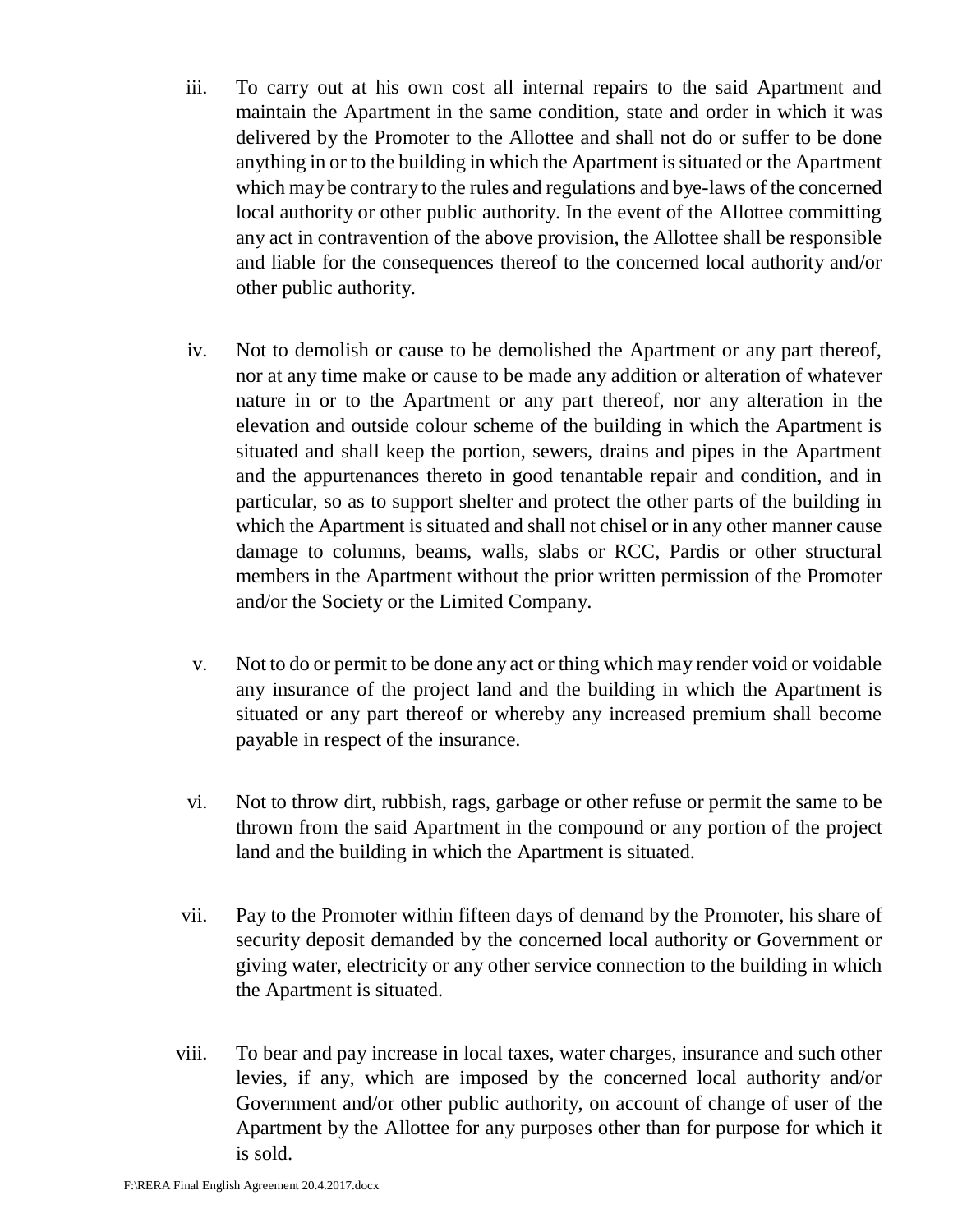iii. To carry out at his own cost all internal repairs to the said Apartment and maintain the Apartment in the same condition, state and order in which it was delivered by the Promoter to the Allottee and shall not do or suffer to be done anything in or to the building in which the Apartment is situated or the Apartment which may be contrary to the rules and regulations and bye-laws of the concerned local authority or other public authority. In the event of the Allottee committing any act in contravention of the above provision, the Allottee shall be responsible and liable for the consequences thereof to the concerned local authority and/or other public authority.

iv. Not to demolish or cause to be demolished the Apartment or any part thereof, nor at any time make or cause to be made any addition or alteration of whatever nature in or to the Apartment or any part thereof, nor any alteration in the elevation and outside colour scheme of the building in which the Apartment is situated and shall keep the portion, sewers, drains and pipes in the Apartment and the appurtenances thereto in good tenantable repair and condition, and in particular, so as to support shelter and protect the other parts of the building in which the Apartment is situated and shall not chisel or in any other manner cause damage to columns, beams, walls, slabs or RCC, Pardis or other structural members in the Apartment without the prior written permission of the Promoter and/or the Society or the Limited Company.

v. Not to do or permit to be done any act or thing which may render void or voidable any insurance of the project land and the building in which the Apartment is situated or any part thereof or whereby any increased premium shall become payable in respect of the insurance.

vi. Not to throw dirt, rubbish, rags, garbage or other refuse or permit the same to be thrown from the said Apartment in the compound or any portion of the project land and the building in which the Apartment is situated.

vii. Pay to the Promoter within fifteen days of demand by the Promoter, his share of security deposit demanded by the concerned local authority or Government or giving water, electricity or any other service connection to the building in which the Apartment is situated.

viii. To bear and pay increase in local taxes, water charges, insurance and such other levies, if any, which are imposed by the concerned local authority and/or Government and/or other public authority, on account of change of user of the Apartment by the Allottee for any purposes other than for purpose for which it is sold.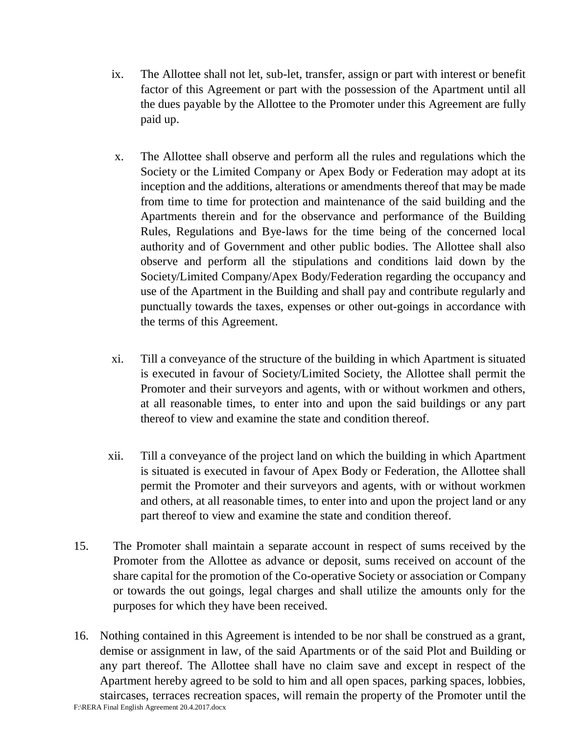ix. The Allottee shall not let, sub-let, transfer, assign or part with interest or benefit factor of this Agreement or part with the possession of the Apartment until all the dues payable by the Allottee to the Promoter under this Agreement are fully paid up.

x. The Allottee shall observe and perform all the rules and regulations which the Society or the Limited Company or Apex Body or Federation may adopt at its inception and the additions, alterations or amendments thereof that may be made from time to time for protection and maintenance of the said building and the Apartments therein and for the observance and performance of the Building Rules, Regulations and Bye-laws for the time being of the concerned local authority and of Government and other public bodies. The Allottee shall also observe and perform all the stipulations and conditions laid down by the Society/Limited Company/Apex Body/Federation regarding the occupancy and use of the Apartment in the Building and shall pay and contribute regularly and punctually towards the taxes, expenses or other out-goings in accordance with the terms of this Agreement.

xi. Till a conveyance of the structure of the building in which Apartment is situated is executed in favour of Society/Limited Society, the Allottee shall permit the Promoter and their surveyors and agents, with or without workmen and others, at all reasonable times, to enter into and upon the said buildings or any part thereof to view and examine the state and condition thereof.

xii. Till a conveyance of the project land on which the building in which Apartment is situated is executed in favour of Apex Body or Federation, the Allottee shall permit the Promoter and their surveyors and agents, with or without workmen and others, at all reasonable times, to enter into and upon the project land or any part thereof to view and examine the state and condition thereof.

15. The Promoter shall maintain a separate account in respect of sums received by the Promoter from the Allottee as advance or deposit, sums received on account of the share capital for the promotion of the Co-operative Society or association or Company or towards the out goings, legal charges and shall utilize the amounts only for the purposes for which they have been received.

16. Nothing contained in this Agreement is intended to be nor shall be construed as a grant, demise or assignment in law, of the said Apartments or of the said Plot and Building or any part thereof. The Allottee shall have no claim save and except in respect of the Apartment hereby agreed to be sold to him and all open spaces, parking spaces, lobbies, staircases, terraces recreation spaces, will remain the property of the Promoter until the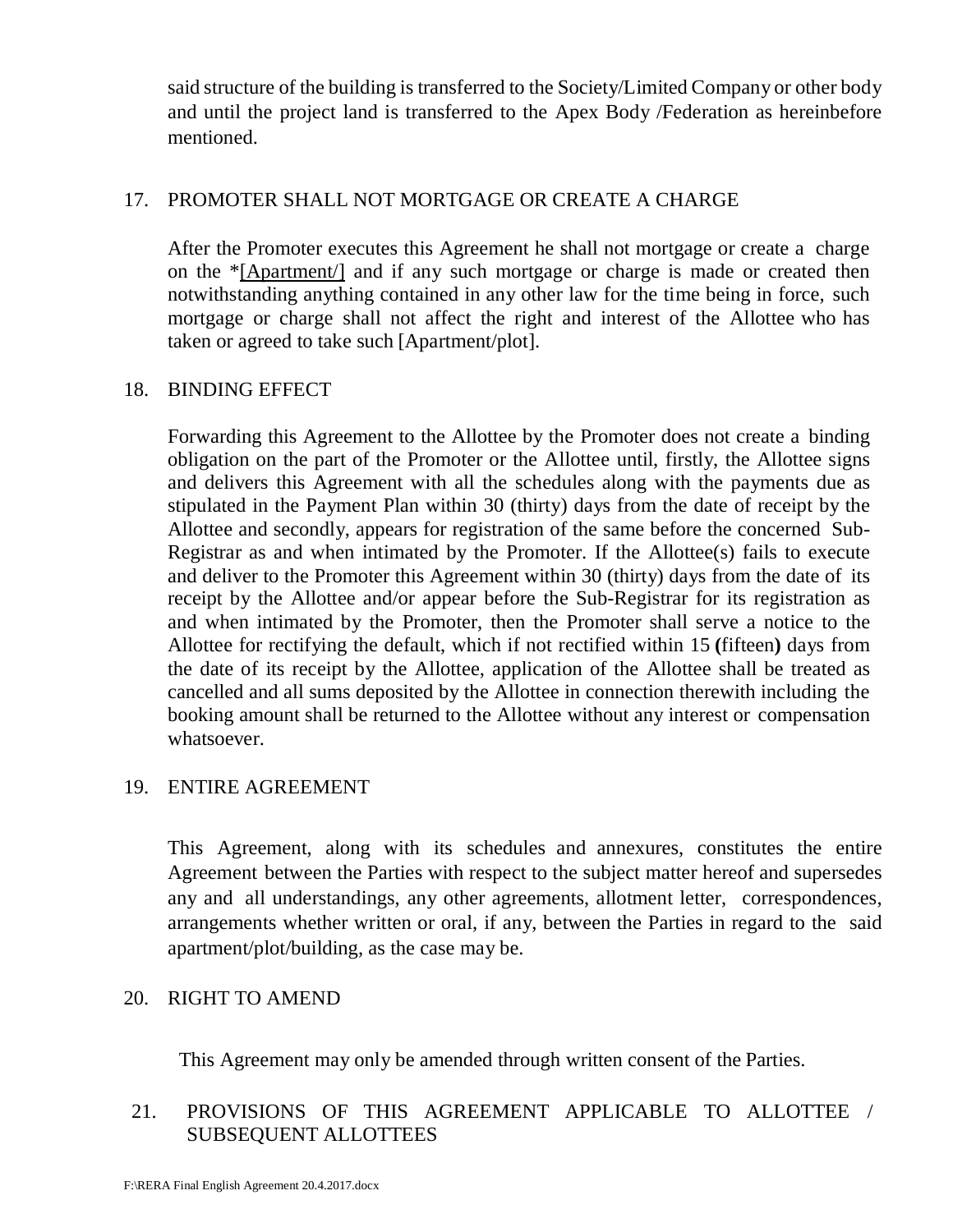said structure of the building is transferred to the Society/Limited Company or other body and until the project land is transferred to the Apex Body /Federation as hereinbefore mentioned.

17. PROMOTER SHALL NOT MORTGAGE OR CREATE A CHARGE

After the Promoter executes this Agreement he shall not mortgage or create a charge on the *[Apartment/] and if any such mortgage or charge is made or created then notwithstanding anything contained in any other law for the time being in force, such mortgage or charge shall not affect the right and interest of the Allottee who has taken or agreed to take such [Apartment/plot].

18. BINDING EFFECT

Forwarding this Agreement to the Allottee by the Promoter does not create a binding obligation on the part of the Promoter or the Allottee until, firstly, the Allottee signs and delivers this Agreement with all the schedules along with the payments due as stipulated in the Payment Plan within 30 (thirty) days from the date of receipt by the Allottee and secondly, appears for registration of the same before the concerned Sub-Registrar as and when intimated by the Promoter. If the Allottee(s) fails to execute and deliver to the Promoter this Agreement within 30 (thirty) days from the date of its receipt by the Allottee and/or appear before the Sub-Registrar for its registration as and when intimated by the Promoter, then the Promoter shall serve a notice to the Allottee for rectifying the default, which if not rectified within 15 **(**fifteen**)** days from the date of its receipt by the Allottee, application of the Allottee shall be treated as cancelled and all sums deposited by the Allottee in connection therewith including the booking amount shall be returned to the Allottee without any interest or compensation whatsoever.

19. ENTIRE AGREEMENT

This Agreement, along with its schedules and annexures, constitutes the entire Agreement between the Parties with respect to the subject matter hereof and supersedes any and all understandings, any other agreements, allotment letter, correspondences, arrangements whether written or oral, if any, between the Parties in regard to the said apartment/plot/building, as the case may be.

20. RIGHT TO AMEND

This Agreement may only be amended through written consent of the Parties.

21. PROVISIONS OF THIS AGREEMENT APPLICABLE TO ALLOTTEE / SUBSEQUENT ALLOTTEES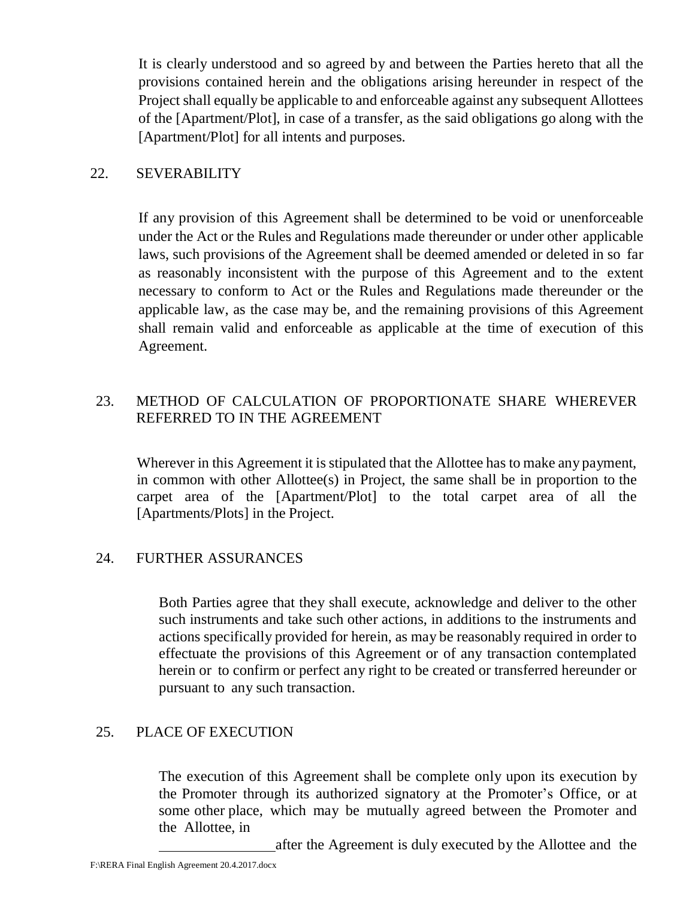It is clearly understood and so agreed by and between the Parties hereto that all the provisions contained herein and the obligations arising hereunder in respect of the Project shall equally be applicable to and enforceable against any subsequent Allottees of the [Apartment/Plot], in case of a transfer, as the said obligations go along with the [Apartment/Plot] for all intents and purposes.

## 22. SEVERABILITY

If any provision of this Agreement shall be determined to be void or unenforceable under the Act or the Rules and Regulations made thereunder or under other applicable laws, such provisions of the Agreement shall be deemed amended or deleted in so far as reasonably inconsistent with the purpose of this Agreement and to the extent necessary to conform to Act or the Rules and Regulations made thereunder or the applicable law, as the case may be, and the remaining provisions of this Agreement shall remain valid and enforceable as applicable at the time of execution of this Agreement.

## 23. METHOD OF CALCULATION OF PROPORTIONATE SHARE WHEREVER REFERRED TO IN THE AGREEMENT

Wherever in this Agreement it is stipulated that the Allottee has to make any payment, in common with other Allottee(s) in Project, the same shall be in proportion to the carpet area of the [Apartment/Plot] to the total carpet area of all the [Apartments/Plots] in the Project.

## 24. FURTHER ASSURANCES

Both Parties agree that they shall execute, acknowledge and deliver to the other such instruments and take such other actions, in additions to the instruments and actions specifically provided for herein, as may be reasonably required in order to effectuate the provisions of this Agreement or of any transaction contemplated herein or to confirm or perfect any right to be created or transferred hereunder or pursuant to any such transaction.

## 25. PLACE OF EXECUTION

The execution of this Agreement shall be complete only upon its execution by the Promoter through its authorized signatory at the Promoter's Office, or at some other place, which may be mutually agreed between the Promoter and the Allottee, in

________________ after the Agreement is duly executed by the Allottee and the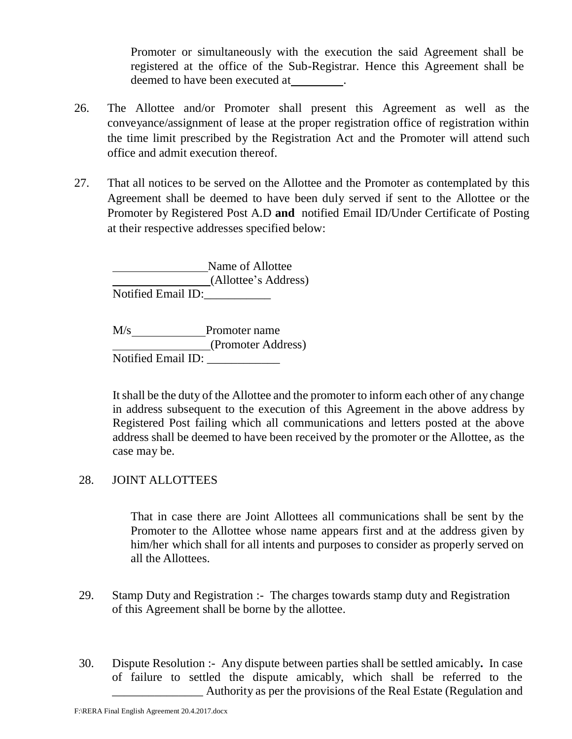Promoter or simultaneously with the execution the said Agreement shall be registered at the office of the Sub-Registrar. Hence this Agreement shall be deemed to have been executed at_________.

26. The Allottee and/or Promoter shall present this Agreement as well as the conveyance/assignment of lease at the proper registration office of registration within the time limit prescribed by the Registration Act and the Promoter will attend such office and admit execution thereof.

27. That all notices to be served on the Allottee and the Promoter as contemplated by this Agreement shall be deemed to have been duly served if sent to the Allottee or the Promoter by Registered Post A.D **and** notified Email ID/Under Certificate of Posting at their respective addresses specified below:

 ________________Name of Allottee
 ________________(Allottee's Address)
 Notified Email ID:___________

 M/s____________Promoter name
 ________________(Promoter Address)
 Notified Email ID: ____________

 It shall be the duty of the Allottee and the promoter to inform each other of any change in address subsequent to the execution of this Agreement in the above address by Registered Post failing which all communications and letters posted at the above address shall be deemed to have been received by the promoter or the Allottee, as the case may be.

28. JOINT ALLOTTEES

 That in case there are Joint Allottees all communications shall be sent by the Promoter to the Allottee whose name appears first and at the address given by him/her which shall for all intents and purposes to consider as properly served on all the Allottees.

29. Stamp Duty and Registration :- The charges towards stamp duty and Registration of this Agreement shall be borne by the allottee.

30. Dispute Resolution :- Any dispute between parties shall be settled amicably**.** In case of failure to settled the dispute amicably, which shall be referred to the _______________ Authority as per the provisions of the Real Estate (Regulation and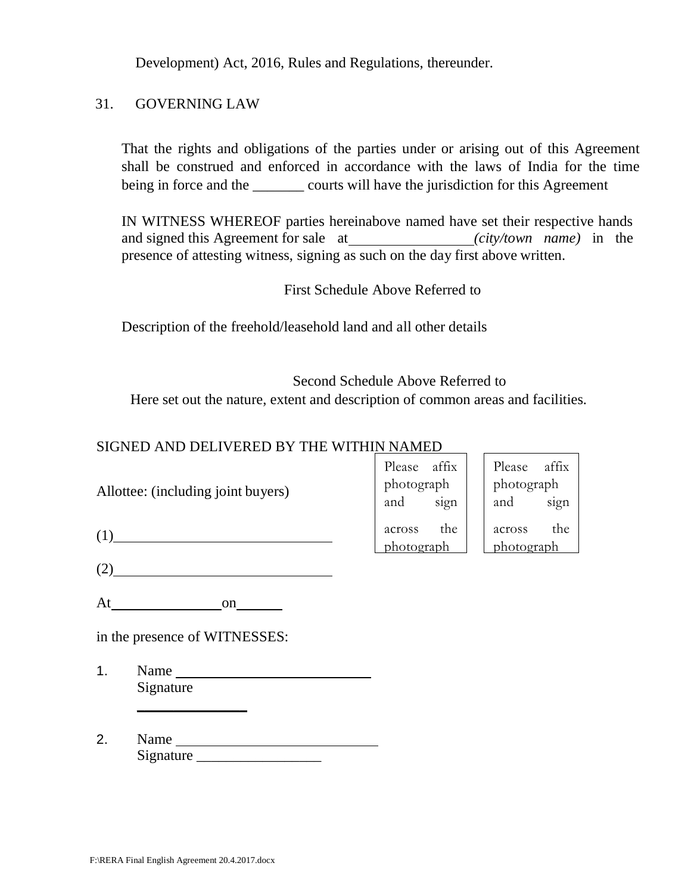Development) Act, 2016, Rules and Regulations, thereunder.

31. GOVERNING LAW

That the rights and obligations of the parties under or arising out of this Agreement shall be construed and enforced in accordance with the laws of India for the time being in force and the _______ courts will have the jurisdiction for this Agreement

IN WITNESS WHEREOF parties hereinabove named have set their respective hands and signed this Agreement for sale at_________________*(city/town name)* in the presence of attesting witness, signing as such on the day first above written.

First Schedule Above Referred to

Description of the freehold/leasehold land and all other details

Second Schedule Above Referred to

Here set out the nature, extent and description of common areas and facilities.

SIGNED AND DELIVERED BY THE WITHIN NAMED

Allottee: (including joint buyers)

| Please affix photograph and sign across the photograph | Please affix photograph and sign across the photograph |
|---|---|

(1)______________________________

(2)______________________________

At_______________on______

in the presence of WITNESSES:

1. Name ___________________________
   Signature
   ________________

2. Name ____________________________
   Signature _________________

F:\RERA Final English Agreement 20.4.2017.docx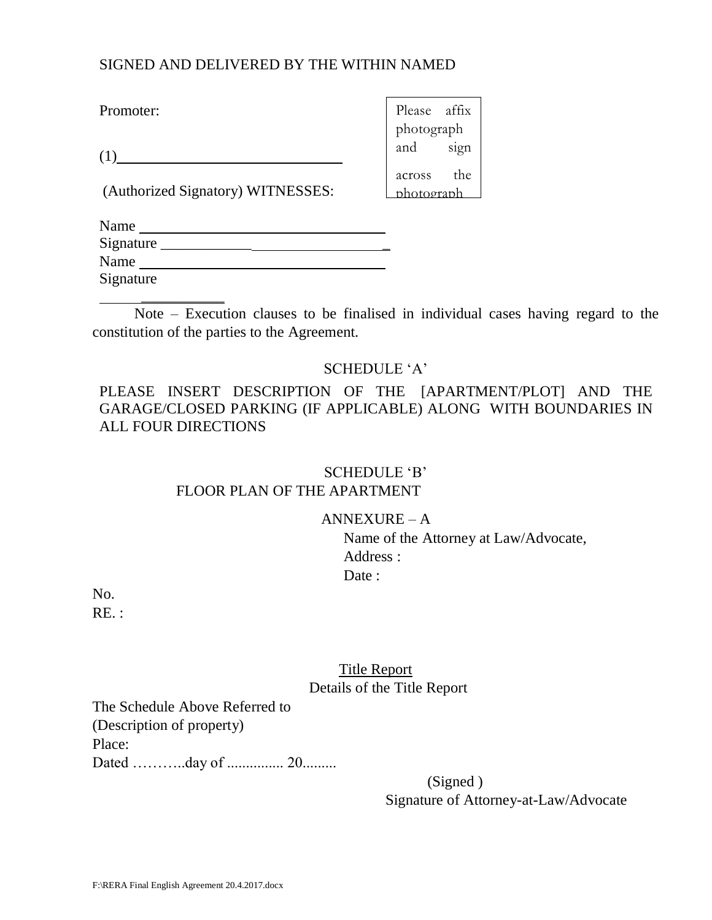SIGNED AND DELIVERED BY THE WITHIN NAMED

Promoter:

(1)\_\_\_\_\_\_\_\_\_\_\_\_\_\_\_\_\_\_\_\_\_\_\_\_\_\_\_\_\_\_

(Authorized Signatory) WITNESSES:

Please affix photograph and sign across the photograph

Name \_\_\_\_\_\_\_\_\_\_\_\_\_\_\_\_\_\_\_\_\_\_\_\_\_\_\_\_\_\_\_\_
Signature \_\_\_\_\_\_\_\_\_\_\_\_\_\_\_\_\_\_\_\_\_\_\_\_\_\_\_\_\_\_
Name \_\_\_\_\_\_\_\_\_\_\_\_\_\_\_\_\_\_\_\_\_\_\_\_\_\_\_\_\_\_\_\_
Signature \_\_\_\_\_\_\_\_\_\_\_\_\_\_\_\_\_\_

Note – Execution clauses to be finalised in individual cases having regard to the constitution of the parties to the Agreement.

SCHEDULE 'A'

PLEASE INSERT DESCRIPTION OF THE [APARTMENT/PLOT] AND THE GARAGE/CLOSED PARKING (IF APPLICABLE) ALONG WITH BOUNDARIES IN ALL FOUR DIRECTIONS

SCHEDULE 'B'

FLOOR PLAN OF THE APARTMENT

ANNEXURE – A

Name of the Attorney at Law/Advocate,
Address :
Date :

No.
RE. :

Title Report

Details of the Title Report

The Schedule Above Referred to
(Description of property)
Place:
Dated ………..day of ............... 20.........

(Signed )
Signature of Attorney-at-Law/Advocate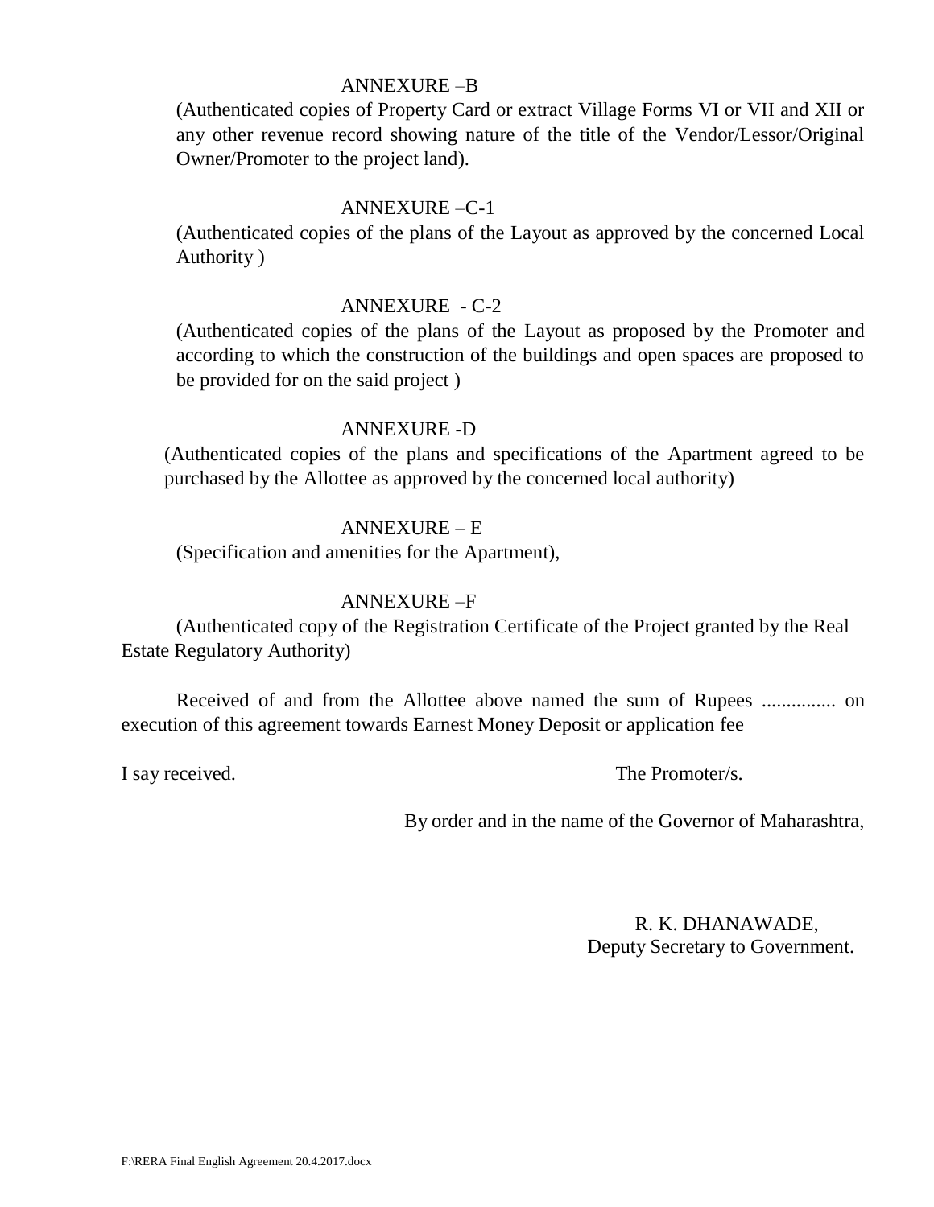ANNEXURE –B

(Authenticated copies of Property Card or extract Village Forms VI or VII and XII or any other revenue record showing nature of the title of the Vendor/Lessor/Original Owner/Promoter to the project land).

ANNEXURE –C-1

(Authenticated copies of the plans of the Layout as approved by the concerned Local Authority )

ANNEXURE - C-2

(Authenticated copies of the plans of the Layout as proposed by the Promoter and according to which the construction of the buildings and open spaces are proposed to be provided for on the said project )

ANNEXURE -D

(Authenticated copies of the plans and specifications of the Apartment agreed to be purchased by the Allottee as approved by the concerned local authority)

ANNEXURE – E

(Specification and amenities for the Apartment),

ANNEXURE –F

(Authenticated copy of the Registration Certificate of the Project granted by the Real Estate Regulatory Authority)

Received of and from the Allottee above named the sum of Rupees ............... on execution of this agreement towards Earnest Money Deposit or application fee

I say received. The Promoter/s.

By order and in the name of the Governor of Maharashtra,

R. K. DHANAWADE,
Deputy Secretary to Government.

F:\RERA Final English Agreement 20.4.2017.docx